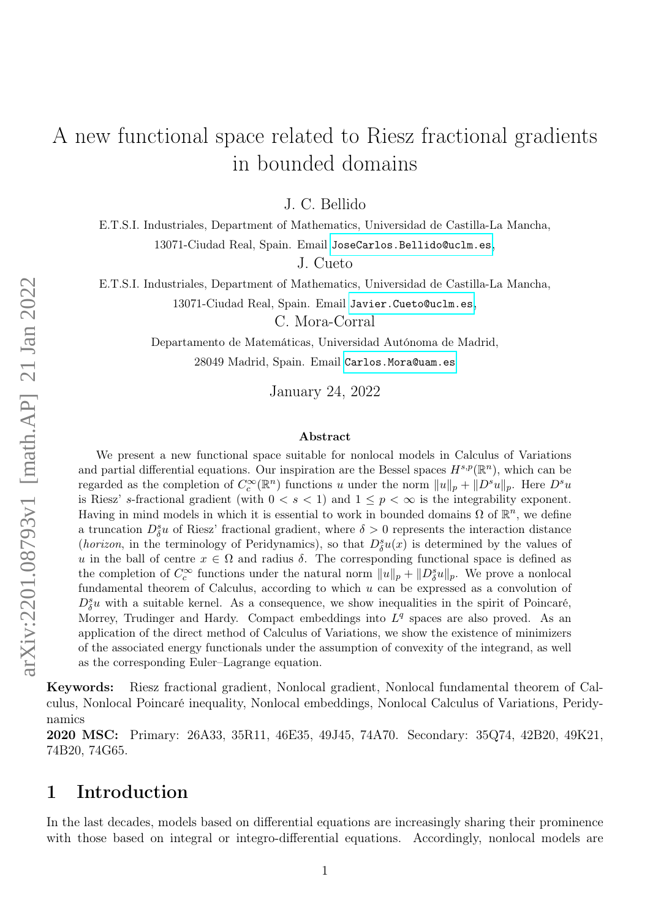# A new functional space related to Riesz fractional gradients in bounded domains

J. C. Bellido

E.T.S.I. Industriales, Department of Mathematics, Universidad de Castilla-La Mancha, 13071-Ciudad Real, Spain. Email JoseCarlos.Bellido@uclm.es,

J. Cueto

E.T.S.I. Industriales, Department of Mathematics, Universidad de Castilla-La Mancha, 13071-Ciudad Real, Spain. Email Javier.Cueto@uclm.es,

C. Mora-Corral

Departamento de Matemáticas, Universidad Autónoma de Madrid, 28049 Madrid, Spain. Email Carlos.Mora@uam.es

January 24, 2022

**Abstract**

We present a new functional space suitable for nonlocal models in Calculus of Variations and partial differential equations. Our inspiration are the Bessel spaces $H^{s,p}(\mathbb{R}^n)$, which can be regarded as the completion of $C_c^\infty(\mathbb{R}^n)$ functions $u$ under the norm $\|u\|_p + \|D^s u\|_p$. Here $D^s u$ is Riesz' $s$-fractional gradient (with $0 < s < 1$) and $1 \leq p < \infty$ is the integrability exponent. Having in mind models in which it is essential to work in bounded domains $\Omega$ of $\mathbb{R}^n$, we define a truncation $D^s_\delta u$ of Riesz' fractional gradient, where $\delta > 0$ represents the interaction distance (*horizon*, in the terminology of Peridynamics), so that $D^s_\delta u(x)$ is determined by the values of $u$ in the ball of centre $x \in \Omega$ and radius $\delta$. The corresponding functional space is defined as the completion of $C_c^\infty$ functions under the natural norm $\|u\|_p + \|D^s_\delta u\|_p$. We prove a nonlocal fundamental theorem of Calculus, according to which $u$ can be expressed as a convolution of $D^s_\delta u$ with a suitable kernel. As a consequence, we show inequalities in the spirit of Poincaré, Morrey, Trudinger and Hardy. Compact embeddings into $L^q$ spaces are also proved. As an application of the direct method of Calculus of Variations, we show the existence of minimizers of the associated energy functionals under the assumption of convexity of the integrand, as well as the corresponding Euler–Lagrange equation.

**Keywords:** Riesz fractional gradient, Nonlocal gradient, Nonlocal fundamental theorem of Calculus, Nonlocal Poincaré inequality, Nonlocal embeddings, Nonlocal Calculus of Variations, Peridynamics

**2020 MSC:** Primary: 26A33, 35R11, 46E35, 49J45, 74A70. Secondary: 35Q74, 42B20, 49K21, 74B20, 74G65.

## 1 Introduction

In the last decades, models based on differential equations are increasingly sharing their prominence with those based on integral or integro-differential equations. Accordingly, nonlocal models are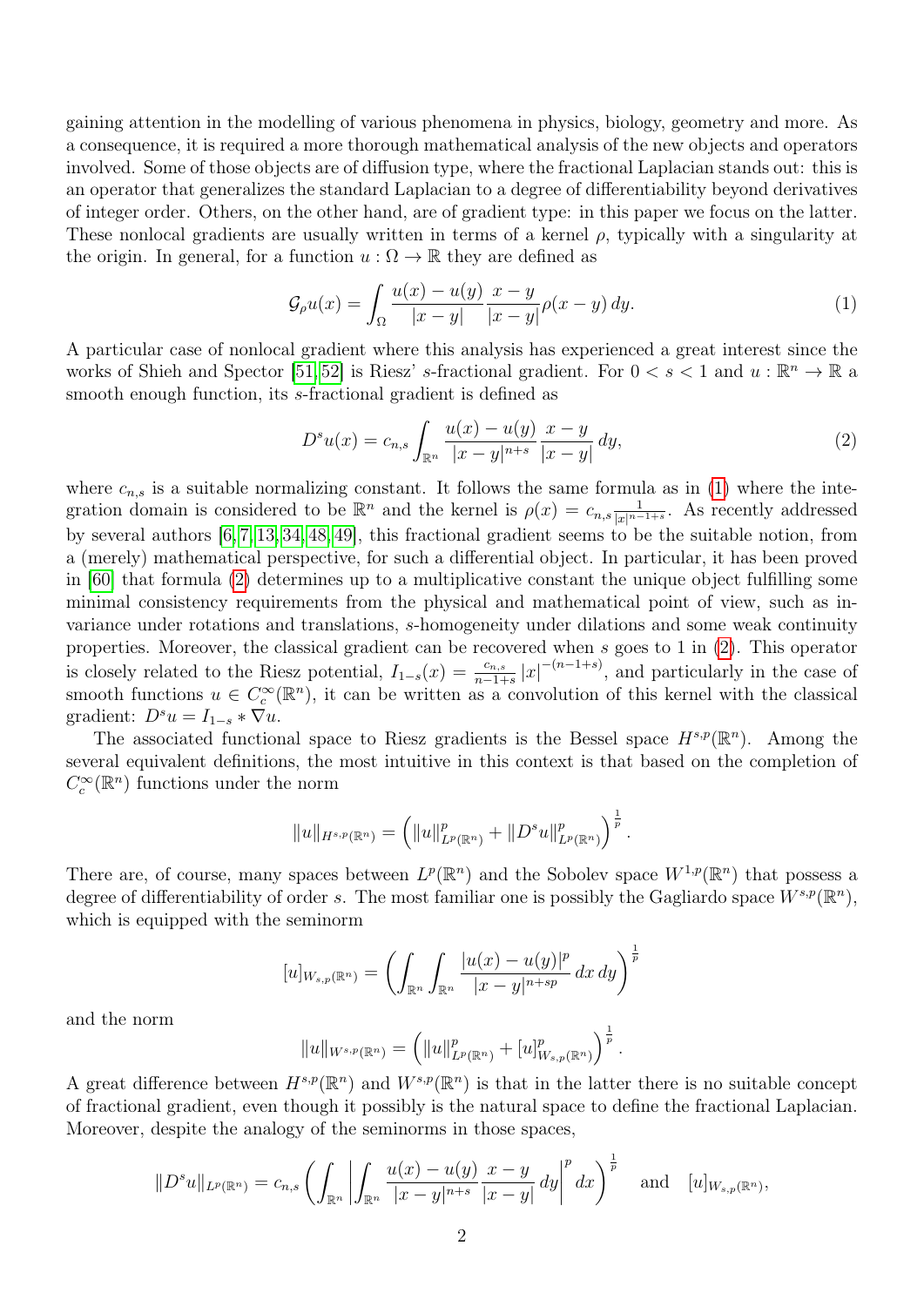gaining attention in the modelling of various phenomena in physics, biology, geometry and more. As a consequence, it is required a more thorough mathematical analysis of the new objects and operators involved. Some of those objects are of diffusion type, where the fractional Laplacian stands out: this is an operator that generalizes the standard Laplacian to a degree of differentiability beyond derivatives of integer order. Others, on the other hand, are of gradient type: in this paper we focus on the latter. These nonlocal gradients are usually written in terms of a kernel $\rho$, typically with a singularity at the origin. In general, for a function $u : \Omega \to \mathbb{R}$ they are defined as

$$\mathcal{G}_\rho u(x) = \int_\Omega \frac{u(x) - u(y)}{|x-y|} \frac{x-y}{|x-y|} \rho(x-y)\, dy. \tag{1}$$

A particular case of nonlocal gradient where this analysis has experienced a great interest since the works of Shieh and Spector [51,52] is Riesz' $s$-fractional gradient. For $0 < s < 1$ and $u : \mathbb{R}^n \to \mathbb{R}$ a smooth enough function, its $s$-fractional gradient is defined as

$$D^s u(x) = c_{n,s} \int_{\mathbb{R}^n} \frac{u(x) - u(y)}{|x-y|^{n+s}} \frac{x-y}{|x-y|}\, dy, \tag{2}$$

where $c_{n,s}$ is a suitable normalizing constant. It follows the same formula as in (1) where the integration domain is considered to be $\mathbb{R}^n$ and the kernel is $\rho(x) = c_{n,s} \frac{1}{|x|^{n-1+s}}$. As recently addressed by several authors [6,7,13,34,48,49], this fractional gradient seems to be the suitable notion, from a (merely) mathematical perspective, for such a differential object. In particular, it has been proved in [60] that formula (2) determines up to a multiplicative constant the unique object fulfilling some minimal consistency requirements from the physical and mathematical point of view, such as invariance under rotations and translations, $s$-homogeneity under dilations and some weak continuity properties. Moreover, the classical gradient can be recovered when $s$ goes to 1 in (2). This operator is closely related to the Riesz potential, $I_{1-s}(x) = \frac{c_{n,s}}{n-1+s} |x|^{-(n-1+s)}$, and particularly in the case of smooth functions $u \in C_c^\infty(\mathbb{R}^n)$, it can be written as a convolution of this kernel with the classical gradient: $D^s u = I_{1-s} * \nabla u$.

The associated functional space to Riesz gradients is the Bessel space $H^{s,p}(\mathbb{R}^n)$. Among the several equivalent definitions, the most intuitive in this context is that based on the completion of $C_c^\infty(\mathbb{R}^n)$ functions under the norm

$$\|u\|_{H^{s,p}(\mathbb{R}^n)} = \left( \|u\|^p_{L^p(\mathbb{R}^n)} + \|D^s u\|^p_{L^p(\mathbb{R}^n)} \right)^{\frac{1}{p}}.$$

There are, of course, many spaces between $L^p(\mathbb{R}^n)$ and the Sobolev space $W^{1,p}(\mathbb{R}^n)$ that possess a degree of differentiability of order $s$. The most familiar one is possibly the Gagliardo space $W^{s,p}(\mathbb{R}^n)$, which is equipped with the seminorm

$$[u]_{W_{s,p}(\mathbb{R}^n)} = \left( \int_{\mathbb{R}^n} \int_{\mathbb{R}^n} \frac{|u(x) - u(y)|^p}{|x-y|^{n+sp}}\, dx\, dy \right)^{\frac{1}{p}}$$

and the norm

$$\|u\|_{W^{s,p}(\mathbb{R}^n)} = \left( \|u\|^p_{L^p(\mathbb{R}^n)} + [u]^p_{W_{s,p}(\mathbb{R}^n)} \right)^{\frac{1}{p}}.$$

A great difference between $H^{s,p}(\mathbb{R}^n)$ and $W^{s,p}(\mathbb{R}^n)$ is that in the latter there is no suitable concept of fractional gradient, even though it possibly is the natural space to define the fractional Laplacian. Moreover, despite the analogy of the seminorms in those spaces,

$$\|D^s u\|_{L^p(\mathbb{R}^n)} = c_{n,s} \left( \int_{\mathbb{R}^n} \left| \int_{\mathbb{R}^n} \frac{u(x) - u(y)}{|x-y|^{n+s}} \frac{x-y}{|x-y|}\, dy \right|^p dx \right)^{\frac{1}{p}} \quad \text{and} \quad [u]_{W_{s,p}(\mathbb{R}^n)},$$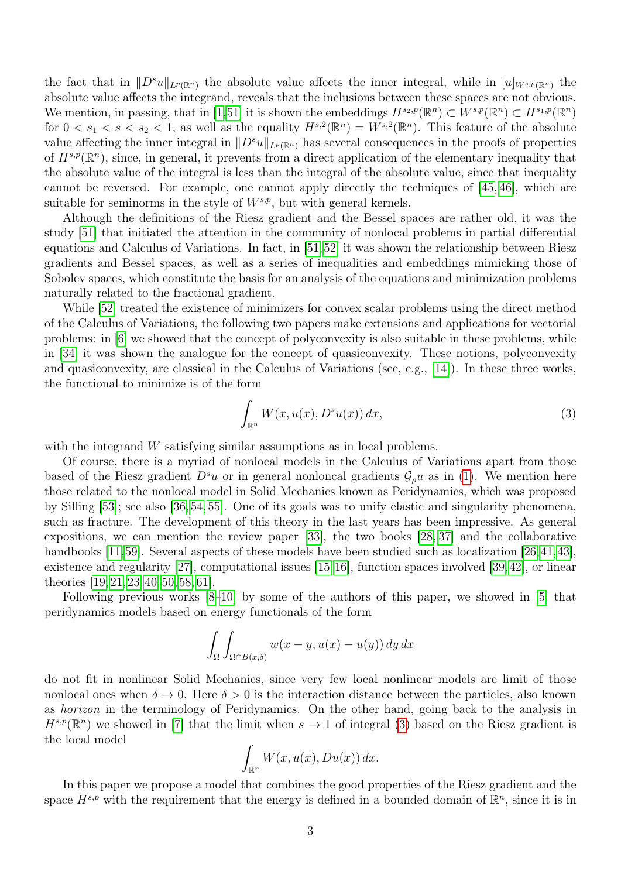the fact that in $\|D^s u\|_{L^p(\mathbb{R}^n)}$ the absolute value affects the inner integral, while in $[u]_{W^{s,p}(\mathbb{R}^n)}$ the absolute value affects the integrand, reveals that the inclusions between these spaces are not obvious. We mention, in passing, that in [1,51] it is shown the embeddings $H^{s_2,p}(\mathbb{R}^n) \subset W^{s,p}(\mathbb{R}^n) \subset H^{s_1,p}(\mathbb{R}^n)$ for $0 < s_1 < s < s_2 < 1$, as well as the equality $H^{s,2}(\mathbb{R}^n) = W^{s,2}(\mathbb{R}^n)$. This feature of the absolute value affecting the inner integral in $\|D^s u\|_{L^p(\mathbb{R}^n)}$ has several consequences in the proofs of properties of $H^{s,p}(\mathbb{R}^n)$, since, in general, it prevents from a direct application of the elementary inequality that the absolute value of the integral is less than the integral of the absolute value, since that inequality cannot be reversed. For example, one cannot apply directly the techniques of [45,46], which are suitable for seminorms in the style of $W^{s,p}$, but with general kernels.

Although the definitions of the Riesz gradient and the Bessel spaces are rather old, it was the study [51] that initiated the attention in the community of nonlocal problems in partial differential equations and Calculus of Variations. In fact, in [51,52] it was shown the relationship between Riesz gradients and Bessel spaces, as well as a series of inequalities and embeddings mimicking those of Sobolev spaces, which constitute the basis for an analysis of the equations and minimization problems naturally related to the fractional gradient.

While [52] treated the existence of minimizers for convex scalar problems using the direct method of the Calculus of Variations, the following two papers make extensions and applications for vectorial problems: in [6] we showed that the concept of polyconvexity is also suitable in these problems, while in [34] it was shown the analogue for the concept of quasiconvexity. These notions, polyconvexity and quasiconvexity, are classical in the Calculus of Variations (see, e.g., [14]). In these three works, the functional to minimize is of the form

$$\int_{\mathbb{R}^n} W(x, u(x), D^s u(x))\, dx, \tag{3}$$

with the integrand $W$ satisfying similar assumptions as in local problems.

Of course, there is a myriad of nonlocal models in the Calculus of Variations apart from those based of the Riesz gradient $D^s u$ or in general nonloncal gradients $\mathcal{G}_\rho u$ as in (1). We mention here those related to the nonlocal model in Solid Mechanics known as Peridynamics, which was proposed by Silling [53]; see also [36,54,55]. One of its goals was to unify elastic and singularity phenomena, such as fracture. The development of this theory in the last years has been impressive. As general expositions, we can mention the review paper [33], the two books [28,37] and the collaborative handbooks [11,59]. Several aspects of these models have been studied such as localization [26,41,43], existence and regularity [27], computational issues [15,16], function spaces involved [39,42], or linear theories [19,21,23,40,50,58,61].

Following previous works [8–10] by some of the authors of this paper, we showed in [5] that peridynamics models based on energy functionals of the form

$$\int_\Omega \int_{\Omega \cap B(x,\delta)} w(x-y, u(x)-u(y))\, dy\, dx$$

do not fit in nonlinear Solid Mechanics, since very few local nonlinear models are limit of those nonlocal ones when $\delta \to 0$. Here $\delta > 0$ is the interaction distance between the particles, also known as *horizon* in the terminology of Peridynamics. On the other hand, going back to the analysis in $H^{s,p}(\mathbb{R}^n)$ we showed in [7] that the limit when $s \to 1$ of integral (3) based on the Riesz gradient is the local model

$$\int_{\mathbb{R}^n} W(x, u(x), Du(x))\, dx.$$

In this paper we propose a model that combines the good properties of the Riesz gradient and the space $H^{s,p}$ with the requirement that the energy is defined in a bounded domain of $\mathbb{R}^n$, since it is in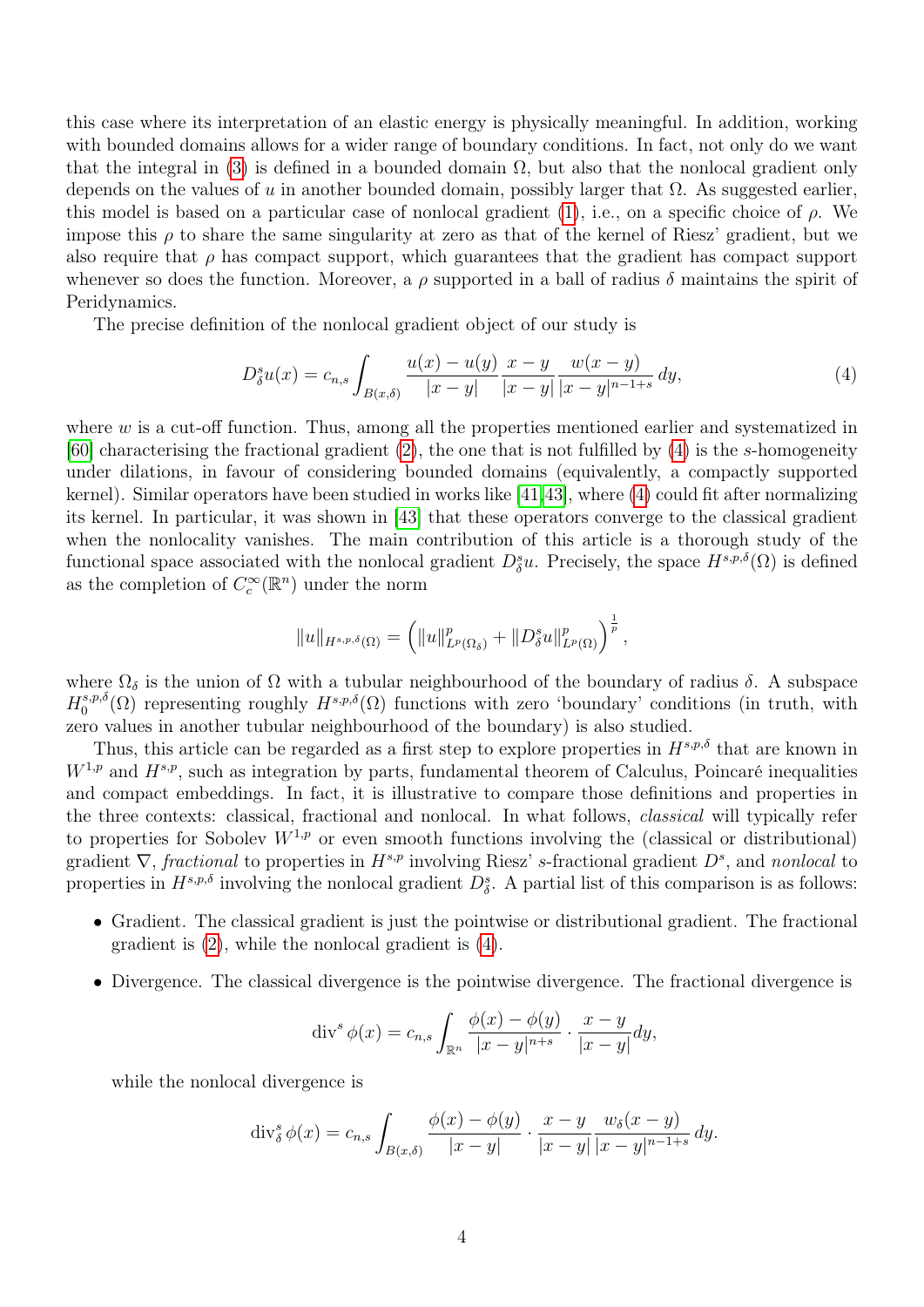this case where its interpretation of an elastic energy is physically meaningful. In addition, working with bounded domains allows for a wider range of boundary conditions. In fact, not only do we want that the integral in (3) is defined in a bounded domain $\Omega$, but also that the nonlocal gradient only depends on the values of $u$ in another bounded domain, possibly larger that $\Omega$. As suggested earlier, this model is based on a particular case of nonlocal gradient (1), i.e., on a specific choice of $\rho$. We impose this $\rho$ to share the same singularity at zero as that of the kernel of Riesz' gradient, but we also require that $\rho$ has compact support, which guarantees that the gradient has compact support whenever so does the function. Moreover, a $\rho$ supported in a ball of radius $\delta$ maintains the spirit of Peridynamics.

The precise definition of the nonlocal gradient object of our study is

$$D_\delta^s u(x) = c_{n,s} \int_{B(x,\delta)} \frac{u(x)-u(y)}{|x-y|} \frac{x-y}{|x-y|} \frac{w(x-y)}{|x-y|^{n-1+s}} \, dy, \tag{4}$$

where $w$ is a cut-off function. Thus, among all the properties mentioned earlier and systematized in [60] characterising the fractional gradient (2), the one that is not fulfilled by (4) is the $s$-homogeneity under dilations, in favour of considering bounded domains (equivalently, a compactly supported kernel). Similar operators have been studied in works like [41,43], where (4) could fit after normalizing its kernel. In particular, it was shown in [43] that these operators converge to the classical gradient when the nonlocality vanishes. The main contribution of this article is a thorough study of the functional space associated with the nonlocal gradient $D_\delta^s u$. Precisely, the space $H^{s,p,\delta}(\Omega)$ is defined as the completion of $C_c^\infty(\mathbb{R}^n)$ under the norm

$$\|u\|_{H^{s,p,\delta}(\Omega)} = \left( \|u\|_{L^p(\Omega_\delta)}^p + \|D_\delta^s u\|_{L^p(\Omega)}^p \right)^{\frac{1}{p}},$$

where $\Omega_\delta$ is the union of $\Omega$ with a tubular neighbourhood of the boundary of radius $\delta$. A subspace $H_0^{s,p,\delta}(\Omega)$ representing roughly $H^{s,p,\delta}(\Omega)$ functions with zero 'boundary' conditions (in truth, with zero values in another tubular neighbourhood of the boundary) is also studied.

Thus, this article can be regarded as a first step to explore properties in $H^{s,p,\delta}$ that are known in $W^{1,p}$ and $H^{s,p}$, such as integration by parts, fundamental theorem of Calculus, Poincaré inequalities and compact embeddings. In fact, it is illustrative to compare those definitions and properties in the three contexts: classical, fractional and nonlocal. In what follows, *classical* will typically refer to properties for Sobolev $W^{1,p}$ or even smooth functions involving the (classical or distributional) gradient $\nabla$, *fractional* to properties in $H^{s,p}$ involving Riesz' $s$-fractional gradient $D^s$, and *nonlocal* to properties in $H^{s,p,\delta}$ involving the nonlocal gradient $D_\delta^s$. A partial list of this comparison is as follows:

- Gradient. The classical gradient is just the pointwise or distributional gradient. The fractional gradient is (2), while the nonlocal gradient is (4).
- Divergence. The classical divergence is the pointwise divergence. The fractional divergence is

  $$\operatorname{div}^s \phi(x) = c_{n,s} \int_{\mathbb{R}^n} \frac{\phi(x)-\phi(y)}{|x-y|^{n+s}} \cdot \frac{x-y}{|x-y|} dy,$$

  while the nonlocal divergence is

  $$\operatorname{div}_\delta^s \phi(x) = c_{n,s} \int_{B(x,\delta)} \frac{\phi(x)-\phi(y)}{|x-y|} \cdot \frac{x-y}{|x-y|} \frac{w_\delta(x-y)}{|x-y|^{n-1+s}} \, dy.$$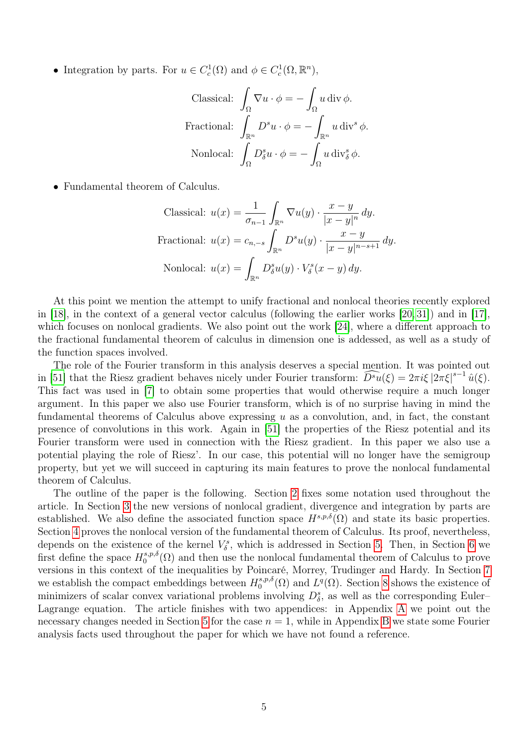- Integration by parts. For $u \in C_c^1(\Omega)$ and $\phi \in C_c^1(\Omega, \mathbb{R}^n)$,

$$\text{Classical: } \int_\Omega \nabla u \cdot \phi = -\int_\Omega u \operatorname{div} \phi.$$

$$\text{Fractional: } \int_{\mathbb{R}^n} D^s u \cdot \phi = -\int_{\mathbb{R}^n} u \operatorname{div}^s \phi.$$

$$\text{Nonlocal: } \int_\Omega D^s_\delta u \cdot \phi = -\int_\Omega u \operatorname{div}^s_\delta \phi.$$

- Fundamental theorem of Calculus.

$$\text{Classical: } u(x) = \frac{1}{\sigma_{n-1}} \int_{\mathbb{R}^n} \nabla u(y) \cdot \frac{x-y}{|x-y|^n}\, dy.$$

$$\text{Fractional: } u(x) = c_{n,-s} \int_{\mathbb{R}^n} D^s u(y) \cdot \frac{x-y}{|x-y|^{n-s+1}}\, dy.$$

$$\text{Nonlocal: } u(x) = \int_{\mathbb{R}^n} D^s_\delta u(y) \cdot V^s_\delta(x-y)\, dy.$$

At this point we mention the attempt to unify fractional and nonlocal theories recently explored in [18], in the context of a general vector calculus (following the earlier works [20, 31]) and in [17], which focuses on nonlocal gradients. We also point out the work [24], where a different approach to the fractional fundamental theorem of calculus in dimension one is addessed, as well as a study of the function spaces involved.

The role of the Fourier transform in this analysis deserves a special mention. It was pointed out in [51] that the Riesz gradient behaves nicely under Fourier transform: $\widehat{D^s u}(\xi) = 2\pi i \xi \, |2\pi\xi|^{s-1} \, \hat{u}(\xi)$. This fact was used in [7] to obtain some properties that would otherwise require a much longer argument. In this paper we also use Fourier transform, which is of no surprise having in mind the fundamental theorems of Calculus above expressing $u$ as a convolution, and, in fact, the constant presence of convolutions in this work. Again in [51] the properties of the Riesz potential and its Fourier transform were used in connection with the Riesz gradient. In this paper we also use a potential playing the role of Riesz'. In our case, this potential will no longer have the semigroup property, but yet we will succeed in capturing its main features to prove the nonlocal fundamental theorem of Calculus.

The outline of the paper is the following. Section 2 fixes some notation used throughout the article. In Section 3 the new versions of nonlocal gradient, divergence and integration by parts are established. We also define the associated function space $H^{s,p,\delta}(\Omega)$ and state its basic properties. Section 4 proves the nonlocal version of the fundamental theorem of Calculus. Its proof, nevertheless, depends on the existence of the kernel $V^s_\delta$, which is addressed in Section 5. Then, in Section 6 we first define the space $H^{s,p,\delta}_0(\Omega)$ and then use the nonlocal fundamental theorem of Calculus to prove versions in this context of the inequalities by Poincaré, Morrey, Trudinger and Hardy. In Section 7 we establish the compact embeddings between $H^{s,p,\delta}_0(\Omega)$ and $L^q(\Omega)$. Section 8 shows the existence of minimizers of scalar convex variational problems involving $D^s_\delta$, as well as the corresponding Euler–Lagrange equation. The article finishes with two appendices: in Appendix A we point out the necessary changes needed in Section 5 for the case $n = 1$, while in Appendix B we state some Fourier analysis facts used throughout the paper for which we have not found a reference.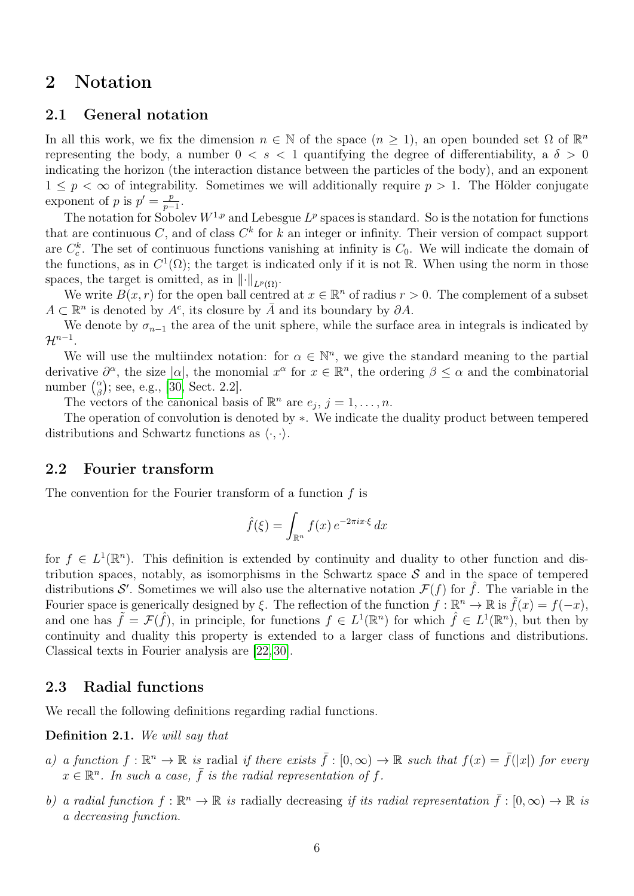# 2 Notation

## 2.1 General notation

In all this work, we fix the dimension $n \in \mathbb{N}$ of the space ($n \geq 1$), an open bounded set $\Omega$ of $\mathbb{R}^n$ representing the body, a number $0 < s < 1$ quantifying the degree of differentiability, a $\delta > 0$ indicating the horizon (the interaction distance between the particles of the body), and an exponent $1 \leq p < \infty$ of integrability. Sometimes we will additionally require $p > 1$. The Hölder conjugate exponent of $p$ is $p' = \frac{p}{p-1}$.

The notation for Sobolev $W^{1,p}$ and Lebesgue $L^p$ spaces is standard. So is the notation for functions that are continuous $C$, and of class $C^k$ for $k$ an integer or infinity. Their version of compact support are $C_c^k$. The set of continuous functions vanishing at infinity is $C_0$. We will indicate the domain of the functions, as in $C^1(\Omega)$; the target is indicated only if it is not $\mathbb{R}$. When using the norm in those spaces, the target is omitted, as in $\|\cdot\|_{L^p(\Omega)}$.

We write $B(x, r)$ for the open ball centred at $x \in \mathbb{R}^n$ of radius $r > 0$. The complement of a subset $A \subset \mathbb{R}^n$ is denoted by $A^c$, its closure by $\bar{A}$ and its boundary by $\partial A$.

We denote by $\sigma_{n-1}$ the area of the unit sphere, while the surface area in integrals is indicated by $\mathcal{H}^{n-1}$.

We will use the multiindex notation: for $\alpha \in \mathbb{N}^n$, we give the standard meaning to the partial derivative $\partial^\alpha$, the size $|\alpha|$, the monomial $x^\alpha$ for $x \in \mathbb{R}^n$, the ordering $\beta \leq \alpha$ and the combinatorial number $\binom{\alpha}{\beta}$; see, e.g., [30, Sect. 2.2].

The vectors of the canonical basis of $\mathbb{R}^n$ are $e_j$, $j = 1, \ldots, n$.

The operation of convolution is denoted by $*$. We indicate the duality product between tempered distributions and Schwartz functions as $\langle \cdot, \cdot \rangle$.

## 2.2 Fourier transform

The convention for the Fourier transform of a function $f$ is

$$\hat{f}(\xi) = \int_{\mathbb{R}^n} f(x)\, e^{-2\pi i x \cdot \xi}\, dx$$

for $f \in L^1(\mathbb{R}^n)$. This definition is extended by continuity and duality to other function and distribution spaces, notably, as isomorphisms in the Schwartz space $\mathcal{S}$ and in the space of tempered distributions $\mathcal{S}'$. Sometimes we will also use the alternative notation $\mathcal{F}(f)$ for $\hat{f}$. The variable in the Fourier space is generically designed by $\xi$. The reflection of the function $f : \mathbb{R}^n \to \mathbb{R}$ is $\tilde{f}(x) = f(-x)$, and one has $\tilde{f} = \mathcal{F}(\hat{f})$, in principle, for functions $f \in L^1(\mathbb{R}^n)$ for which $\hat{f} \in L^1(\mathbb{R}^n)$, but then by continuity and duality this property is extended to a larger class of functions and distributions. Classical texts in Fourier analysis are [22, 30].

## 2.3 Radial functions

We recall the following definitions regarding radial functions.

**Definition 2.1.** *We will say that*

*a) a function $f : \mathbb{R}^n \to \mathbb{R}$ is* radial *if there exists $\bar{f} : [0, \infty) \to \mathbb{R}$ such that $f(x) = \bar{f}(|x|)$ for every $x \in \mathbb{R}^n$. In such a case, $\bar{f}$ is the radial representation of $f$.*

*b) a radial function $f : \mathbb{R}^n \to \mathbb{R}$ is* radially decreasing *if its radial representation $\bar{f} : [0, \infty) \to \mathbb{R}$ is a decreasing function.*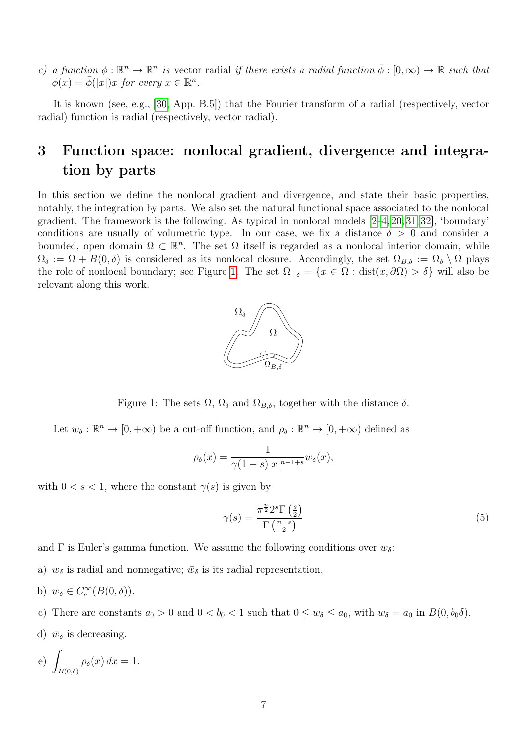c) *a function* $\phi : \mathbb{R}^n \to \mathbb{R}^n$ *is* vector radial *if there exists a radial function* $\bar{\phi} : [0, \infty) \to \mathbb{R}$ *such that* $\phi(x) = \bar{\phi}(|x|)x$ *for every* $x \in \mathbb{R}^n$.

It is known (see, e.g., [30, App. B.5]) that the Fourier transform of a radial (respectively, vector radial) function is radial (respectively, vector radial).

# 3 Function space: nonlocal gradient, divergence and integration by parts

In this section we define the nonlocal gradient and divergence, and state their basic properties, notably, the integration by parts. We also set the natural functional space associated to the nonlocal gradient. The framework is the following. As typical in nonlocal models [2–4,20,31,32], 'boundary' conditions are usually of volumetric type. In our case, we fix a distance $\delta > 0$ and consider a bounded, open domain $\Omega \subset \mathbb{R}^n$. The set $\Omega$ itself is regarded as a nonlocal interior domain, while $\Omega_\delta := \Omega + B(0, \delta)$ is considered as its nonlocal closure. Accordingly, the set $\Omega_{B,\delta} := \Omega_\delta \setminus \Omega$ plays the role of nonlocal boundary; see Figure 1. The set $\Omega_{-\delta} = \{x \in \Omega : \operatorname{dist}(x, \partial\Omega) > \delta\}$ will also be relevant along this work.

Figure 1: The sets $\Omega$, $\Omega_\delta$ and $\Omega_{B,\delta}$, together with the distance $\delta$.

Let $w_\delta : \mathbb{R}^n \to [0, +\infty)$ be a cut-off function, and $\rho_\delta : \mathbb{R}^n \to [0, +\infty)$ defined as

$$\rho_\delta(x) = \frac{1}{\gamma(1-s)|x|^{n-1+s}} w_\delta(x),$$

with $0 < s < 1$, where the constant $\gamma(s)$ is given by

$$\gamma(s) = \frac{\pi^{\frac{n}{2}} 2^s \Gamma\left(\frac{s}{2}\right)}{\Gamma\left(\frac{n-s}{2}\right)} \tag{5}$$

and $\Gamma$ is Euler's gamma function. We assume the following conditions over $w_\delta$:

a) $w_\delta$ is radial and nonnegative; $\bar{w}_\delta$ is its radial representation.

b) $w_\delta \in C_c^\infty(B(0, \delta))$.

c) There are constants $a_0 > 0$ and $0 < b_0 < 1$ such that $0 \le w_\delta \le a_0$, with $w_\delta = a_0$ in $B(0, b_0\delta)$.

d) $\bar{w}_\delta$ is decreasing.

e) $\displaystyle\int_{B(0,\delta)} \rho_\delta(x)\, dx = 1$.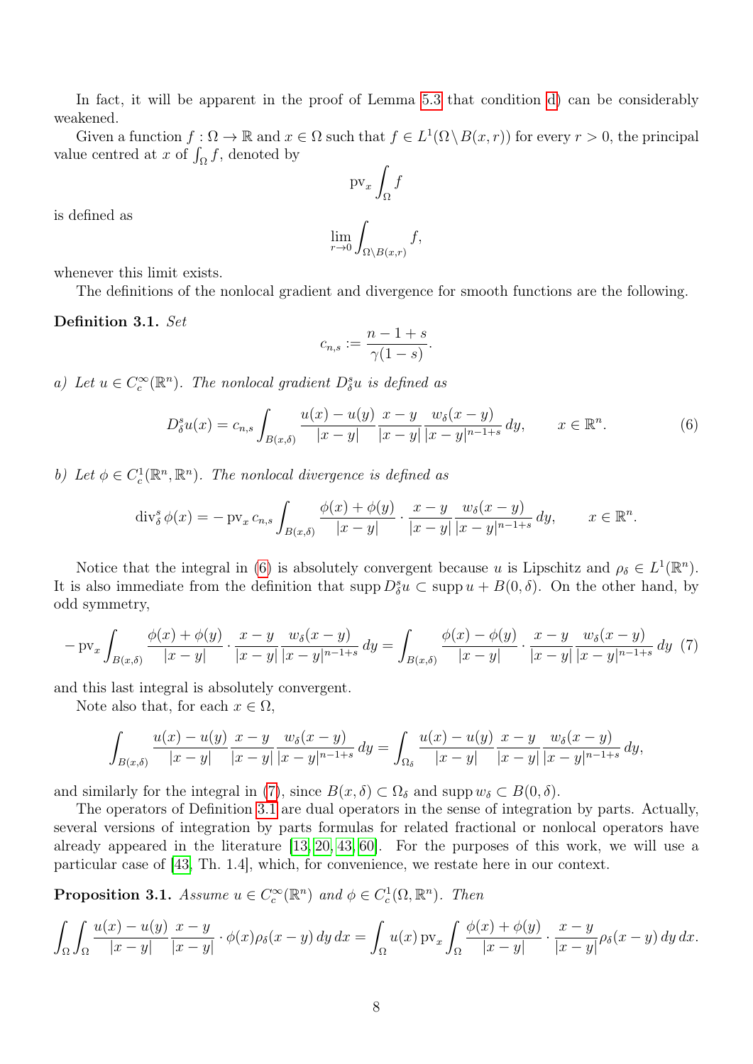In fact, it will be apparent in the proof of Lemma 5.3 that condition d) can be considerably weakened.

Given a function $f : \Omega \to \mathbb{R}$ and $x \in \Omega$ such that $f \in L^1(\Omega \setminus B(x,r))$ for every $r > 0$, the principal value centred at $x$ of $\int_\Omega f$, denoted by

$$\mathrm{pv}_x \int_\Omega f$$

is defined as

$$\lim_{r \to 0} \int_{\Omega \setminus B(x,r)} f,$$

whenever this limit exists.

The definitions of the nonlocal gradient and divergence for smooth functions are the following.

**Definition 3.1.** *Set*

$$c_{n,s} := \frac{n-1+s}{\gamma(1-s)}.$$

*a) Let $u \in C_c^\infty(\mathbb{R}^n)$. The nonlocal gradient $D_\delta^s u$ is defined as*

$$D_\delta^s u(x) = c_{n,s} \int_{B(x,\delta)} \frac{u(x)-u(y)}{|x-y|} \frac{x-y}{|x-y|} \frac{w_\delta(x-y)}{|x-y|^{n-1+s}} \, dy, \qquad x \in \mathbb{R}^n. \tag{6}$$

*b) Let $\phi \in C_c^1(\mathbb{R}^n, \mathbb{R}^n)$. The nonlocal divergence is defined as*

$$\mathrm{div}_\delta^s \, \phi(x) = -\,\mathrm{pv}_x \, c_{n,s} \int_{B(x,\delta)} \frac{\phi(x)+\phi(y)}{|x-y|} \cdot \frac{x-y}{|x-y|} \frac{w_\delta(x-y)}{|x-y|^{n-1+s}} \, dy, \qquad x \in \mathbb{R}^n.$$

Notice that the integral in (6) is absolutely convergent because $u$ is Lipschitz and $\rho_\delta \in L^1(\mathbb{R}^n)$. It is also immediate from the definition that $\operatorname{supp} D_\delta^s u \subset \operatorname{supp} u + B(0,\delta)$. On the other hand, by odd symmetry,

$$-\,\mathrm{pv}_x \int_{B(x,\delta)} \frac{\phi(x)+\phi(y)}{|x-y|} \cdot \frac{x-y}{|x-y|} \frac{w_\delta(x-y)}{|x-y|^{n-1+s}} \, dy = \int_{B(x,\delta)} \frac{\phi(x)-\phi(y)}{|x-y|} \cdot \frac{x-y}{|x-y|} \frac{w_\delta(x-y)}{|x-y|^{n-1+s}} \, dy \tag{7}$$

and this last integral is absolutely convergent.

Note also that, for each $x \in \Omega$,

$$\int_{B(x,\delta)} \frac{u(x)-u(y)}{|x-y|} \frac{x-y}{|x-y|} \frac{w_\delta(x-y)}{|x-y|^{n-1+s}} \, dy = \int_{\Omega_\delta} \frac{u(x)-u(y)}{|x-y|} \frac{x-y}{|x-y|} \frac{w_\delta(x-y)}{|x-y|^{n-1+s}} \, dy,$$

and similarly for the integral in (7), since $B(x,\delta) \subset \Omega_\delta$ and $\operatorname{supp} w_\delta \subset B(0,\delta)$.

The operators of Definition 3.1 are dual operators in the sense of integration by parts. Actually, several versions of integration by parts formulas for related fractional or nonlocal operators have already appeared in the literature [13, 20, 43, 60]. For the purposes of this work, we will use a particular case of [43, Th. 1.4], which, for convenience, we restate here in our context.

**Proposition 3.1.** *Assume $u \in C_c^\infty(\mathbb{R}^n)$ and $\phi \in C_c^1(\Omega, \mathbb{R}^n)$. Then*

$$\int_\Omega \int_\Omega \frac{u(x)-u(y)}{|x-y|} \frac{x-y}{|x-y|} \cdot \phi(x) \rho_\delta(x-y) \, dy \, dx = \int_\Omega u(x) \, \mathrm{pv}_x \int_\Omega \frac{\phi(x)+\phi(y)}{|x-y|} \cdot \frac{x-y}{|x-y|} \rho_\delta(x-y) \, dy \, dx.$$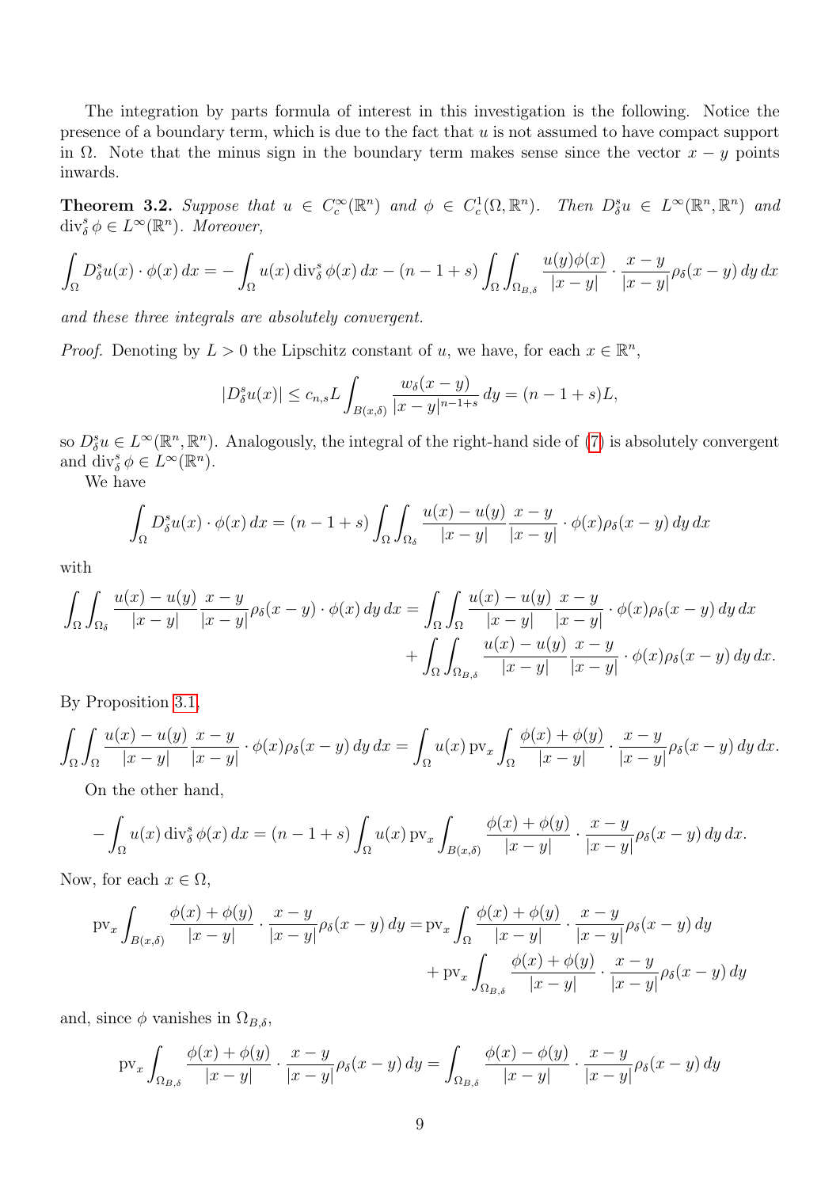The integration by parts formula of interest in this investigation is the following. Notice the presence of a boundary term, which is due to the fact that $u$ is not assumed to have compact support in $\Omega$. Note that the minus sign in the boundary term makes sense since the vector $x-y$ points inwards.

**Theorem 3.2.** *Suppose that $u \in C_c^\infty(\mathbb{R}^n)$ and $\phi \in C_c^1(\Omega, \mathbb{R}^n)$. Then $D_\delta^s u \in L^\infty(\mathbb{R}^n, \mathbb{R}^n)$ and $\operatorname{div}_\delta^s \phi \in L^\infty(\mathbb{R}^n)$. Moreover,*

$$\int_\Omega D_\delta^s u(x) \cdot \phi(x)\, dx = -\int_\Omega u(x) \operatorname{div}_\delta^s \phi(x)\, dx - (n-1+s) \int_\Omega \int_{\Omega_{B,\delta}} \frac{u(y)\phi(x)}{|x-y|} \cdot \frac{x-y}{|x-y|} \rho_\delta(x-y)\, dy\, dx$$

*and these three integrals are absolutely convergent.*

*Proof.* Denoting by $L > 0$ the Lipschitz constant of $u$, we have, for each $x \in \mathbb{R}^n$,

$$|D_\delta^s u(x)| \leq c_{n,s} L \int_{B(x,\delta)} \frac{w_\delta(x-y)}{|x-y|^{n-1+s}}\, dy = (n-1+s)L,$$

so $D_\delta^s u \in L^\infty(\mathbb{R}^n, \mathbb{R}^n)$. Analogously, the integral of the right-hand side of (7) is absolutely convergent and $\operatorname{div}_\delta^s \phi \in L^\infty(\mathbb{R}^n)$.

We have

$$\int_\Omega D_\delta^s u(x) \cdot \phi(x)\, dx = (n-1+s) \int_\Omega \int_{\Omega_\delta} \frac{u(x)-u(y)}{|x-y|} \frac{x-y}{|x-y|} \cdot \phi(x) \rho_\delta(x-y)\, dy\, dx$$

with

$$\begin{aligned}\int_\Omega \int_{\Omega_\delta} \frac{u(x)-u(y)}{|x-y|} \frac{x-y}{|x-y|} \rho_\delta(x-y) \cdot \phi(x)\, dy\, dx = &\int_\Omega \int_\Omega \frac{u(x)-u(y)}{|x-y|} \frac{x-y}{|x-y|} \cdot \phi(x) \rho_\delta(x-y)\, dy\, dx \\ &+ \int_\Omega \int_{\Omega_{B,\delta}} \frac{u(x)-u(y)}{|x-y|} \frac{x-y}{|x-y|} \cdot \phi(x) \rho_\delta(x-y)\, dy\, dx.\end{aligned}$$

By Proposition 3.1,

$$\int_\Omega \int_\Omega \frac{u(x)-u(y)}{|x-y|} \frac{x-y}{|x-y|} \cdot \phi(x) \rho_\delta(x-y)\, dy\, dx = \int_\Omega u(x)\, \mathrm{pv}_x \int_\Omega \frac{\phi(x)+\phi(y)}{|x-y|} \cdot \frac{x-y}{|x-y|} \rho_\delta(x-y)\, dy\, dx.$$

On the other hand,

$$-\int_\Omega u(x) \operatorname{div}_\delta^s \phi(x)\, dx = (n-1+s) \int_\Omega u(x)\, \mathrm{pv}_x \int_{B(x,\delta)} \frac{\phi(x)+\phi(y)}{|x-y|} \cdot \frac{x-y}{|x-y|} \rho_\delta(x-y)\, dy\, dx.$$

Now, for each $x \in \Omega$,

$$\begin{aligned}\mathrm{pv}_x \int_{B(x,\delta)} \frac{\phi(x)+\phi(y)}{|x-y|} \cdot \frac{x-y}{|x-y|} \rho_\delta(x-y)\, dy = &\,\mathrm{pv}_x \int_\Omega \frac{\phi(x)+\phi(y)}{|x-y|} \cdot \frac{x-y}{|x-y|} \rho_\delta(x-y)\, dy \\ &+ \mathrm{pv}_x \int_{\Omega_{B,\delta}} \frac{\phi(x)+\phi(y)}{|x-y|} \cdot \frac{x-y}{|x-y|} \rho_\delta(x-y)\, dy\end{aligned}$$

and, since $\phi$ vanishes in $\Omega_{B,\delta}$,

$$\mathrm{pv}_x \int_{\Omega_{B,\delta}} \frac{\phi(x)+\phi(y)}{|x-y|} \cdot \frac{x-y}{|x-y|} \rho_\delta(x-y)\, dy = \int_{\Omega_{B,\delta}} \frac{\phi(x)-\phi(y)}{|x-y|} \cdot \frac{x-y}{|x-y|} \rho_\delta(x-y)\, dy$$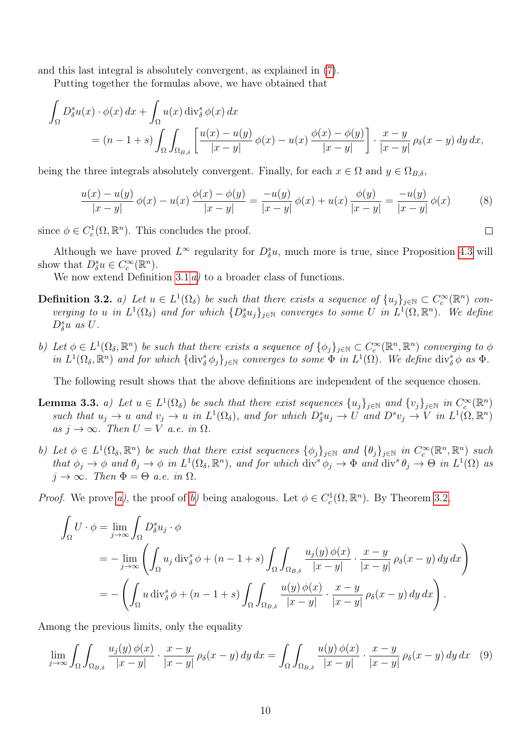and this last integral is absolutely convergent, as explained in (7).

Putting together the formulas above, we have obtained that

$$\begin{aligned}\int_\Omega D^s_\delta u(x)\cdot\phi(x)\,dx &+ \int_\Omega u(x)\,\operatorname{div}^s_\delta\phi(x)\,dx\\ &= (n-1+s)\int_\Omega\int_{\Omega_{B,\delta}}\left[\frac{u(x)-u(y)}{|x-y|}\,\phi(x) - u(x)\,\frac{\phi(x)-\phi(y)}{|x-y|}\right]\cdot\frac{x-y}{|x-y|}\,\rho_\delta(x-y)\,dy\,dx,\end{aligned}$$

being the three integrals absolutely convergent. Finally, for each $x\in\Omega$ and $y\in\Omega_{B,\delta}$,

$$\frac{u(x)-u(y)}{|x-y|}\,\phi(x) - u(x)\,\frac{\phi(x)-\phi(y)}{|x-y|} = \frac{-u(y)}{|x-y|}\,\phi(x) + u(x)\,\frac{\phi(y)}{|x-y|} = \frac{-u(y)}{|x-y|}\,\phi(x) \tag{8}$$

since $\phi\in C^1_c(\Omega,\mathbb{R}^n)$. This concludes the proof. □

Although we have proved $L^\infty$ regularity for $D^s_\delta u$, much more is true, since Proposition 4.3 will show that $D^s_\delta u\in C^\infty_c(\mathbb{R}^n)$.

We now extend Definition 3.1 *a)* to a broader class of functions.

**Definition 3.2.** *a) Let $u\in L^1(\Omega_\delta)$ be such that there exists a sequence of $\{u_j\}_{j\in\mathbb{N}}\subset C^\infty_c(\mathbb{R}^n)$ converging to $u$ in $L^1(\Omega_\delta)$ and for which $\{D^s_\delta u_j\}_{j\in\mathbb{N}}$ converges to some $U$ in $L^1(\Omega,\mathbb{R}^n)$. We define $D^s_\delta u$ as $U$.*

*b) Let $\phi\in L^1(\Omega_\delta,\mathbb{R}^n)$ be such that there exists a sequence of $\{\phi_j\}_{j\in\mathbb{N}}\subset C^\infty_c(\mathbb{R}^n,\mathbb{R}^n)$ converging to $\phi$ in $L^1(\Omega_\delta,\mathbb{R}^n)$ and for which $\{\operatorname{div}^s_\delta\phi_j\}_{j\in\mathbb{N}}$ converges to some $\Phi$ in $L^1(\Omega)$. We define $\operatorname{div}^s_\delta\phi$ as $\Phi$.*

The following result shows that the above definitions are independent of the sequence chosen.

**Lemma 3.3.** *a) Let $u\in L^1(\Omega_\delta)$ be such that there exist sequences $\{u_j\}_{j\in\mathbb{N}}$ and $\{v_j\}_{j\in\mathbb{N}}$ in $C^\infty_c(\mathbb{R}^n)$ such that $u_j\to u$ and $v_j\to u$ in $L^1(\Omega_\delta)$, and for which $D^s_\delta u_j\to U$ and $D^s v_j\to V$ in $L^1(\Omega,\mathbb{R}^n)$ as $j\to\infty$. Then $U=V$ a.e. in $\Omega$.*

*b) Let $\phi\in L^1(\Omega_\delta,\mathbb{R}^n)$ be such that there exist sequences $\{\phi_j\}_{j\in\mathbb{N}}$ and $\{\theta_j\}_{j\in\mathbb{N}}$ in $C^\infty_c(\mathbb{R}^n,\mathbb{R}^n)$ such that $\phi_j\to\phi$ and $\theta_j\to\phi$ in $L^1(\Omega_\delta,\mathbb{R}^n)$, and for which $\operatorname{div}^s\phi_j\to\Phi$ and $\operatorname{div}^s\theta_j\to\Theta$ in $L^1(\Omega)$ as $j\to\infty$. Then $\Phi=\Theta$ a.e. in $\Omega$.*

*Proof.* We prove *a)*, the proof of *b)* being analogous. Let $\phi\in C^1_c(\Omega,\mathbb{R}^n)$. By Theorem 3.2,

$$\begin{aligned}\int_\Omega U\cdot\phi &= \lim_{j\to\infty}\int_\Omega D^s_\delta u_j\cdot\phi\\ &= -\lim_{j\to\infty}\left(\int_\Omega u_j\,\operatorname{div}^s_\delta\phi + (n-1+s)\int_\Omega\int_{\Omega_{B,\delta}}\frac{u_j(y)\,\phi(x)}{|x-y|}\cdot\frac{x-y}{|x-y|}\,\rho_\delta(x-y)\,dy\,dx\right)\\ &= -\left(\int_\Omega u\,\operatorname{div}^s_\delta\phi + (n-1+s)\int_\Omega\int_{\Omega_{B,\delta}}\frac{u(y)\,\phi(x)}{|x-y|}\cdot\frac{x-y}{|x-y|}\,\rho_\delta(x-y)\,dy\,dx\right).\end{aligned}$$

Among the previous limits, only the equality

$$\lim_{j\to\infty}\int_\Omega\int_{\Omega_{B,\delta}}\frac{u_j(y)\,\phi(x)}{|x-y|}\cdot\frac{x-y}{|x-y|}\,\rho_\delta(x-y)\,dy\,dx = \int_\Omega\int_{\Omega_{B,\delta}}\frac{u(y)\,\phi(x)}{|x-y|}\cdot\frac{x-y}{|x-y|}\,\rho_\delta(x-y)\,dy\,dx \tag{9}$$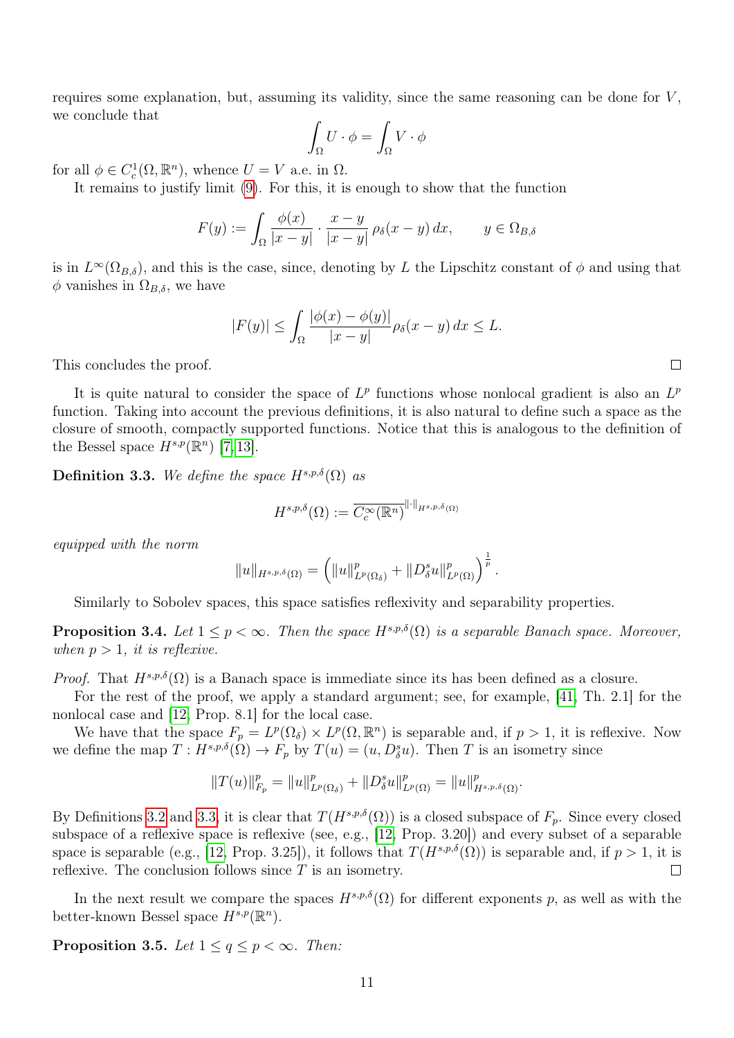requires some explanation, but, assuming its validity, since the same reasoning can be done for $V$, we conclude that

$$\int_\Omega U \cdot \phi = \int_\Omega V \cdot \phi$$

for all $\phi \in C_c^1(\Omega, \mathbb{R}^n)$, whence $U = V$ a.e. in $\Omega$.

It remains to justify limit (9). For this, it is enough to show that the function

$$F(y) := \int_\Omega \frac{\phi(x)}{|x-y|} \cdot \frac{x-y}{|x-y|} \, \rho_\delta(x-y) \, dx, \qquad y \in \Omega_{B,\delta}$$

is in $L^\infty(\Omega_{B,\delta})$, and this is the case, since, denoting by $L$ the Lipschitz constant of $\phi$ and using that $\phi$ vanishes in $\Omega_{B,\delta}$, we have

$$|F(y)| \leq \int_\Omega \frac{|\phi(x) - \phi(y)|}{|x-y|} \rho_\delta(x-y) \, dx \leq L.$$

This concludes the proof. $\square$

It is quite natural to consider the space of $L^p$ functions whose nonlocal gradient is also an $L^p$ function. Taking into account the previous definitions, it is also natural to define such a space as the closure of smooth, compactly supported functions. Notice that this is analogous to the definition of the Bessel space $H^{s,p}(\mathbb{R}^n)$ [7, 13].

**Definition 3.3.** *We define the space* $H^{s,p,\delta}(\Omega)$ *as*

$$H^{s,p,\delta}(\Omega) := \overline{C_c^\infty(\mathbb{R}^n)}^{\|\cdot\|_{H^{s,p,\delta}(\Omega)}}$$

*equipped with the norm*

$$\|u\|_{H^{s,p,\delta}(\Omega)} = \left( \|u\|^p_{L^p(\Omega_\delta)} + \|D^s_\delta u\|^p_{L^p(\Omega)} \right)^{\frac{1}{p}}.$$

Similarly to Sobolev spaces, this space satisfies reflexivity and separability properties.

**Proposition 3.4.** *Let* $1 \leq p < \infty$*. Then the space* $H^{s,p,\delta}(\Omega)$ *is a separable Banach space. Moreover, when* $p > 1$*, it is reflexive.*

*Proof.* That $H^{s,p,\delta}(\Omega)$ is a Banach space is immediate since its has been defined as a closure.

For the rest of the proof, we apply a standard argument; see, for example, [41, Th. 2.1] for the nonlocal case and [12, Prop. 8.1] for the local case.

We have that the space $F_p = L^p(\Omega_\delta) \times L^p(\Omega, \mathbb{R}^n)$ is separable and, if $p > 1$, it is reflexive. Now we define the map $T : H^{s,p,\delta}(\Omega) \to F_p$ by $T(u) = (u, D^s_\delta u)$. Then $T$ is an isometry since

$$\|T(u)\|^p_{F_p} = \|u\|^p_{L^p(\Omega_\delta)} + \|D^s_\delta u\|^p_{L^p(\Omega)} = \|u\|^p_{H^{s,p,\delta}(\Omega)}.$$

By Definitions 3.2 and 3.3, it is clear that $T(H^{s,p,\delta}(\Omega))$ is a closed subspace of $F_p$. Since every closed subspace of a reflexive space is reflexive (see, e.g., [12, Prop. 3.20]) and every subset of a separable space is separable (e.g., [12, Prop. 3.25]), it follows that $T(H^{s,p,\delta}(\Omega))$ is separable and, if $p > 1$, it is reflexive. The conclusion follows since $T$ is an isometry. $\square$

In the next result we compare the spaces $H^{s,p,\delta}(\Omega)$ for different exponents $p$, as well as with the better-known Bessel space $H^{s,p}(\mathbb{R}^n)$.

**Proposition 3.5.** *Let* $1 \leq q \leq p < \infty$*. Then:*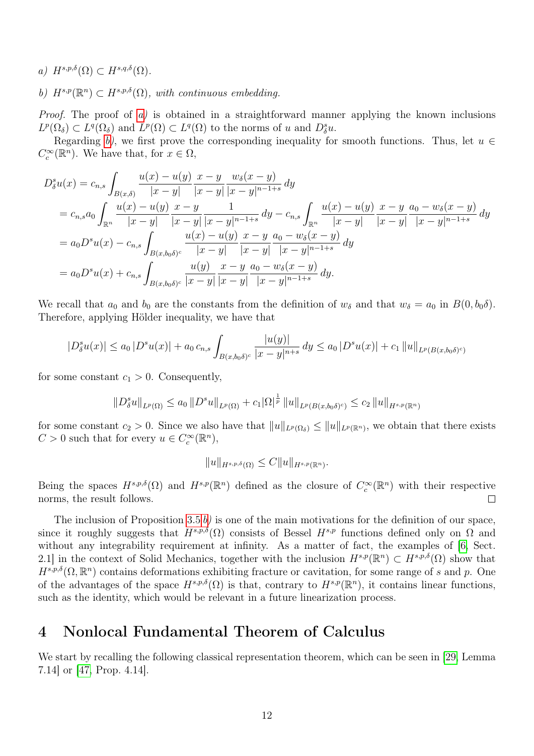*a)* $H^{s,p,\delta}(\Omega) \subset H^{s,q,\delta}(\Omega)$.

*b)* $H^{s,p}(\mathbb{R}^n) \subset H^{s,p,\delta}(\Omega)$*, with continuous embedding.*

*Proof.* The proof of *a)* is obtained in a straightforward manner applying the known inclusions $L^p(\Omega_\delta) \subset L^q(\Omega_\delta)$ and $L^p(\Omega) \subset L^q(\Omega)$ to the norms of $u$ and $D^s_\delta u$.

Regarding *b)*, we first prove the corresponding inequality for smooth functions. Thus, let $u \in C^\infty_c(\mathbb{R}^n)$. We have that, for $x \in \Omega$,

$$
\begin{aligned}
D^s_\delta u(x) &= c_{n,s} \int_{B(x,\delta)} \frac{u(x)-u(y)}{|x-y|} \frac{x-y}{|x-y|} \frac{w_\delta(x-y)}{|x-y|^{n-1+s}} \, dy \\
&= c_{n,s} a_0 \int_{\mathbb{R}^n} \frac{u(x)-u(y)}{|x-y|} \frac{x-y}{|x-y|} \frac{1}{|x-y|^{n-1+s}} \, dy - c_{n,s} \int_{\mathbb{R}^n} \frac{u(x)-u(y)}{|x-y|} \frac{x-y}{|x-y|} \frac{a_0 - w_\delta(x-y)}{|x-y|^{n-1+s}} \, dy \\
&= a_0 D^s u(x) - c_{n,s} \int_{B(x,b_0\delta)^c} \frac{u(x)-u(y)}{|x-y|} \frac{x-y}{|x-y|} \frac{a_0 - w_\delta(x-y)}{|x-y|^{n-1+s}} \, dy \\
&= a_0 D^s u(x) + c_{n,s} \int_{B(x,b_0\delta)^c} \frac{u(y)}{|x-y|} \frac{x-y}{|x-y|} \frac{a_0 - w_\delta(x-y)}{|x-y|^{n-1+s}} \, dy.
\end{aligned}
$$

We recall that $a_0$ and $b_0$ are the constants from the definition of $w_\delta$ and that $w_\delta = a_0$ in $B(0, b_0\delta)$. Therefore, applying Hölder inequality, we have that

$$
|D^s_\delta u(x)| \leq a_0 \, |D^s u(x)| + a_0 \, c_{n,s} \int_{B(x,b_0\delta)^c} \frac{|u(y)|}{|x-y|^{n+s}} \, dy \leq a_0 \, |D^s u(x)| + c_1 \, \|u\|_{L^p(B(x,b_0\delta)^c)}
$$

for some constant $c_1 > 0$. Consequently,

$$
\|D^s_\delta u\|_{L^p(\Omega)} \leq a_0 \, \|D^s u\|_{L^p(\Omega)} + c_1 |\Omega|^{\frac{1}{p}} \, \|u\|_{L^p(B(x,b_0\delta)^c)} \leq c_2 \, \|u\|_{H^{s,p}(\mathbb{R}^n)}
$$

for some constant $c_2 > 0$. Since we also have that $\|u\|_{L^p(\Omega_\delta)} \leq \|u\|_{L^p(\mathbb{R}^n)}$, we obtain that there exists $C > 0$ such that for every $u \in C^\infty_c(\mathbb{R}^n)$,

$$
\|u\|_{H^{s,p,\delta}(\Omega)} \leq C \|u\|_{H^{s,p}(\mathbb{R}^n)}.
$$

Being the spaces $H^{s,p,\delta}(\Omega)$ and $H^{s,p}(\mathbb{R}^n)$ defined as the closure of $C^\infty_c(\mathbb{R}^n)$ with their respective norms, the result follows. ◻

The inclusion of Proposition 3.5 *b)* is one of the main motivations for the definition of our space, since it roughly suggests that $H^{s,p,\delta}(\Omega)$ consists of Bessel $H^{s,p}$ functions defined only on $\Omega$ and without any integrability requirement at infinity. As a matter of fact, the examples of [6, Sect. 2.1] in the context of Solid Mechanics, together with the inclusion $H^{s,p}(\mathbb{R}^n) \subset H^{s,p,\delta}(\Omega)$ show that $H^{s,p,\delta}(\Omega, \mathbb{R}^n)$ contains deformations exhibiting fracture or cavitation, for some range of $s$ and $p$. One of the advantages of the space $H^{s,p,\delta}(\Omega)$ is that, contrary to $H^{s,p}(\mathbb{R}^n)$, it contains linear functions, such as the identity, which would be relevant in a future linearization process.

# 4 Nonlocal Fundamental Theorem of Calculus

We start by recalling the following classical representation theorem, which can be seen in [29, Lemma 7.14] or [47, Prop. 4.14].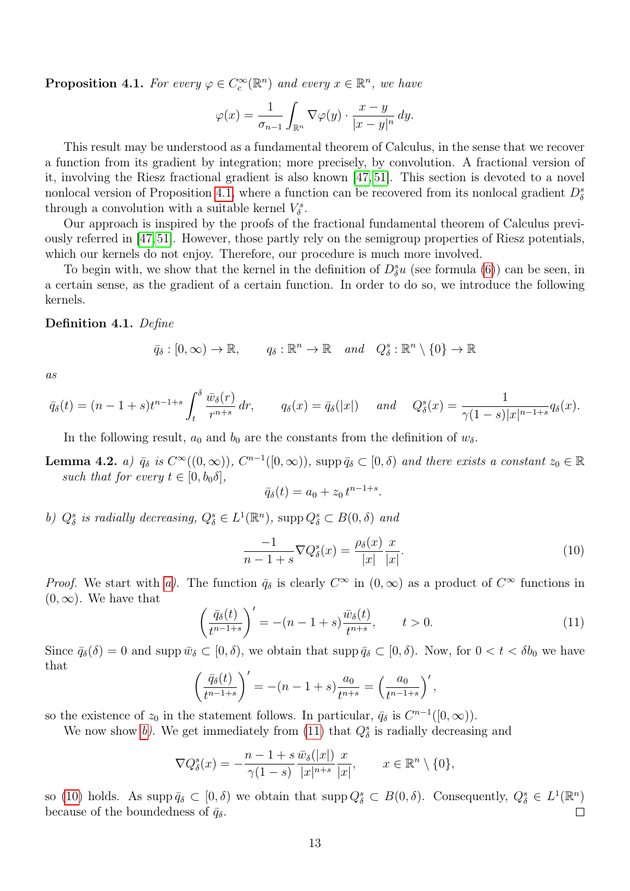**Proposition 4.1.** *For every $\varphi \in C_c^\infty(\mathbb{R}^n)$ and every $x \in \mathbb{R}^n$, we have*

$$\varphi(x) = \frac{1}{\sigma_{n-1}} \int_{\mathbb{R}^n} \nabla\varphi(y) \cdot \frac{x-y}{|x-y|^n}\, dy.$$

This result may be understood as a fundamental theorem of Calculus, in the sense that we recover a function from its gradient by integration; more precisely, by convolution. A fractional version of it, involving the Riesz fractional gradient is also known [47,51]. This section is devoted to a novel nonlocal version of Proposition 4.1, where a function can be recovered from its nonlocal gradient $D_\delta^s$ through a convolution with a suitable kernel $V_\delta^s$.

Our approach is inspired by the proofs of the fractional fundamental theorem of Calculus previously referred in [47,51]. However, those partly rely on the semigroup properties of Riesz potentials, which our kernels do not enjoy. Therefore, our procedure is much more involved.

To begin with, we show that the kernel in the definition of $D_\delta^s u$ (see formula (6)) can be seen, in a certain sense, as the gradient of a certain function. In order to do so, we introduce the following kernels.

**Definition 4.1.** *Define*

$$\bar{q}_\delta : [0,\infty) \to \mathbb{R}, \qquad q_\delta : \mathbb{R}^n \to \mathbb{R} \quad \text{and} \quad Q_\delta^s : \mathbb{R}^n \setminus \{0\} \to \mathbb{R}$$

*as*

$$\bar{q}_\delta(t) = (n-1+s)t^{n-1+s} \int_t^\delta \frac{\bar{w}_\delta(r)}{r^{n+s}}\, dr, \qquad q_\delta(x) = \bar{q}_\delta(|x|) \quad \text{and} \quad Q_\delta^s(x) = \frac{1}{\gamma(1-s)|x|^{n-1+s}} q_\delta(x).$$

In the following result, $a_0$ and $b_0$ are the constants from the definition of $w_\delta$.

**Lemma 4.2.** *a) $\bar{q}_\delta$ is $C^\infty((0,\infty))$, $C^{n-1}([0,\infty))$, $\operatorname{supp} \bar{q}_\delta \subset [0,\delta)$ and there exists a constant $z_0 \in \mathbb{R}$ such that for every $t \in [0, b_0\delta]$,*

$$\bar{q}_\delta(t) = a_0 + z_0\, t^{n-1+s}.$$

*b) $Q_\delta^s$ is radially decreasing, $Q_\delta^s \in L^1(\mathbb{R}^n)$, $\operatorname{supp} Q_\delta^s \subset B(0,\delta)$ and*

$$\frac{-1}{n-1+s} \nabla Q_\delta^s(x) = \frac{\rho_\delta(x)}{|x|} \frac{x}{|x|}. \tag{10}$$

*Proof.* We start with *a*). The function $\bar{q}_\delta$ is clearly $C^\infty$ in $(0,\infty)$ as a product of $C^\infty$ functions in $(0,\infty)$. We have that

$$\left( \frac{\bar{q}_\delta(t)}{t^{n-1+s}} \right)' = -(n-1+s) \frac{\bar{w}_\delta(t)}{t^{n+s}}, \qquad t > 0. \tag{11}$$

Since $\bar{q}_\delta(\delta) = 0$ and $\operatorname{supp} \bar{w}_\delta \subset [0,\delta)$, we obtain that $\operatorname{supp} \bar{q}_\delta \subset [0,\delta)$. Now, for $0 < t < \delta b_0$ we have that

$$\left( \frac{\bar{q}_\delta(t)}{t^{n-1+s}} \right)' = -(n-1+s) \frac{a_0}{t^{n+s}} = \left( \frac{a_0}{t^{n-1+s}} \right)',$$

so the existence of $z_0$ in the statement follows. In particular, $\bar{q}_\delta$ is $C^{n-1}([0,\infty))$.

We now show *b*). We get immediately from (11) that $Q_\delta^s$ is radially decreasing and

$$\nabla Q_\delta^s(x) = -\frac{n-1+s}{\gamma(1-s)} \frac{\bar{w}_\delta(|x|)}{|x|^{n+s}} \frac{x}{|x|}, \qquad x \in \mathbb{R}^n \setminus \{0\},$$

so (10) holds. As $\operatorname{supp} \bar{q}_\delta \subset [0,\delta)$ we obtain that $\operatorname{supp} Q_\delta^s \subset B(0,\delta)$. Consequently, $Q_\delta^s \in L^1(\mathbb{R}^n)$ because of the boundedness of $\bar{q}_\delta$. $\square$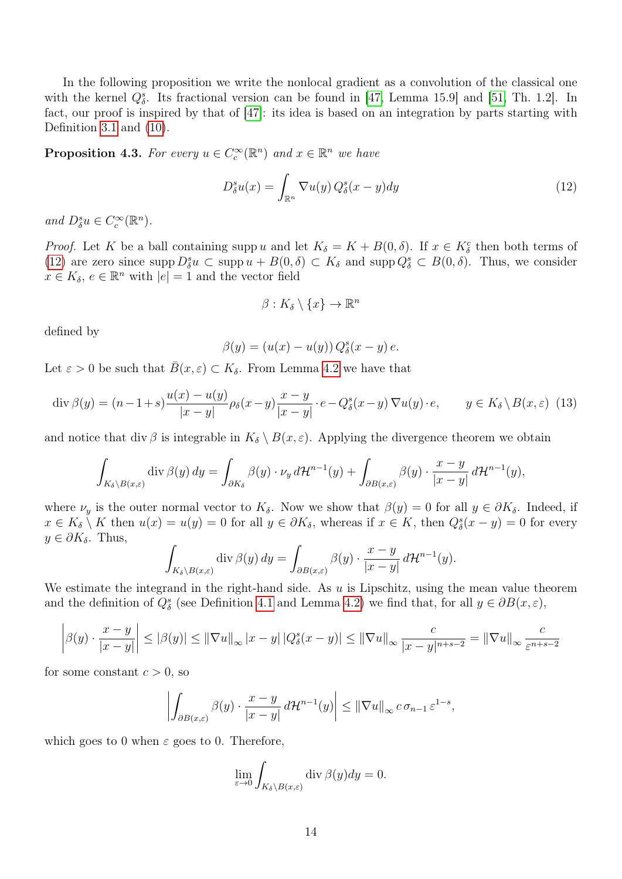In the following proposition we write the nonlocal gradient as a convolution of the classical one with the kernel $Q^s_\delta$. Its fractional version can be found in [47, Lemma 15.9] and [51, Th. 1.2]. In fact, our proof is inspired by that of [47]: its idea is based on an integration by parts starting with Definition 3.1 and (10).

**Proposition 4.3.** *For every $u \in C^\infty_c(\mathbb{R}^n)$ and $x \in \mathbb{R}^n$ we have*

$$D^s_\delta u(x) = \int_{\mathbb{R}^n} \nabla u(y)\, Q^s_\delta(x-y) dy \tag{12}$$

*and $D^s_\delta u \in C^\infty_c(\mathbb{R}^n)$.*

*Proof.* Let $K$ be a ball containing $\operatorname{supp} u$ and let $K_\delta = K + B(0,\delta)$. If $x \in K_\delta^c$ then both terms of (12) are zero since $\operatorname{supp} D^s_\delta u \subset \operatorname{supp} u + B(0,\delta) \subset K_\delta$ and $\operatorname{supp} Q^s_\delta \subset B(0,\delta)$. Thus, we consider $x \in K_\delta$, $e \in \mathbb{R}^n$ with $|e| = 1$ and the vector field

$$\beta : K_\delta \setminus \{x\} \to \mathbb{R}^n$$

defined by

$$\beta(y) = (u(x) - u(y))\, Q^s_\delta(x-y)\, e.$$

Let $\varepsilon > 0$ be such that $\bar{B}(x,\varepsilon) \subset K_\delta$. From Lemma 4.2 we have that

$$\operatorname{div} \beta(y) = (n-1+s)\frac{u(x)-u(y)}{|x-y|}\rho_\delta(x-y)\frac{x-y}{|x-y|}\cdot e - Q^s_\delta(x-y)\,\nabla u(y)\cdot e, \qquad y \in K_\delta \setminus B(x,\varepsilon) \tag{13}$$

and notice that $\operatorname{div}\beta$ is integrable in $K_\delta \setminus B(x,\varepsilon)$. Applying the divergence theorem we obtain

$$\int_{K_\delta \setminus B(x,\varepsilon)} \operatorname{div}\beta(y)\, dy = \int_{\partial K_\delta} \beta(y)\cdot \nu_y \, d\mathcal{H}^{n-1}(y) + \int_{\partial B(x,\varepsilon)} \beta(y)\cdot \frac{x-y}{|x-y|}\, d\mathcal{H}^{n-1}(y),$$

where $\nu_y$ is the outer normal vector to $K_\delta$. Now we show that $\beta(y) = 0$ for all $y \in \partial K_\delta$. Indeed, if $x \in K_\delta \setminus K$ then $u(x) = u(y) = 0$ for all $y \in \partial K_\delta$, whereas if $x \in K$, then $Q^s_\delta(x-y) = 0$ for every $y \in \partial K_\delta$. Thus,

$$\int_{K_\delta \setminus B(x,\varepsilon)} \operatorname{div}\beta(y)\, dy = \int_{\partial B(x,\varepsilon)} \beta(y)\cdot \frac{x-y}{|x-y|}\, d\mathcal{H}^{n-1}(y).$$

We estimate the integrand in the right-hand side. As $u$ is Lipschitz, using the mean value theorem and the definition of $Q^s_\delta$ (see Definition 4.1 and Lemma 4.2) we find that, for all $y \in \partial B(x,\varepsilon)$,

$$\left|\beta(y)\cdot\frac{x-y}{|x-y|}\right| \le |\beta(y)| \le \|\nabla u\|_\infty |x-y|\, |Q^s_\delta(x-y)| \le \|\nabla u\|_\infty \frac{c}{|x-y|^{n+s-2}} = \|\nabla u\|_\infty \frac{c}{\varepsilon^{n+s-2}}$$

for some constant $c > 0$, so

$$\left|\int_{\partial B(x,\varepsilon)} \beta(y)\cdot \frac{x-y}{|x-y|}\, d\mathcal{H}^{n-1}(y)\right| \le \|\nabla u\|_\infty\, c\, \sigma_{n-1}\, \varepsilon^{1-s},$$

which goes to 0 when $\varepsilon$ goes to 0. Therefore,

$$\lim_{\varepsilon\to 0} \int_{K_\delta\setminus B(x,\varepsilon)} \operatorname{div}\beta(y) dy = 0.$$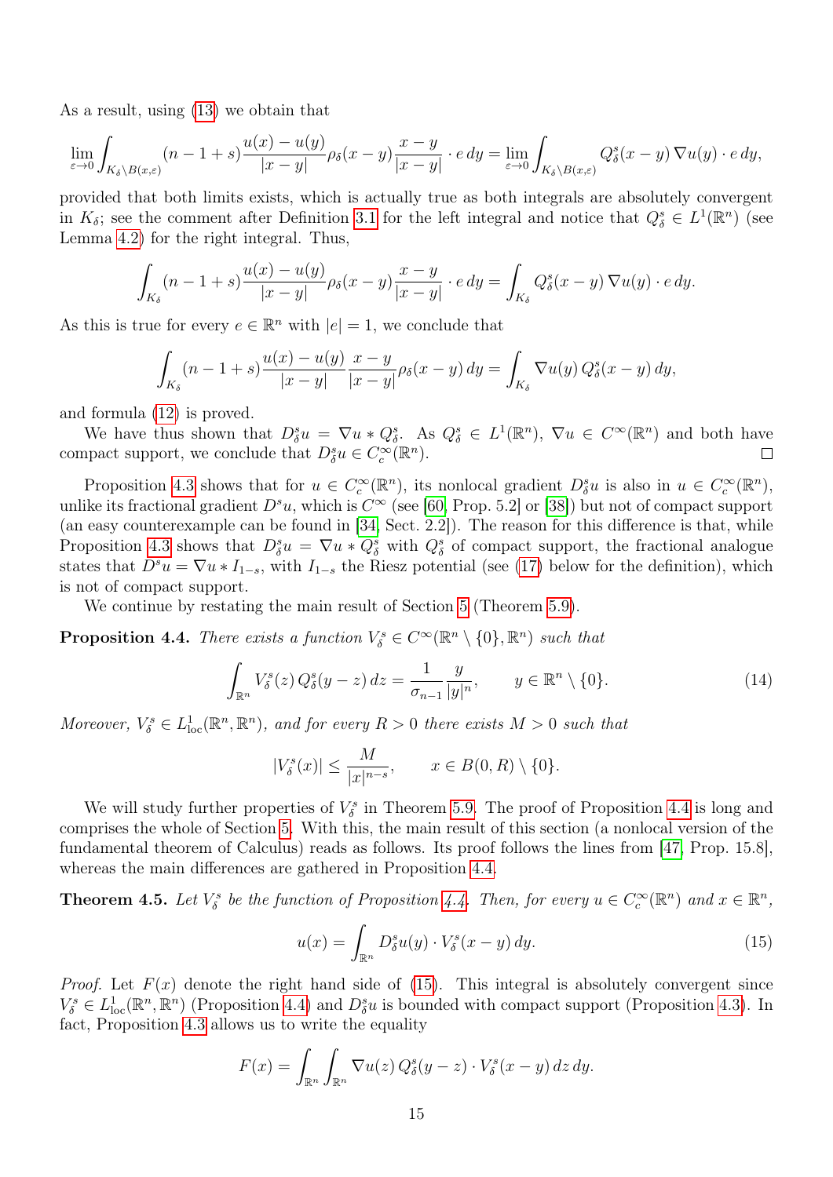As a result, using (13) we obtain that

$$\lim_{\varepsilon\to 0}\int_{K_\delta\setminus B(x,\varepsilon)}(n-1+s)\frac{u(x)-u(y)}{|x-y|}\rho_\delta(x-y)\frac{x-y}{|x-y|}\cdot e\,dy=\lim_{\varepsilon\to 0}\int_{K_\delta\setminus B(x,\varepsilon)}Q^s_\delta(x-y)\,\nabla u(y)\cdot e\,dy,$$

provided that both limits exists, which is actually true as both integrals are absolutely convergent in $K_\delta$; see the comment after Definition 3.1 for the left integral and notice that $Q^s_\delta\in L^1(\mathbb{R}^n)$ (see Lemma 4.2) for the right integral. Thus,

$$\int_{K_\delta}(n-1+s)\frac{u(x)-u(y)}{|x-y|}\rho_\delta(x-y)\frac{x-y}{|x-y|}\cdot e\,dy=\int_{K_\delta}Q^s_\delta(x-y)\,\nabla u(y)\cdot e\,dy.$$

As this is true for every $e\in\mathbb{R}^n$ with $|e|=1$, we conclude that

$$\int_{K_\delta}(n-1+s)\frac{u(x)-u(y)}{|x-y|}\frac{x-y}{|x-y|}\rho_\delta(x-y)\,dy=\int_{K_\delta}\nabla u(y)\,Q^s_\delta(x-y)\,dy,$$

and formula (12) is proved.

We have thus shown that $D^s_\delta u=\nabla u * Q^s_\delta$. As $Q^s_\delta\in L^1(\mathbb{R}^n)$, $\nabla u\in C^\infty(\mathbb{R}^n)$ and both have compact support, we conclude that $D^s_\delta u\in C^\infty_c(\mathbb{R}^n)$. □

Proposition 4.3 shows that for $u\in C^\infty_c(\mathbb{R}^n)$, its nonlocal gradient $D^s_\delta u$ is also in $u\in C^\infty_c(\mathbb{R}^n)$, unlike its fractional gradient $D^s u$, which is $C^\infty$ (see [60, Prop. 5.2] or [38]) but not of compact support (an easy counterexample can be found in [34, Sect. 2.2]). The reason for this difference is that, while Proposition 4.3 shows that $D^s_\delta u=\nabla u * Q^s_\delta$ with $Q^s_\delta$ of compact support, the fractional analogue states that $D^s u=\nabla u * I_{1-s}$, with $I_{1-s}$ the Riesz potential (see (17) below for the definition), which is not of compact support.

We continue by restating the main result of Section 5 (Theorem 5.9).

**Proposition 4.4.** *There exists a function $V^s_\delta\in C^\infty(\mathbb{R}^n\setminus\{0\},\mathbb{R}^n)$ such that*

$$\int_{\mathbb{R}^n}V^s_\delta(z)\,Q^s_\delta(y-z)\,dz=\frac{1}{\sigma_{n-1}}\frac{y}{|y|^n},\qquad y\in\mathbb{R}^n\setminus\{0\}.\tag{14}$$

*Moreover, $V^s_\delta\in L^1_{\mathrm{loc}}(\mathbb{R}^n,\mathbb{R}^n)$, and for every $R>0$ there exists $M>0$ such that*

$$|V^s_\delta(x)|\le\frac{M}{|x|^{n-s}},\qquad x\in B(0,R)\setminus\{0\}.$$

We will study further properties of $V^s_\delta$ in Theorem 5.9. The proof of Proposition 4.4 is long and comprises the whole of Section 5. With this, the main result of this section (a nonlocal version of the fundamental theorem of Calculus) reads as follows. Its proof follows the lines from [47, Prop. 15.8], whereas the main differences are gathered in Proposition 4.4.

**Theorem 4.5.** *Let $V^s_\delta$ be the function of Proposition 4.4. Then, for every $u\in C^\infty_c(\mathbb{R}^n)$ and $x\in\mathbb{R}^n$,*

$$u(x)=\int_{\mathbb{R}^n}D^s_\delta u(y)\cdot V^s_\delta(x-y)\,dy.\tag{15}$$

*Proof.* Let $F(x)$ denote the right hand side of (15). This integral is absolutely convergent since $V^s_\delta\in L^1_{\mathrm{loc}}(\mathbb{R}^n,\mathbb{R}^n)$ (Proposition 4.4) and $D^s_\delta u$ is bounded with compact support (Proposition 4.3). In fact, Proposition 4.3 allows us to write the equality

$$F(x)=\int_{\mathbb{R}^n}\int_{\mathbb{R}^n}\nabla u(z)\,Q^s_\delta(y-z)\cdot V^s_\delta(x-y)\,dz\,dy.$$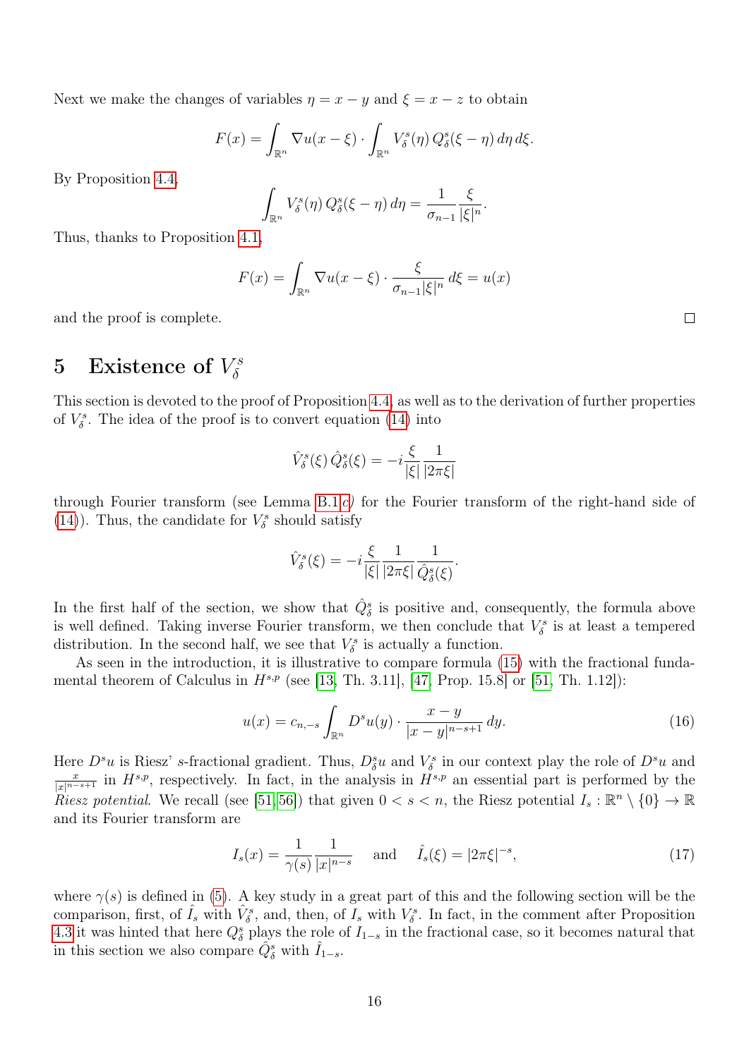Next we make the changes of variables $\eta = x - y$ and $\xi = x - z$ to obtain

$$F(x) = \int_{\mathbb{R}^n} \nabla u(x-\xi) \cdot \int_{\mathbb{R}^n} V_\delta^s(\eta)\, Q_\delta^s(\xi - \eta)\, d\eta\, d\xi.$$

By Proposition 4.4,

$$\int_{\mathbb{R}^n} V_\delta^s(\eta)\, Q_\delta^s(\xi - \eta)\, d\eta = \frac{1}{\sigma_{n-1}} \frac{\xi}{|\xi|^n}.$$

Thus, thanks to Proposition 4.1,

$$F(x) = \int_{\mathbb{R}^n} \nabla u(x - \xi) \cdot \frac{\xi}{\sigma_{n-1}|\xi|^n}\, d\xi = u(x)$$

and the proof is complete. □

# 5 Existence of $V_\delta^s$

This section is devoted to the proof of Proposition 4.4, as well as to the derivation of further properties of $V_\delta^s$. The idea of the proof is to convert equation (14) into

$$\hat{V}_\delta^s(\xi)\, \hat{Q}_\delta^s(\xi) = -i \frac{\xi}{|\xi|} \frac{1}{|2\pi\xi|}$$

through Fourier transform (see Lemma B.1 *c*) for the Fourier transform of the right-hand side of (14)). Thus, the candidate for $V_\delta^s$ should satisfy

$$\hat{V}_\delta^s(\xi) = -i \frac{\xi}{|\xi|} \frac{1}{|2\pi\xi|} \frac{1}{\hat{Q}_\delta^s(\xi)}.$$

In the first half of the section, we show that $\hat{Q}_\delta^s$ is positive and, consequently, the formula above is well defined. Taking inverse Fourier transform, we then conclude that $V_\delta^s$ is at least a tempered distribution. In the second half, we see that $V_\delta^s$ is actually a function.

As seen in the introduction, it is illustrative to compare formula (15) with the fractional fundamental theorem of Calculus in $H^{s,p}$ (see [13, Th. 3.11], [47, Prop. 15.8] or [51, Th. 1.12]):

$$u(x) = c_{n,-s} \int_{\mathbb{R}^n} D^s u(y) \cdot \frac{x-y}{|x-y|^{n-s+1}}\, dy. \tag{16}$$

Here $D^s u$ is Riesz' $s$-fractional gradient. Thus, $D_\delta^s u$ and $V_\delta^s$ in our context play the role of $D^s u$ and $\frac{x}{|x|^{n-s+1}}$ in $H^{s,p}$, respectively. In fact, in the analysis in $H^{s,p}$ an essential part is performed by the *Riesz potential*. We recall (see [51, 56]) that given $0 < s < n$, the Riesz potential $I_s : \mathbb{R}^n \setminus \{0\} \to \mathbb{R}$ and its Fourier transform are

$$I_s(x) = \frac{1}{\gamma(s)} \frac{1}{|x|^{n-s}} \quad \text{and} \quad \hat{I}_s(\xi) = |2\pi\xi|^{-s}, \tag{17}$$

where $\gamma(s)$ is defined in (5). A key study in a great part of this and the following section will be the comparison, first, of $\hat{I}_s$ with $\hat{V}_\delta^s$, and, then, of $I_s$ with $V_\delta^s$. In fact, in the comment after Proposition 4.3 it was hinted that here $Q_\delta^s$ plays the role of $I_{1-s}$ in the fractional case, so it becomes natural that in this section we also compare $\hat{Q}_\delta^s$ with $\hat{I}_{1-s}$.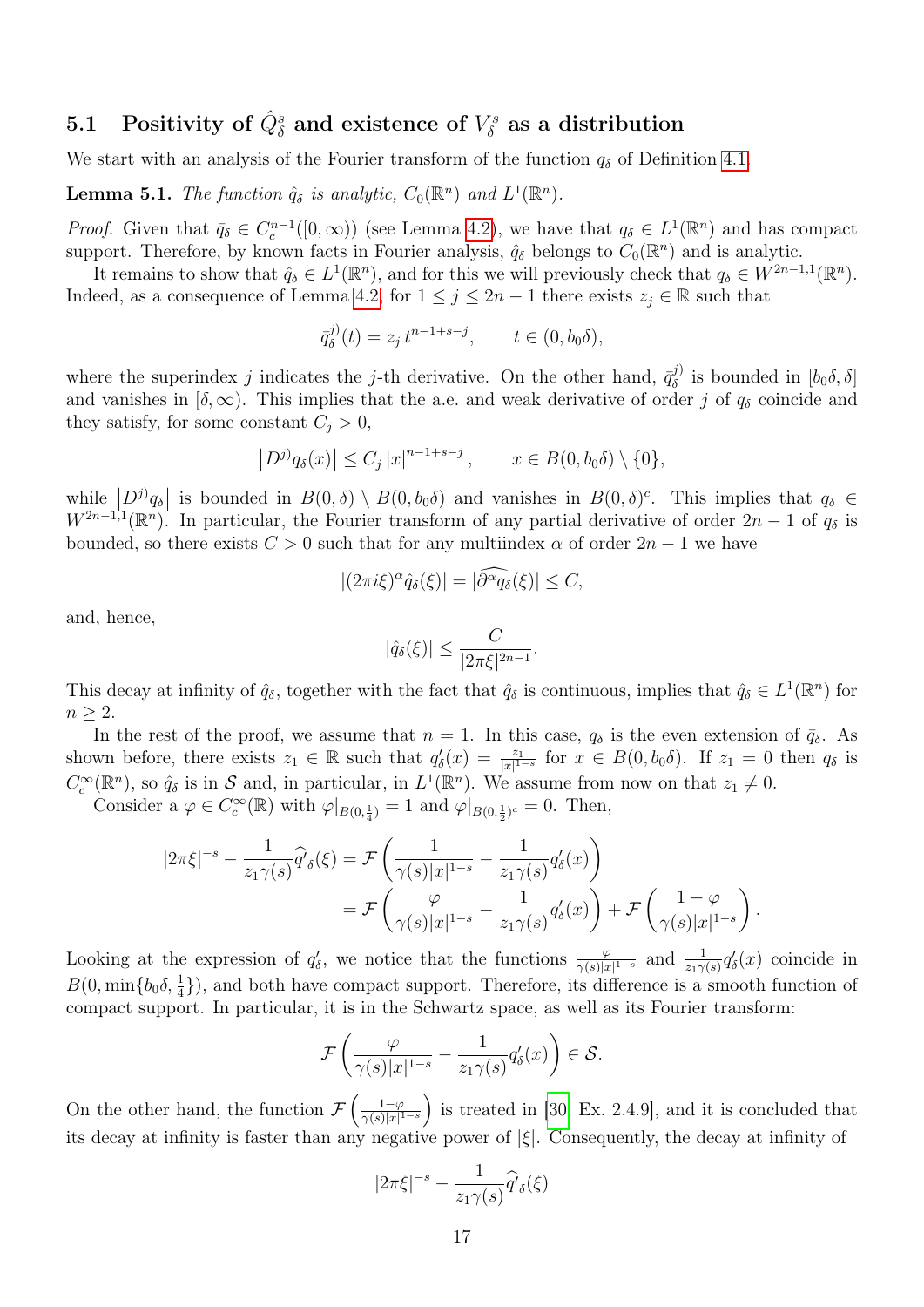### 5.1 Positivity of $\hat{Q}^s_\delta$ and existence of $V^s_\delta$ as a distribution

We start with an analysis of the Fourier transform of the function $q_\delta$ of Definition 4.1.

**Lemma 5.1.** *The function $\hat{q}_\delta$ is analytic, $C_0(\mathbb{R}^n)$ and $L^1(\mathbb{R}^n)$.*

*Proof.* Given that $\bar{q}_\delta \in C^{n-1}_c([0,\infty))$ (see Lemma 4.2), we have that $q_\delta \in L^1(\mathbb{R}^n)$ and has compact support. Therefore, by known facts in Fourier analysis, $\hat{q}_\delta$ belongs to $C_0(\mathbb{R}^n)$ and is analytic.

It remains to show that $\hat{q}_\delta \in L^1(\mathbb{R}^n)$, and for this we will previously check that $q_\delta \in W^{2n-1,1}(\mathbb{R}^n)$. Indeed, as a consequence of Lemma 4.2, for $1 \leq j \leq 2n-1$ there exists $z_j \in \mathbb{R}$ such that

$$\bar{q}^{j)}_\delta(t) = z_j \, t^{n-1+s-j}, \qquad t \in (0, b_0\delta),$$

where the superindex $j$ indicates the $j$-th derivative. On the other hand, $\bar{q}^{j)}_\delta$ is bounded in $[b_0\delta, \delta]$ and vanishes in $[\delta, \infty)$. This implies that the a.e. and weak derivative of order $j$ of $q_\delta$ coincide and they satisfy, for some constant $C_j > 0$,

$$\left|D^{j)} q_\delta(x)\right| \leq C_j \, |x|^{n-1+s-j}, \qquad x \in B(0, b_0\delta) \setminus \{0\},$$

while $\left|D^{j)} q_\delta\right|$ is bounded in $B(0,\delta) \setminus B(0, b_0\delta)$ and vanishes in $B(0,\delta)^c$. This implies that $q_\delta \in W^{2n-1,1}(\mathbb{R}^n)$. In particular, the Fourier transform of any partial derivative of order $2n-1$ of $q_\delta$ is bounded, so there exists $C > 0$ such that for any multiindex $\alpha$ of order $2n-1$ we have

$$|(2\pi i \xi)^\alpha \hat{q}_\delta(\xi)| = |\widehat{\partial^\alpha q_\delta}(\xi)| \leq C,$$

and, hence,

$$|\hat{q}_\delta(\xi)| \leq \frac{C}{|2\pi\xi|^{2n-1}}.$$

This decay at infinity of $\hat{q}_\delta$, together with the fact that $\hat{q}_\delta$ is continuous, implies that $\hat{q}_\delta \in L^1(\mathbb{R}^n)$ for $n \geq 2$.

In the rest of the proof, we assume that $n = 1$. In this case, $q_\delta$ is the even extension of $\bar{q}_\delta$. As shown before, there exists $z_1 \in \mathbb{R}$ such that $q'_\delta(x) = \frac{z_1}{|x|^{1-s}}$ for $x \in B(0, b_0\delta)$. If $z_1 = 0$ then $q_\delta$ is $C^\infty_c(\mathbb{R}^n)$, so $\hat{q}_\delta$ is in $\mathcal{S}$ and, in particular, in $L^1(\mathbb{R}^n)$. We assume from now on that $z_1 \neq 0$.

Consider a $\varphi \in C^\infty_c(\mathbb{R})$ with $\varphi|_{B(0,\frac{1}{4})} = 1$ and $\varphi|_{B(0,\frac{1}{2})^c} = 0$. Then,

$$\begin{aligned}
|2\pi\xi|^{-s} - \frac{1}{z_1 \gamma(s)} \widehat{q'}_\delta(\xi) &= \mathcal{F}\left( \frac{1}{\gamma(s)|x|^{1-s}} - \frac{1}{z_1\gamma(s)} q'_\delta(x) \right) \\
&= \mathcal{F}\left( \frac{\varphi}{\gamma(s)|x|^{1-s}} - \frac{1}{z_1\gamma(s)} q'_\delta(x) \right) + \mathcal{F}\left( \frac{1-\varphi}{\gamma(s)|x|^{1-s}} \right).
\end{aligned}$$

Looking at the expression of $q'_\delta$, we notice that the functions $\frac{\varphi}{\gamma(s)|x|^{1-s}}$ and $\frac{1}{z_1\gamma(s)} q'_\delta(x)$ coincide in $B(0, \min\{b_0\delta, \frac{1}{4}\})$, and both have compact support. Therefore, its difference is a smooth function of compact support. In particular, it is in the Schwartz space, as well as its Fourier transform:

$$\mathcal{F}\left( \frac{\varphi}{\gamma(s)|x|^{1-s}} - \frac{1}{z_1\gamma(s)} q'_\delta(x) \right) \in \mathcal{S}.$$

On the other hand, the function $\mathcal{F}\left( \frac{1-\varphi}{\gamma(s)|x|^{1-s}} \right)$ is treated in [30, Ex. 2.4.9], and it is concluded that its decay at infinity is faster than any negative power of $|\xi|$. Consequently, the decay at infinity of

$$|2\pi\xi|^{-s} - \frac{1}{z_1\gamma(s)} \widehat{q'}_\delta(\xi)$$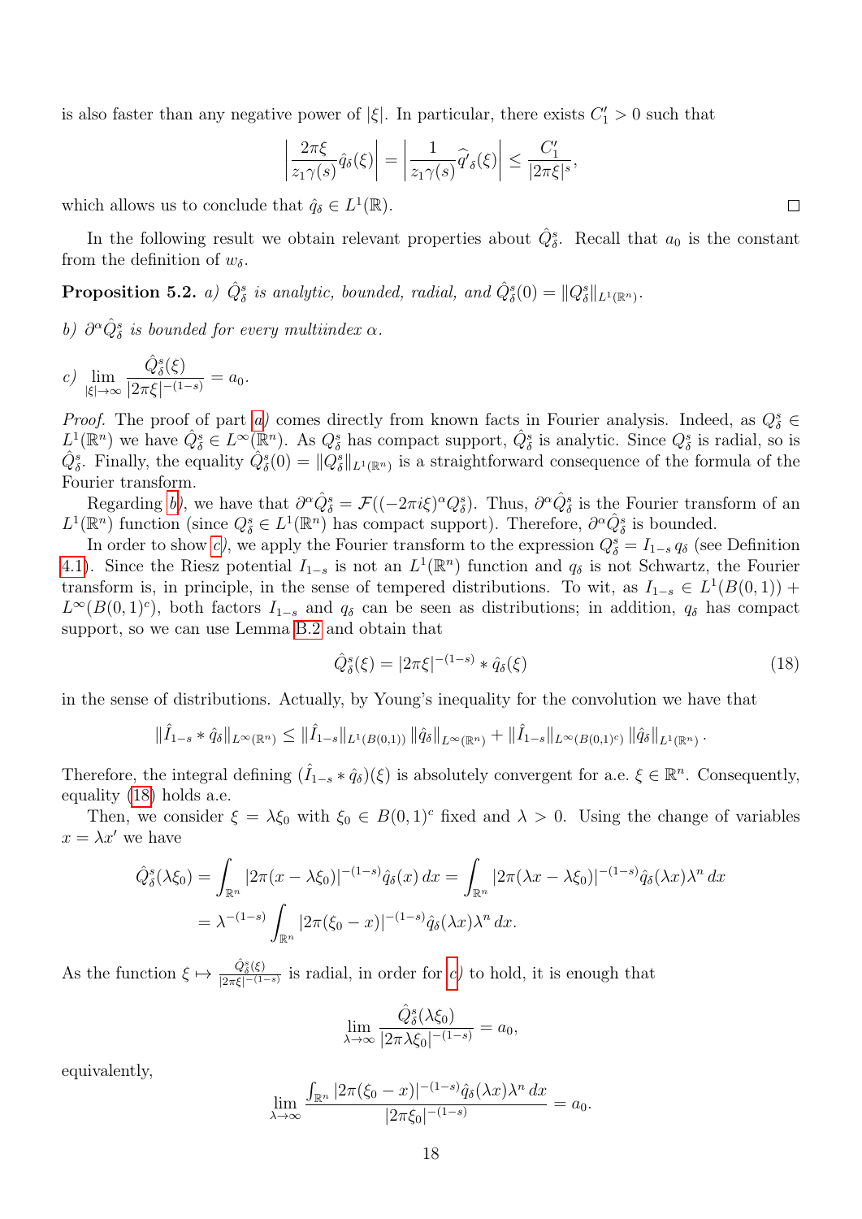is also faster than any negative power of $|\xi|$. In particular, there exists $C_1' > 0$ such that

$$\left|\frac{2\pi\xi}{z_1\gamma(s)}\hat{q}_\delta(\xi)\right| = \left|\frac{1}{z_1\gamma(s)}\widehat{q'}_\delta(\xi)\right| \leq \frac{C_1'}{|2\pi\xi|^s},$$

which allows us to conclude that $\hat{q}_\delta \in L^1(\mathbb{R})$. □

In the following result we obtain relevant properties about $\hat{Q}_\delta^s$. Recall that $a_0$ is the constant from the definition of $w_\delta$.

**Proposition 5.2.** *a) $\hat{Q}_\delta^s$ is analytic, bounded, radial, and $\hat{Q}_\delta^s(0) = \|Q_\delta^s\|_{L^1(\mathbb{R}^n)}$.*

*b) $\partial^\alpha \hat{Q}_\delta^s$ is bounded for every multiindex $\alpha$.*

*c)* $\displaystyle\lim_{|\xi|\to\infty} \frac{\hat{Q}_\delta^s(\xi)}{|2\pi\xi|^{-(1-s)}} = a_0.$

*Proof.* The proof of part *a)* comes directly from known facts in Fourier analysis. Indeed, as $Q_\delta^s \in L^1(\mathbb{R}^n)$ we have $\hat{Q}_\delta^s \in L^\infty(\mathbb{R}^n)$. As $Q_\delta^s$ has compact support, $\hat{Q}_\delta^s$ is analytic. Since $Q_\delta^s$ is radial, so is $\hat{Q}_\delta^s$. Finally, the equality $\hat{Q}_\delta^s(0) = \|Q_\delta^s\|_{L^1(\mathbb{R}^n)}$ is a straightforward consequence of the formula of the Fourier transform.

Regarding *b)*, we have that $\partial^\alpha \hat{Q}_\delta^s = \mathcal{F}((-2\pi i\xi)^\alpha Q_\delta^s)$. Thus, $\partial^\alpha \hat{Q}_\delta^s$ is the Fourier transform of an $L^1(\mathbb{R}^n)$ function (since $Q_\delta^s \in L^1(\mathbb{R}^n)$ has compact support). Therefore, $\partial^\alpha \hat{Q}_\delta^s$ is bounded.

In order to show *c)*, we apply the Fourier transform to the expression $Q_\delta^s = I_{1-s}\, q_\delta$ (see Definition 4.1). Since the Riesz potential $I_{1-s}$ is not an $L^1(\mathbb{R}^n)$ function and $q_\delta$ is not Schwartz, the Fourier transform is, in principle, in the sense of tempered distributions. To wit, as $I_{1-s} \in L^1(B(0,1)) + L^\infty(B(0,1)^c)$, both factors $I_{1-s}$ and $q_\delta$ can be seen as distributions; in addition, $q_\delta$ has compact support, so we can use Lemma B.2 and obtain that

$$\hat{Q}_\delta^s(\xi) = |2\pi\xi|^{-(1-s)} * \hat{q}_\delta(\xi) \tag{18}$$

in the sense of distributions. Actually, by Young's inequality for the convolution we have that

$$\|\hat{I}_{1-s} * \hat{q}_\delta\|_{L^\infty(\mathbb{R}^n)} \leq \|\hat{I}_{1-s}\|_{L^1(B(0,1))}\, \|\hat{q}_\delta\|_{L^\infty(\mathbb{R}^n)} + \|\hat{I}_{1-s}\|_{L^\infty(B(0,1)^c)}\, \|\hat{q}_\delta\|_{L^1(\mathbb{R}^n)}\,.$$

Therefore, the integral defining $(\hat{I}_{1-s} * \hat{q}_\delta)(\xi)$ is absolutely convergent for a.e. $\xi \in \mathbb{R}^n$. Consequently, equality (18) holds a.e.

Then, we consider $\xi = \lambda\xi_0$ with $\xi_0 \in B(0,1)^c$ fixed and $\lambda > 0$. Using the change of variables $x = \lambda x'$ we have

$$\begin{aligned}
\hat{Q}_\delta^s(\lambda\xi_0) &= \int_{\mathbb{R}^n} |2\pi(x - \lambda\xi_0)|^{-(1-s)}\hat{q}_\delta(x)\,dx = \int_{\mathbb{R}^n} |2\pi(\lambda x - \lambda\xi_0)|^{-(1-s)}\hat{q}_\delta(\lambda x)\lambda^n\,dx \\
&= \lambda^{-(1-s)} \int_{\mathbb{R}^n} |2\pi(\xi_0 - x)|^{-(1-s)}\hat{q}_\delta(\lambda x)\lambda^n\,dx.
\end{aligned}$$

As the function $\xi \mapsto \frac{\hat{Q}_\delta^s(\xi)}{|2\pi\xi|^{-(1-s)}}$ is radial, in order for *c)* to hold, it is enough that

$$\lim_{\lambda\to\infty} \frac{\hat{Q}_\delta^s(\lambda\xi_0)}{|2\pi\lambda\xi_0|^{-(1-s)}} = a_0,$$

equivalently,

$$\lim_{\lambda\to\infty} \frac{\int_{\mathbb{R}^n} |2\pi(\xi_0 - x)|^{-(1-s)}\hat{q}_\delta(\lambda x)\lambda^n\,dx}{|2\pi\xi_0|^{-(1-s)}} = a_0.$$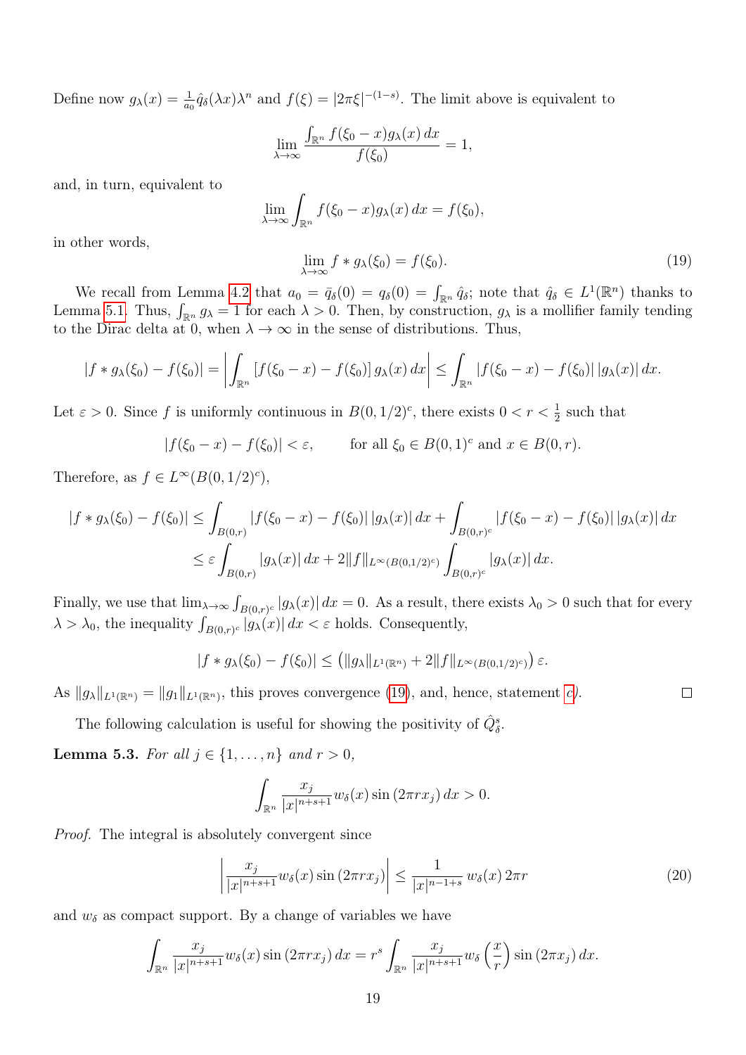Define now $g_\lambda(x) = \frac{1}{a_0}\hat{q}_\delta(\lambda x)\lambda^n$ and $f(\xi) = |2\pi\xi|^{-(1-s)}$. The limit above is equivalent to

$$\lim_{\lambda\to\infty} \frac{\int_{\mathbb{R}^n} f(\xi_0 - x) g_\lambda(x)\, dx}{f(\xi_0)} = 1,$$

and, in turn, equivalent to

$$\lim_{\lambda\to\infty} \int_{\mathbb{R}^n} f(\xi_0 - x) g_\lambda(x)\, dx = f(\xi_0),$$

in other words,

$$\lim_{\lambda\to\infty} f * g_\lambda(\xi_0) = f(\xi_0). \tag{19}$$

We recall from Lemma 4.2 that $a_0 = \bar{q}_\delta(0) = q_\delta(0) = \int_{\mathbb{R}^n} \hat{q}_\delta$; note that $\hat{q}_\delta \in L^1(\mathbb{R}^n)$ thanks to Lemma 5.1. Thus, $\int_{\mathbb{R}^n} g_\lambda = 1$ for each $\lambda > 0$. Then, by construction, $g_\lambda$ is a mollifier family tending to the Dirac delta at 0, when $\lambda \to \infty$ in the sense of distributions. Thus,

$$|f * g_\lambda(\xi_0) - f(\xi_0)| = \left| \int_{\mathbb{R}^n} [f(\xi_0 - x) - f(\xi_0)]\, g_\lambda(x)\, dx \right| \le \int_{\mathbb{R}^n} |f(\xi_0 - x) - f(\xi_0)|\, |g_\lambda(x)|\, dx.$$

Let $\varepsilon > 0$. Since $f$ is uniformly continuous in $B(0, 1/2)^c$, there exists $0 < r < \frac{1}{2}$ such that

$$|f(\xi_0 - x) - f(\xi_0)| < \varepsilon, \qquad \text{for all } \xi_0 \in B(0,1)^c \text{ and } x \in B(0,r).$$

Therefore, as $f \in L^\infty(B(0,1/2)^c)$,

$$\begin{aligned}
|f * g_\lambda(\xi_0) - f(\xi_0)| &\le \int_{B(0,r)} |f(\xi_0 - x) - f(\xi_0)|\, |g_\lambda(x)|\, dx + \int_{B(0,r)^c} |f(\xi_0 - x) - f(\xi_0)|\, |g_\lambda(x)|\, dx \\
&\le \varepsilon \int_{B(0,r)} |g_\lambda(x)|\, dx + 2\|f\|_{L^\infty(B(0,1/2)^c)} \int_{B(0,r)^c} |g_\lambda(x)|\, dx.
\end{aligned}$$

Finally, we use that $\lim_{\lambda\to\infty} \int_{B(0,r)^c} |g_\lambda(x)|\, dx = 0$. As a result, there exists $\lambda_0 > 0$ such that for every $\lambda > \lambda_0$, the inequality $\int_{B(0,r)^c} |g_\lambda(x)|\, dx < \varepsilon$ holds. Consequently,

$$|f * g_\lambda(\xi_0) - f(\xi_0)| \le \left( \|g_\lambda\|_{L^1(\mathbb{R}^n)} + 2\|f\|_{L^\infty(B(0,1/2)^c)} \right) \varepsilon.$$

As $\|g_\lambda\|_{L^1(\mathbb{R}^n)} = \|g_1\|_{L^1(\mathbb{R}^n)}$, this proves convergence (19), and, hence, statement *c*). □

The following calculation is useful for showing the positivity of $\hat{Q}^s_\delta$.

**Lemma 5.3.** *For all $j \in \{1, \ldots, n\}$ and $r > 0$,*

$$\int_{\mathbb{R}^n} \frac{x_j}{|x|^{n+s+1}} w_\delta(x) \sin(2\pi r x_j)\, dx > 0.$$

*Proof.* The integral is absolutely convergent since

$$\left| \frac{x_j}{|x|^{n+s+1}} w_\delta(x) \sin(2\pi r x_j) \right| \le \frac{1}{|x|^{n-1+s}}\, w_\delta(x)\, 2\pi r \tag{20}$$

and $w_\delta$ as compact support. By a change of variables we have

$$\int_{\mathbb{R}^n} \frac{x_j}{|x|^{n+s+1}} w_\delta(x) \sin(2\pi r x_j)\, dx = r^s \int_{\mathbb{R}^n} \frac{x_j}{|x|^{n+s+1}} w_\delta\left(\frac{x}{r}\right) \sin(2\pi x_j)\, dx.$$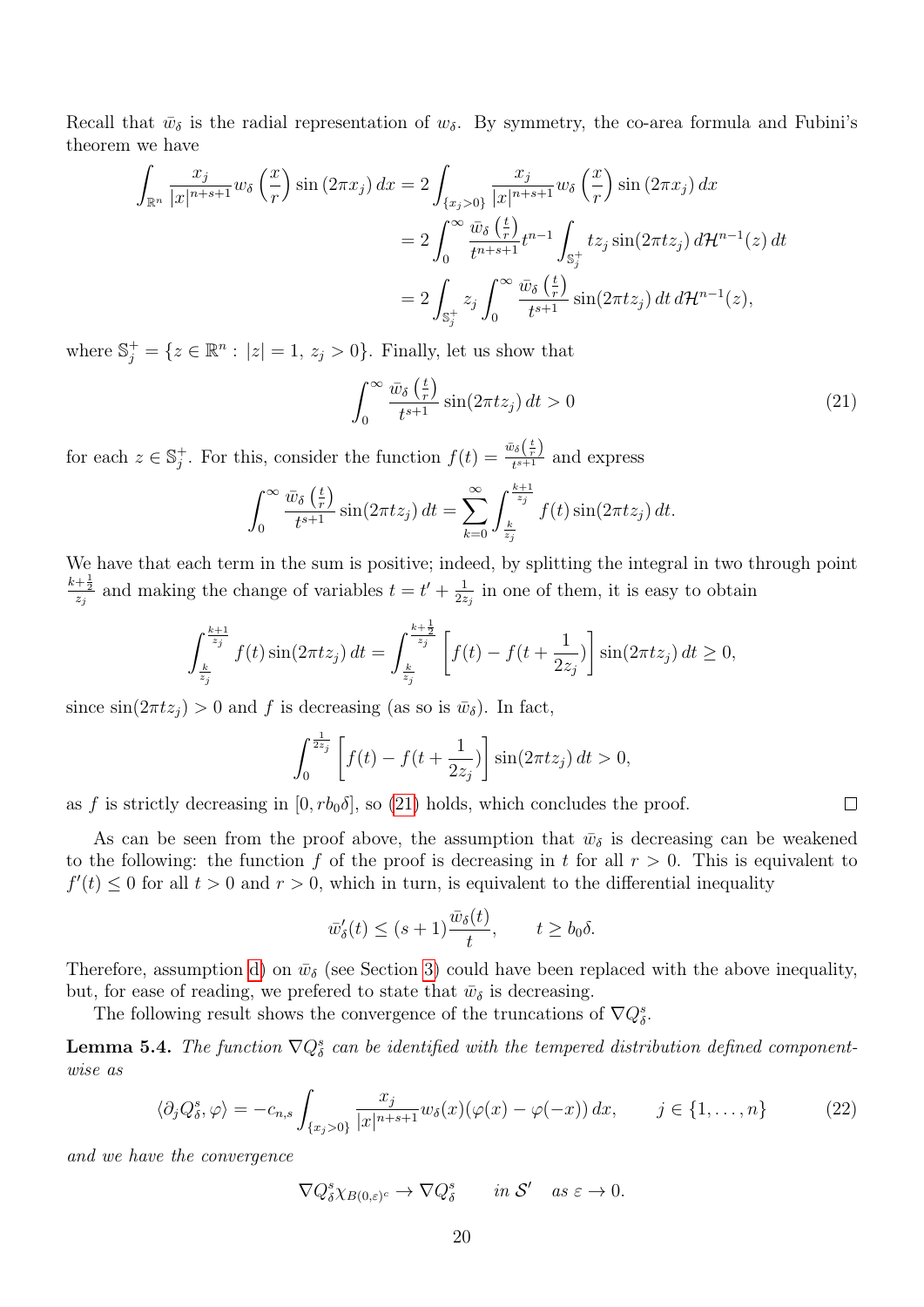Recall that $\bar{w}_\delta$ is the radial representation of $w_\delta$. By symmetry, the co-area formula and Fubini's theorem we have

$$
\begin{aligned}
\int_{\mathbb{R}^n} \frac{x_j}{|x|^{n+s+1}} w_\delta\left(\frac{x}{r}\right) \sin(2\pi x_j)\, dx &= 2\int_{\{x_j>0\}} \frac{x_j}{|x|^{n+s+1}} w_\delta\left(\frac{x}{r}\right) \sin(2\pi x_j)\, dx \\
&= 2\int_0^\infty \frac{\bar{w}_\delta\left(\frac{t}{r}\right)}{t^{n+s+1}} t^{n-1} \int_{\mathbb{S}_j^+} t z_j \sin(2\pi t z_j)\, d\mathcal{H}^{n-1}(z)\, dt \\
&= 2\int_{\mathbb{S}_j^+} z_j \int_0^\infty \frac{\bar{w}_\delta\left(\frac{t}{r}\right)}{t^{s+1}} \sin(2\pi t z_j)\, dt\, d\mathcal{H}^{n-1}(z),
\end{aligned}
$$

where $\mathbb{S}_j^+ = \{z \in \mathbb{R}^n : |z| = 1,\, z_j > 0\}$. Finally, let us show that

$$
\int_0^\infty \frac{\bar{w}_\delta\left(\frac{t}{r}\right)}{t^{s+1}} \sin(2\pi t z_j)\, dt > 0 \tag{21}
$$

for each $z \in \mathbb{S}_j^+$. For this, consider the function $f(t) = \frac{\bar{w}_\delta\left(\frac{t}{r}\right)}{t^{s+1}}$ and express

$$
\int_0^\infty \frac{\bar{w}_\delta\left(\frac{t}{r}\right)}{t^{s+1}} \sin(2\pi t z_j)\, dt = \sum_{k=0}^\infty \int_{\frac{k}{z_j}}^{\frac{k+1}{z_j}} f(t) \sin(2\pi t z_j)\, dt.
$$

We have that each term in the sum is positive; indeed, by splitting the integral in two through point $\frac{k+\frac{1}{2}}{z_j}$ and making the change of variables $t = t' + \frac{1}{2z_j}$ in one of them, it is easy to obtain

$$
\int_{\frac{k}{z_j}}^{\frac{k+1}{z_j}} f(t) \sin(2\pi t z_j)\, dt = \int_{\frac{k}{z_j}}^{\frac{k+\frac{1}{2}}{z_j}} \left[f(t) - f(t + \frac{1}{2z_j})\right] \sin(2\pi t z_j)\, dt \geq 0,
$$

since $\sin(2\pi t z_j) > 0$ and $f$ is decreasing (as so is $\bar{w}_\delta$). In fact,

$$
\int_0^{\frac{1}{2z_j}} \left[f(t) - f(t + \frac{1}{2z_j})\right] \sin(2\pi t z_j)\, dt > 0,
$$

as $f$ is strictly decreasing in $[0, r b_0 \delta]$, so (21) holds, which concludes the proof. □

As can be seen from the proof above, the assumption that $\bar{w}_\delta$ is decreasing can be weakened to the following: the function $f$ of the proof is decreasing in $t$ for all $r > 0$. This is equivalent to $f'(t) \leq 0$ for all $t > 0$ and $r > 0$, which in turn, is equivalent to the differential inequality

$$
\bar{w}_\delta'(t) \leq (s+1)\frac{\bar{w}_\delta(t)}{t}, \qquad t \geq b_0 \delta.
$$

Therefore, assumption d) on $\bar{w}_\delta$ (see Section 3) could have been replaced with the above inequality, but, for ease of reading, we prefered to state that $\bar{w}_\delta$ is decreasing.

The following result shows the convergence of the truncations of $\nabla Q_\delta^s$.

**Lemma 5.4.** *The function $\nabla Q_\delta^s$ can be identified with the tempered distribution defined componentwise as*

$$
\langle \partial_j Q_\delta^s, \varphi \rangle = -c_{n,s} \int_{\{x_j>0\}} \frac{x_j}{|x|^{n+s+1}} w_\delta(x)(\varphi(x) - \varphi(-x))\, dx, \qquad j \in \{1, \ldots, n\} \tag{22}
$$

*and we have the convergence*

$$
\nabla Q_\delta^s \chi_{B(0,\varepsilon)^c} \to \nabla Q_\delta^s \qquad \text{in } \mathcal{S}' \quad \text{as } \varepsilon \to 0.
$$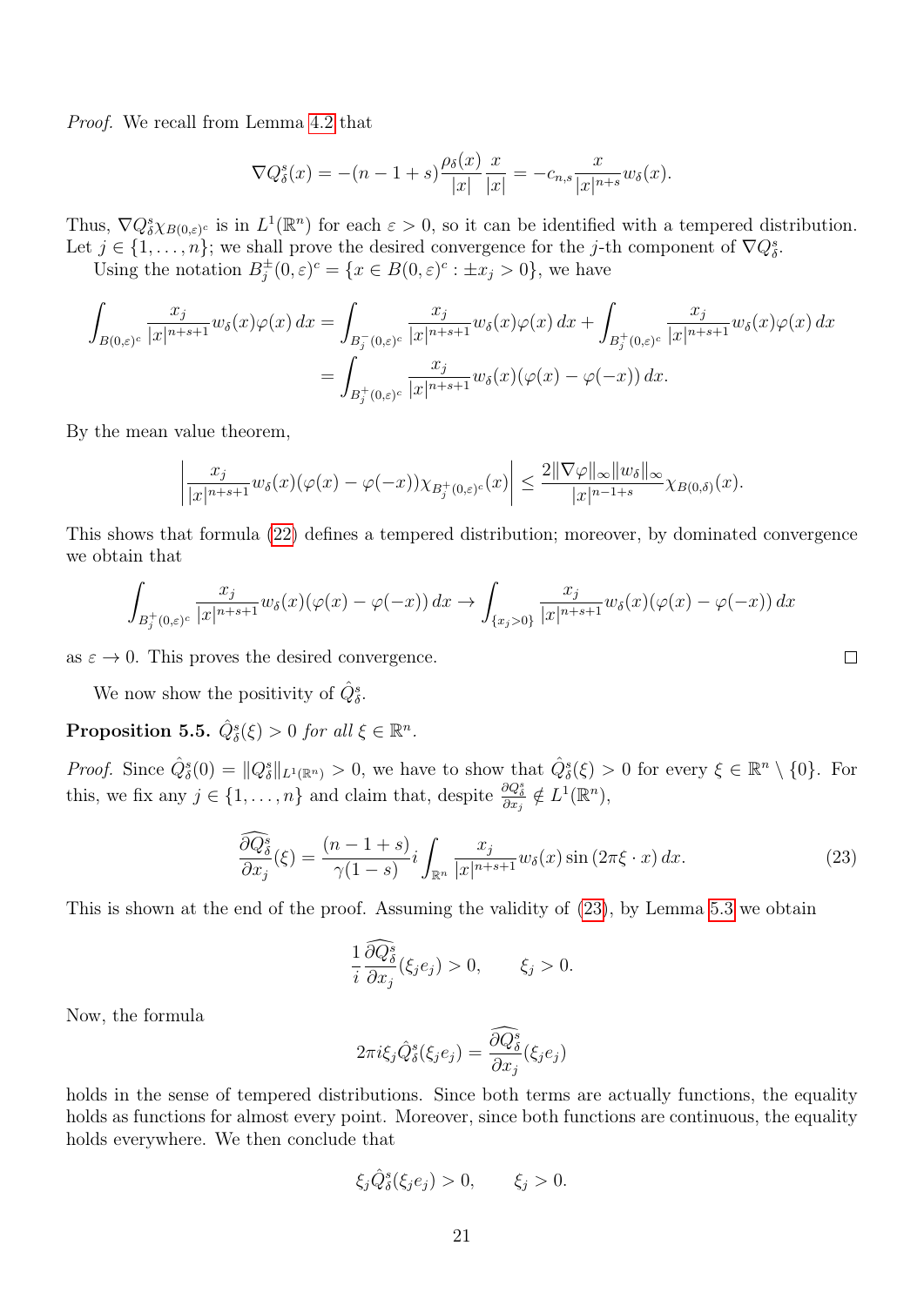*Proof.* We recall from Lemma 4.2 that

$$\nabla Q_\delta^s(x) = -(n-1+s)\frac{\rho_\delta(x)}{|x|}\frac{x}{|x|} = -c_{n,s}\frac{x}{|x|^{n+s}}w_\delta(x).$$

Thus, $\nabla Q_\delta^s \chi_{B(0,\varepsilon)^c}$ is in $L^1(\mathbb{R}^n)$ for each $\varepsilon > 0$, so it can be identified with a tempered distribution. Let $j \in \{1, \ldots, n\}$; we shall prove the desired convergence for the $j$-th component of $\nabla Q_\delta^s$.

Using the notation $B_j^{\pm}(0,\varepsilon)^c = \{x \in B(0,\varepsilon)^c : \pm x_j > 0\}$, we have

$$\begin{aligned}
\int_{B(0,\varepsilon)^c} \frac{x_j}{|x|^{n+s+1}} w_\delta(x)\varphi(x)\,dx &= \int_{B_j^-(0,\varepsilon)^c} \frac{x_j}{|x|^{n+s+1}} w_\delta(x)\varphi(x)\,dx + \int_{B_j^+(0,\varepsilon)^c} \frac{x_j}{|x|^{n+s+1}} w_\delta(x)\varphi(x)\,dx \\
&= \int_{B_j^+(0,\varepsilon)^c} \frac{x_j}{|x|^{n+s+1}} w_\delta(x)(\varphi(x) - \varphi(-x))\,dx.
\end{aligned}$$

By the mean value theorem,

$$\left| \frac{x_j}{|x|^{n+s+1}} w_\delta(x)(\varphi(x) - \varphi(-x))\chi_{B_j^+(0,\varepsilon)^c}(x) \right| \le \frac{2\|\nabla\varphi\|_\infty \|w_\delta\|_\infty}{|x|^{n-1+s}}\chi_{B(0,\delta)}(x).$$

This shows that formula (22) defines a tempered distribution; moreover, by dominated convergence we obtain that

$$\int_{B_j^+(0,\varepsilon)^c} \frac{x_j}{|x|^{n+s+1}} w_\delta(x)(\varphi(x) - \varphi(-x))\,dx \to \int_{\{x_j > 0\}} \frac{x_j}{|x|^{n+s+1}} w_\delta(x)(\varphi(x) - \varphi(-x))\,dx$$

as $\varepsilon \to 0$. This proves the desired convergence. $\square$

We now show the positivity of $\hat{Q}_\delta^s$.

**Proposition 5.5.** *$\hat{Q}_\delta^s(\xi) > 0$ for all $\xi \in \mathbb{R}^n$.*

*Proof.* Since $\hat{Q}_\delta^s(0) = \|Q_\delta^s\|_{L^1(\mathbb{R}^n)} > 0$, we have to show that $\hat{Q}_\delta^s(\xi) > 0$ for every $\xi \in \mathbb{R}^n \setminus \{0\}$. For this, we fix any $j \in \{1, \ldots, n\}$ and claim that, despite $\frac{\partial Q_\delta^s}{\partial x_j} \notin L^1(\mathbb{R}^n)$,

$$\widehat{\frac{\partial Q_\delta^s}{\partial x_j}}(\xi) = \frac{(n-1+s)}{\gamma(1-s)} i \int_{\mathbb{R}^n} \frac{x_j}{|x|^{n+s+1}} w_\delta(x) \sin(2\pi\xi \cdot x)\,dx. \tag{23}$$

This is shown at the end of the proof. Assuming the validity of (23), by Lemma 5.3 we obtain

$$\frac{1}{i}\widehat{\frac{\partial Q_\delta^s}{\partial x_j}}(\xi_j e_j) > 0, \qquad \xi_j > 0.$$

Now, the formula

$$2\pi i \xi_j \hat{Q}_\delta^s(\xi_j e_j) = \widehat{\frac{\partial Q_\delta^s}{\partial x_j}}(\xi_j e_j)$$

holds in the sense of tempered distributions. Since both terms are actually functions, the equality holds as functions for almost every point. Moreover, since both functions are continuous, the equality holds everywhere. We then conclude that

$$\xi_j \hat{Q}_\delta^s(\xi_j e_j) > 0, \qquad \xi_j > 0.$$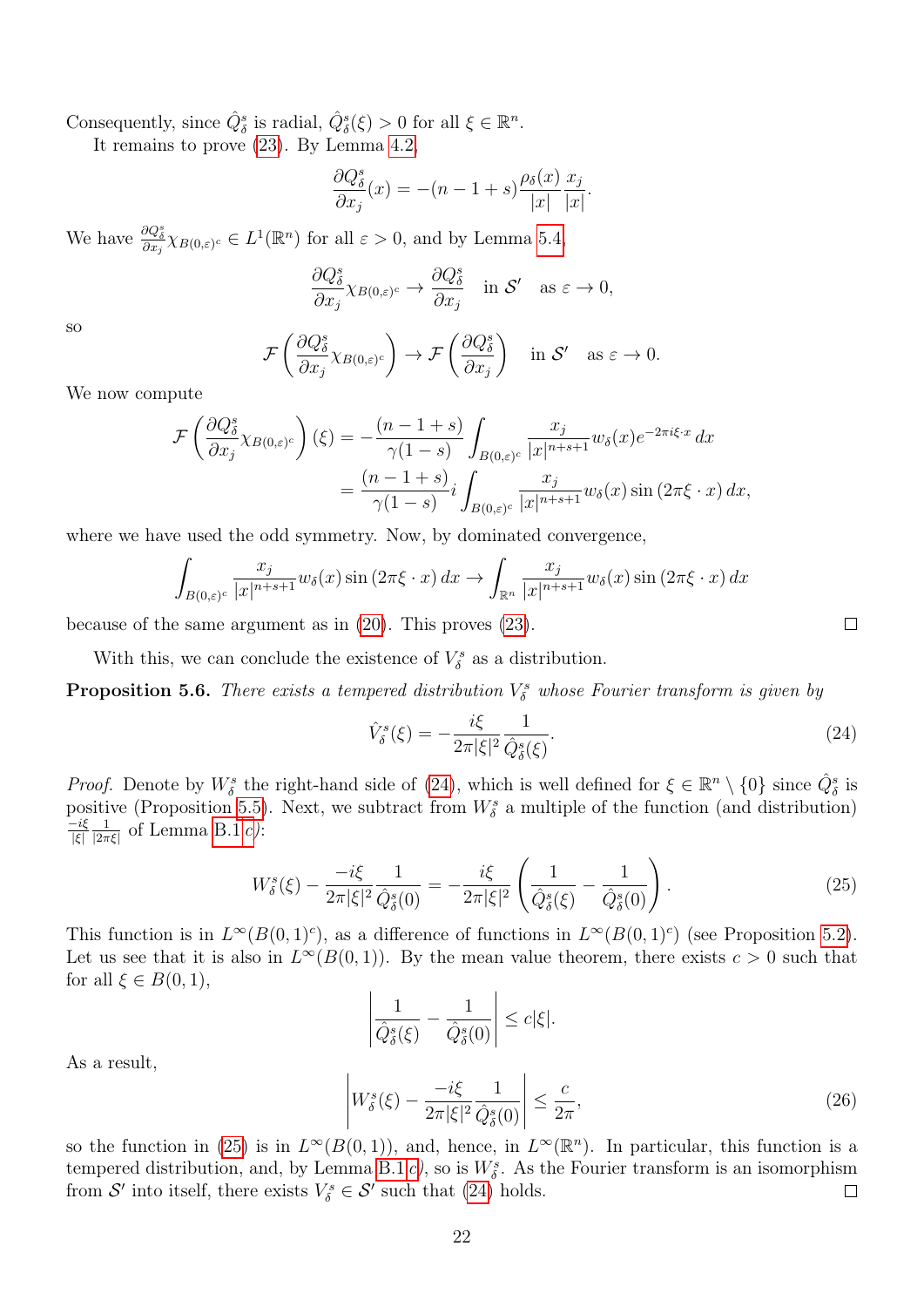Consequently, since $\hat{Q}^s_\delta$ is radial, $\hat{Q}^s_\delta(\xi) > 0$ for all $\xi \in \mathbb{R}^n$.

It remains to prove (23). By Lemma 4.2,

$$\frac{\partial Q^s_\delta}{\partial x_j}(x) = -(n-1+s)\frac{\rho_\delta(x)}{|x|}\frac{x_j}{|x|}.$$

We have $\frac{\partial Q^s_\delta}{\partial x_j}\chi_{B(0,\varepsilon)^c} \in L^1(\mathbb{R}^n)$ for all $\varepsilon > 0$, and by Lemma 5.4,

$$\frac{\partial Q^s_\delta}{\partial x_j}\chi_{B(0,\varepsilon)^c} \to \frac{\partial Q^s_\delta}{\partial x_j} \quad \text{in } \mathcal{S}' \quad \text{as } \varepsilon \to 0,$$

so

$$\mathcal{F}\left(\frac{\partial Q^s_\delta}{\partial x_j}\chi_{B(0,\varepsilon)^c}\right) \to \mathcal{F}\left(\frac{\partial Q^s_\delta}{\partial x_j}\right) \quad \text{in } \mathcal{S}' \quad \text{as } \varepsilon \to 0.$$

We now compute

$$\begin{aligned}
\mathcal{F}\left(\frac{\partial Q^s_\delta}{\partial x_j}\chi_{B(0,\varepsilon)^c}\right)(\xi) &= -\frac{(n-1+s)}{\gamma(1-s)}\int_{B(0,\varepsilon)^c} \frac{x_j}{|x|^{n+s+1}} w_\delta(x) e^{-2\pi i \xi \cdot x}\, dx \\
&= \frac{(n-1+s)}{\gamma(1-s)} i \int_{B(0,\varepsilon)^c} \frac{x_j}{|x|^{n+s+1}} w_\delta(x) \sin(2\pi \xi \cdot x)\, dx,
\end{aligned}$$

where we have used the odd symmetry. Now, by dominated convergence,

$$\int_{B(0,\varepsilon)^c} \frac{x_j}{|x|^{n+s+1}} w_\delta(x) \sin(2\pi\xi\cdot x)\, dx \to \int_{\mathbb{R}^n} \frac{x_j}{|x|^{n+s+1}} w_\delta(x) \sin(2\pi\xi\cdot x)\, dx$$

because of the same argument as in (20). This proves (23). ◻

With this, we can conclude the existence of $V^s_\delta$ as a distribution.

**Proposition 5.6.** *There exists a tempered distribution $V^s_\delta$ whose Fourier transform is given by*

$$\hat{V}^s_\delta(\xi) = -\frac{i\xi}{2\pi|\xi|^2}\frac{1}{\hat{Q}^s_\delta(\xi)}. \tag{24}$$

*Proof.* Denote by $W^s_\delta$ the right-hand side of (24), which is well defined for $\xi \in \mathbb{R}^n \setminus \{0\}$ since $\hat{Q}^s_\delta$ is positive (Proposition 5.5). Next, we subtract from $W^s_\delta$ a multiple of the function (and distribution) $\frac{-i\xi}{|\xi|}\frac{1}{|2\pi\xi|}$ of Lemma B.1 *c)*:

$$W^s_\delta(\xi) - \frac{-i\xi}{2\pi|\xi|^2}\frac{1}{\hat{Q}^s_\delta(0)} = -\frac{i\xi}{2\pi|\xi|^2}\left(\frac{1}{\hat{Q}^s_\delta(\xi)} - \frac{1}{\hat{Q}^s_\delta(0)}\right). \tag{25}$$

This function is in $L^\infty(B(0,1)^c)$, as a difference of functions in $L^\infty(B(0,1)^c)$ (see Proposition 5.2). Let us see that it is also in $L^\infty(B(0,1))$. By the mean value theorem, there exists $c > 0$ such that for all $\xi \in B(0,1)$,

$$\left|\frac{1}{\hat{Q}^s_\delta(\xi)} - \frac{1}{\hat{Q}^s_\delta(0)}\right| \le c|\xi|.$$

As a result,

$$\left|W^s_\delta(\xi) - \frac{-i\xi}{2\pi|\xi|^2}\frac{1}{\hat{Q}^s_\delta(0)}\right| \le \frac{c}{2\pi}, \tag{26}$$

so the function in (25) is in $L^\infty(B(0,1))$, and, hence, in $L^\infty(\mathbb{R}^n)$. In particular, this function is a tempered distribution, and, by Lemma B.1 *c)*, so is $W^s_\delta$. As the Fourier transform is an isomorphism from $\mathcal{S}'$ into itself, there exists $V^s_\delta \in \mathcal{S}'$ such that (24) holds. ◻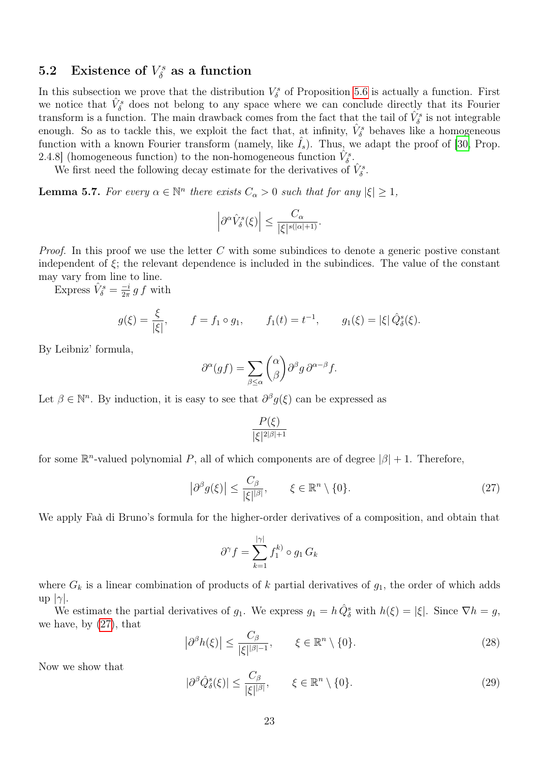## 5.2 Existence of $V_\delta^s$ as a function

In this subsection we prove that the distribution $V_\delta^s$ of Proposition 5.6 is actually a function. First we notice that $\hat{V}_\delta^s$ does not belong to any space where we can conclude directly that its Fourier transform is a function. The main drawback comes from the fact that the tail of $\hat{V}_\delta^s$ is not integrable enough. So as to tackle this, we exploit the fact that, at infinity, $\hat{V}_\delta^s$ behaves like a homogeneous function with a known Fourier transform (namely, like $\hat{I}_s$). Thus, we adapt the proof of [30, Prop. 2.4.8] (homogeneous function) to the non-homogeneous function $\hat{V}_\delta^s$.

We first need the following decay estimate for the derivatives of $\hat{V}_\delta^s$.

**Lemma 5.7.** *For every $\alpha \in \mathbb{N}^n$ there exists $C_\alpha > 0$ such that for any $|\xi| \geq 1$,*

$$\left|\partial^\alpha \hat{V}_\delta^s(\xi)\right| \leq \frac{C_\alpha}{|\xi|^{s(|\alpha|+1)}}.$$

*Proof.* In this proof we use the letter $C$ with some subindices to denote a generic postive constant independent of $\xi$; the relevant dependence is included in the subindices. The value of the constant may vary from line to line.

Express $\hat{V}_\delta^s = \frac{-i}{2\pi}\, g\, f$ with

$$g(\xi) = \frac{\xi}{|\xi|}, \qquad f = f_1 \circ g_1, \qquad f_1(t) = t^{-1}, \qquad g_1(\xi) = |\xi|\, \hat{Q}_\delta^s(\xi).$$

By Leibniz' formula,

$$\partial^\alpha(gf) = \sum_{\beta \leq \alpha} \binom{\alpha}{\beta} \partial^\beta g\, \partial^{\alpha-\beta} f.$$

Let $\beta \in \mathbb{N}^n$. By induction, it is easy to see that $\partial^\beta g(\xi)$ can be expressed as

$$\frac{P(\xi)}{|\xi|^{2|\beta|+1}}$$

for some $\mathbb{R}^n$-valued polynomial $P$, all of which components are of degree $|\beta| + 1$. Therefore,

$$\left|\partial^\beta g(\xi)\right| \leq \frac{C_\beta}{|\xi|^{|\beta|}}, \qquad \xi \in \mathbb{R}^n \setminus \{0\}. \tag{27}$$

We apply Faà di Bruno's formula for the higher-order derivatives of a composition, and obtain that

$$\partial^\gamma f = \sum_{k=1}^{|\gamma|} f_1^{k)} \circ g_1\, G_k$$

where $G_k$ is a linear combination of products of $k$ partial derivatives of $g_1$, the order of which adds up $|\gamma|$.

We estimate the partial derivatives of $g_1$. We express $g_1 = h\, \hat{Q}_\delta^s$ with $h(\xi) = |\xi|$. Since $\nabla h = g$, we have, by (27), that

$$\left|\partial^\beta h(\xi)\right| \leq \frac{C_\beta}{|\xi|^{|\beta|-1}}, \qquad \xi \in \mathbb{R}^n \setminus \{0\}. \tag{28}$$

Now we show that

$$|\partial^\beta \hat{Q}_\delta^s(\xi)| \leq \frac{C_\beta}{|\xi|^{|\beta|}}, \qquad \xi \in \mathbb{R}^n \setminus \{0\}. \tag{29}$$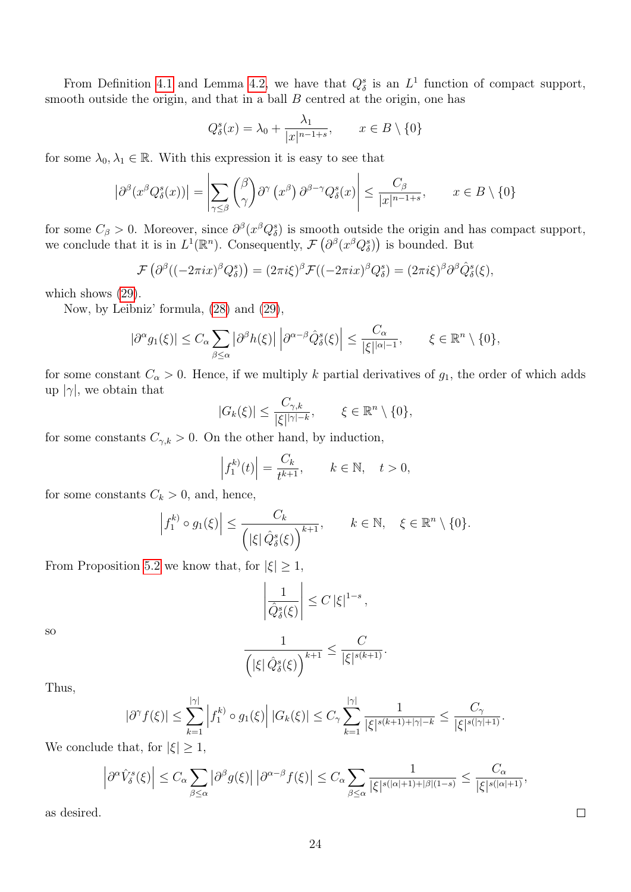From Definition 4.1 and Lemma 4.2, we have that $Q_\delta^s$ is an $L^1$ function of compact support, smooth outside the origin, and that in a ball $B$ centred at the origin, one has

$$Q_\delta^s(x) = \lambda_0 + \frac{\lambda_1}{|x|^{n-1+s}}, \qquad x \in B \setminus \{0\}$$

for some $\lambda_0, \lambda_1 \in \mathbb{R}$. With this expression it is easy to see that

$$\left|\partial^\beta(x^\beta Q_\delta^s(x))\right| = \left|\sum_{\gamma \le \beta} \binom{\beta}{\gamma} \partial^\gamma\left(x^\beta\right) \partial^{\beta-\gamma} Q_\delta^s(x)\right| \le \frac{C_\beta}{|x|^{n-1+s}}, \qquad x \in B \setminus \{0\}$$

for some $C_\beta > 0$. Moreover, since $\partial^\beta(x^\beta Q_\delta^s)$ is smooth outside the origin and has compact support, we conclude that it is in $L^1(\mathbb{R}^n)$. Consequently, $\mathcal{F}\left(\partial^\beta(x^\beta Q_\delta^s)\right)$ is bounded. But

$$\mathcal{F}\left(\partial^\beta((-2\pi i x)^\beta Q_\delta^s)\right) = (2\pi i \xi)^\beta \mathcal{F}((-2\pi i x)^\beta Q_\delta^s) = (2\pi i \xi)^\beta \partial^\beta \hat{Q}_\delta^s(\xi),$$

which shows (29).

Now, by Leibniz' formula, (28) and (29),

$$|\partial^\alpha g_1(\xi)| \le C_\alpha \sum_{\beta \le \alpha} \left|\partial^\beta h(\xi)\right| \left|\partial^{\alpha-\beta} \hat{Q}_\delta^s(\xi)\right| \le \frac{C_\alpha}{|\xi|^{|\alpha|-1}}, \qquad \xi \in \mathbb{R}^n \setminus \{0\},$$

for some constant $C_\alpha > 0$. Hence, if we multiply $k$ partial derivatives of $g_1$, the order of which adds up $|\gamma|$, we obtain that

$$|G_k(\xi)| \le \frac{C_{\gamma,k}}{|\xi|^{|\gamma|-k}}, \qquad \xi \in \mathbb{R}^n \setminus \{0\},$$

for some constants $C_{\gamma,k} > 0$. On the other hand, by induction,

$$\left|f_1^{k)}(t)\right| = \frac{C_k}{t^{k+1}}, \qquad k \in \mathbb{N}, \quad t > 0,$$

for some constants $C_k > 0$, and, hence,

$$\left|f_1^{k)} \circ g_1(\xi)\right| \le \frac{C_k}{\left(|\xi|\, \hat{Q}_\delta^s(\xi)\right)^{k+1}}, \qquad k \in \mathbb{N}, \quad \xi \in \mathbb{R}^n \setminus \{0\}.$$

From Proposition 5.2 we know that, for $|\xi| \ge 1$,

$$\left|\frac{1}{\hat{Q}_\delta^s(\xi)}\right| \le C\, |\xi|^{1-s},$$

so

$$\frac{1}{\left(|\xi|\, \hat{Q}_\delta^s(\xi)\right)^{k+1}} \le \frac{C}{|\xi|^{s(k+1)}}.$$

Thus,

$$|\partial^\gamma f(\xi)| \le \sum_{k=1}^{|\gamma|} \left|f_1^{k)} \circ g_1(\xi)\right| |G_k(\xi)| \le C_\gamma \sum_{k=1}^{|\gamma|} \frac{1}{|\xi|^{s(k+1)+|\gamma|-k}} \le \frac{C_\gamma}{|\xi|^{s(|\gamma|+1)}}.$$

We conclude that, for $|\xi| \ge 1$,

$$\left|\partial^\alpha \hat{V}_\delta^s(\xi)\right| \le C_\alpha \sum_{\beta \le \alpha} \left|\partial^\beta g(\xi)\right| \left|\partial^{\alpha-\beta} f(\xi)\right| \le C_\alpha \sum_{\beta \le \alpha} \frac{1}{|\xi|^{s(|\alpha|+1)+|\beta|(1-s)}} \le \frac{C_\alpha}{|\xi|^{s(|\alpha|+1)}},$$

as desired. □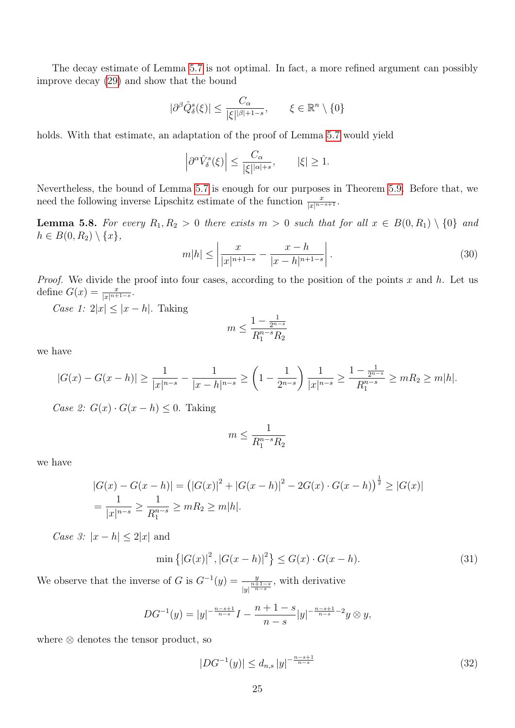The decay estimate of Lemma 5.7 is not optimal. In fact, a more refined argument can possibly improve decay (29) and show that the bound

$$|\partial^\beta \hat{Q}^s_\delta(\xi)| \leq \frac{C_\alpha}{|\xi|^{|\beta|+1-s}}, \qquad \xi \in \mathbb{R}^n \setminus \{0\}$$

holds. With that estimate, an adaptation of the proof of Lemma 5.7 would yield

$$\left|\partial^\alpha \hat{V}^s_\delta(\xi)\right| \leq \frac{C_\alpha}{|\xi|^{|\alpha|+s}}, \qquad |\xi| \geq 1.$$

Nevertheless, the bound of Lemma 5.7 is enough for our purposes in Theorem 5.9. Before that, we need the following inverse Lipschitz estimate of the function $\frac{x}{|x|^{n-s+1}}$.

**Lemma 5.8.** *For every $R_1, R_2 > 0$ there exists $m > 0$ such that for all $x \in B(0, R_1) \setminus \{0\}$ and $h \in B(0, R_2) \setminus \{x\}$,*

$$m|h| \leq \left| \frac{x}{|x|^{n+1-s}} - \frac{x-h}{|x-h|^{n+1-s}} \right|. \tag{30}$$

*Proof.* We divide the proof into four cases, according to the position of the points $x$ and $h$. Let us define $G(x) = \frac{x}{|x|^{n+1-s}}$.

*Case 1:* $2|x| \leq |x-h|$. Taking

$$m \leq \frac{1 - \frac{1}{2^{n-s}}}{R_1^{n-s} R_2}$$

we have

$$|G(x) - G(x-h)| \geq \frac{1}{|x|^{n-s}} - \frac{1}{|x-h|^{n-s}} \geq \left(1 - \frac{1}{2^{n-s}}\right)\frac{1}{|x|^{n-s}} \geq \frac{1 - \frac{1}{2^{n-s}}}{R_1^{n-s}} \geq mR_2 \geq m|h|.$$

*Case 2:* $G(x) \cdot G(x-h) \leq 0$. Taking

$$m \leq \frac{1}{R_1^{n-s} R_2}$$

we have

$$\begin{aligned}
&|G(x) - G(x-h)| = \left(|G(x)|^2 + |G(x-h)|^2 - 2G(x) \cdot G(x-h)\right)^{\frac{1}{2}} \geq |G(x)| \\
&= \frac{1}{|x|^{n-s}} \geq \frac{1}{R_1^{n-s}} \geq mR_2 \geq m|h|.
\end{aligned}$$

*Case 3:* $|x-h| \leq 2|x|$ and

$$\min\left\{|G(x)|^2, |G(x-h)|^2\right\} \leq G(x) \cdot G(x-h). \tag{31}$$

We observe that the inverse of $G$ is $G^{-1}(y) = \frac{y}{|y|^{\frac{n+1-s}{n-s}}}$, with derivative

$$DG^{-1}(y) = |y|^{-\frac{n-s+1}{n-s}} I - \frac{n+1-s}{n-s} |y|^{-\frac{n-s+1}{n-s}-2} y \otimes y,$$

where $\otimes$ denotes the tensor product, so

$$|DG^{-1}(y)| \leq d_{n,s} \, |y|^{-\frac{n-s+1}{n-s}} \tag{32}$$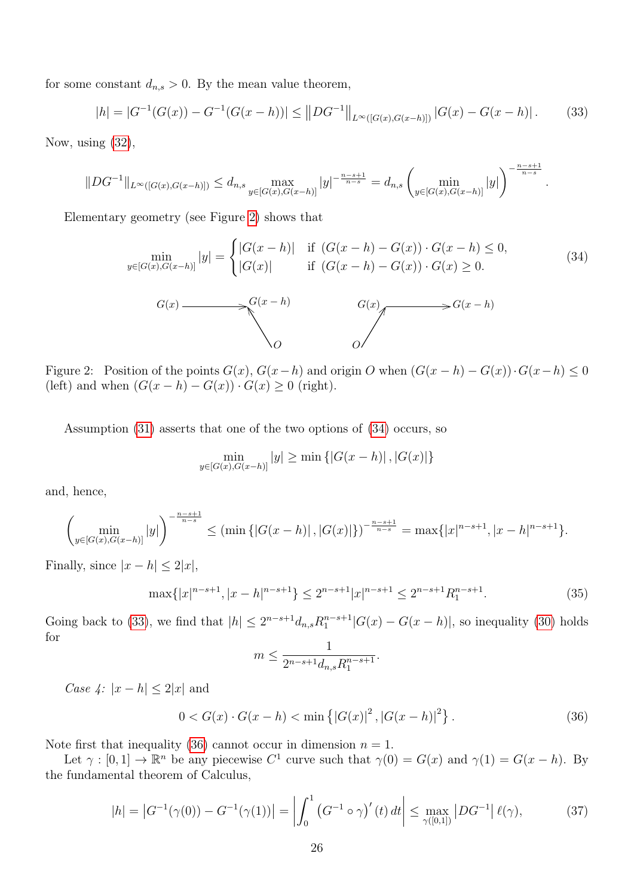for some constant $d_{n,s} > 0$. By the mean value theorem,

$$|h| = |G^{-1}(G(x)) - G^{-1}(G(x-h))| \leq \left\| DG^{-1} \right\|_{L^\infty([G(x),G(x-h)])} |G(x) - G(x-h)| . \tag{33}$$

Now, using (32),

$$\|DG^{-1}\|_{L^\infty([G(x),G(x-h)])} \leq d_{n,s} \max_{y\in[G(x),G(x-h)]} |y|^{-\frac{n-s+1}{n-s}} = d_{n,s} \left( \min_{y\in[G(x),G(x-h)]} |y| \right)^{-\frac{n-s+1}{n-s}} .$$

Elementary geometry (see Figure 2) shows that

$$\min_{y\in[G(x),G(x-h)]} |y| = \begin{cases} |G(x-h)| & \text{if } (G(x-h) - G(x)) \cdot G(x-h) \leq 0, \\ |G(x)| & \text{if } (G(x-h) - G(x)) \cdot G(x) \geq 0. \end{cases} \tag{34}$$

Figure 2: Position of the points $G(x)$, $G(x-h)$ and origin $O$ when $(G(x-h) - G(x)) \cdot G(x-h) \leq 0$ (left) and when $(G(x-h) - G(x)) \cdot G(x) \geq 0$ (right).

Assumption (31) asserts that one of the two options of (34) occurs, so

$$\min_{y\in[G(x),G(x-h)]} |y| \geq \min \{|G(x-h)| , |G(x)|\}$$

and, hence,

$$\left( \min_{y\in[G(x),G(x-h)]} |y| \right)^{-\frac{n-s+1}{n-s}} \leq (\min \{|G(x-h)| , |G(x)|\})^{-\frac{n-s+1}{n-s}} = \max\{|x|^{n-s+1}, |x-h|^{n-s+1}\}.$$

Finally, since $|x-h| \leq 2|x|$,

$$\max\{|x|^{n-s+1}, |x-h|^{n-s+1}\} \leq 2^{n-s+1}|x|^{n-s+1} \leq 2^{n-s+1}R_1^{n-s+1}. \tag{35}$$

Going back to (33), we find that $|h| \leq 2^{n-s+1}d_{n,s}R_1^{n-s+1}|G(x) - G(x-h)|$, so inequality (30) holds for

$$m \leq \frac{1}{2^{n-s+1}d_{n,s}R_1^{n-s+1}}.$$

*Case 4:* $|x-h| \leq 2|x|$ and

$$0 < G(x) \cdot G(x-h) < \min \left\{ |G(x)|^2 , |G(x-h)|^2 \right\}. \tag{36}$$

Note first that inequality (36) cannot occur in dimension $n = 1$.

Let $\gamma : [0,1] \to \mathbb{R}^n$ be any piecewise $C^1$ curve such that $\gamma(0) = G(x)$ and $\gamma(1) = G(x-h)$. By the fundamental theorem of Calculus,

$$|h| = \left| G^{-1}(\gamma(0)) - G^{-1}(\gamma(1)) \right| = \left| \int_0^1 \left( G^{-1} \circ \gamma \right)' (t) \, dt \right| \leq \max_{\gamma([0,1])} \left| DG^{-1} \right| \ell(\gamma), \tag{37}$$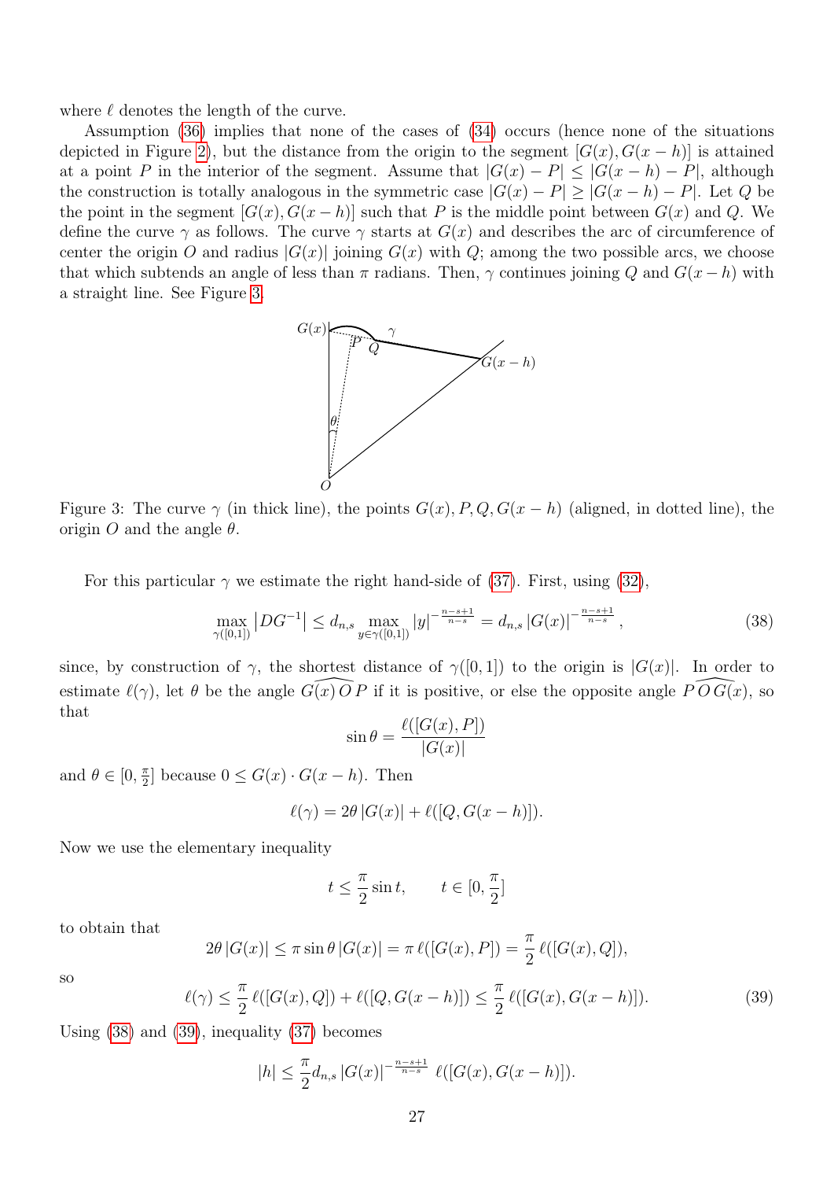where $\ell$ denotes the length of the curve.

Assumption (36) implies that none of the cases of (34) occurs (hence none of the situations depicted in Figure 2), but the distance from the origin to the segment $[G(x), G(x-h)]$ is attained at a point $P$ in the interior of the segment. Assume that $|G(x) - P| \leq |G(x-h) - P|$, although the construction is totally analogous in the symmetric case $|G(x) - P| \geq |G(x-h) - P|$. Let $Q$ be the point in the segment $[G(x), G(x-h)]$ such that $P$ is the middle point between $G(x)$ and $Q$. We define the curve $\gamma$ as follows. The curve $\gamma$ starts at $G(x)$ and describes the arc of circumference of center the origin $O$ and radius $|G(x)|$ joining $G(x)$ with $Q$; among the two possible arcs, we choose that which subtends an angle of less than $\pi$ radians. Then, $\gamma$ continues joining $Q$ and $G(x-h)$ with a straight line. See Figure 3.

Figure 3: The curve $\gamma$ (in thick line), the points $G(x), P, Q, G(x-h)$ (aligned, in dotted line), the origin $O$ and the angle $\theta$.

For this particular $\gamma$ we estimate the right hand-side of (37). First, using (32),

$$\max_{\gamma([0,1])} \left|DG^{-1}\right| \leq d_{n,s} \max_{y \in \gamma([0,1])} |y|^{-\frac{n-s+1}{n-s}} = d_{n,s} \, |G(x)|^{-\frac{n-s+1}{n-s}} , \tag{38}$$

since, by construction of $\gamma$, the shortest distance of $\gamma([0,1])$ to the origin is $|G(x)|$. In order to estimate $\ell(\gamma)$, let $\theta$ be the angle $\widehat{G(x)\,O\,P}$ if it is positive, or else the opposite angle $\widehat{P\,O\,G(x)}$, so that

$$\sin\theta = \frac{\ell([G(x), P])}{|G(x)|}$$

and $\theta \in [0, \frac{\pi}{2}]$ because $0 \leq G(x) \cdot G(x-h)$. Then

$$\ell(\gamma) = 2\theta \, |G(x)| + \ell([Q, G(x-h)]).$$

Now we use the elementary inequality

$$t \leq \frac{\pi}{2} \sin t, \qquad t \in [0, \frac{\pi}{2}]$$

to obtain that

$$2\theta \, |G(x)| \leq \pi \sin\theta \, |G(x)| = \pi \, \ell([G(x), P]) = \frac{\pi}{2} \, \ell([G(x), Q]),$$

so

$$\ell(\gamma) \leq \frac{\pi}{2} \, \ell([G(x), Q]) + \ell([Q, G(x-h)]) \leq \frac{\pi}{2} \, \ell([G(x), G(x-h)]). \tag{39}$$

Using (38) and (39), inequality (37) becomes

$$|h| \leq \frac{\pi}{2} d_{n,s} \, |G(x)|^{-\frac{n-s+1}{n-s}} \, \ell([G(x), G(x-h)]).$$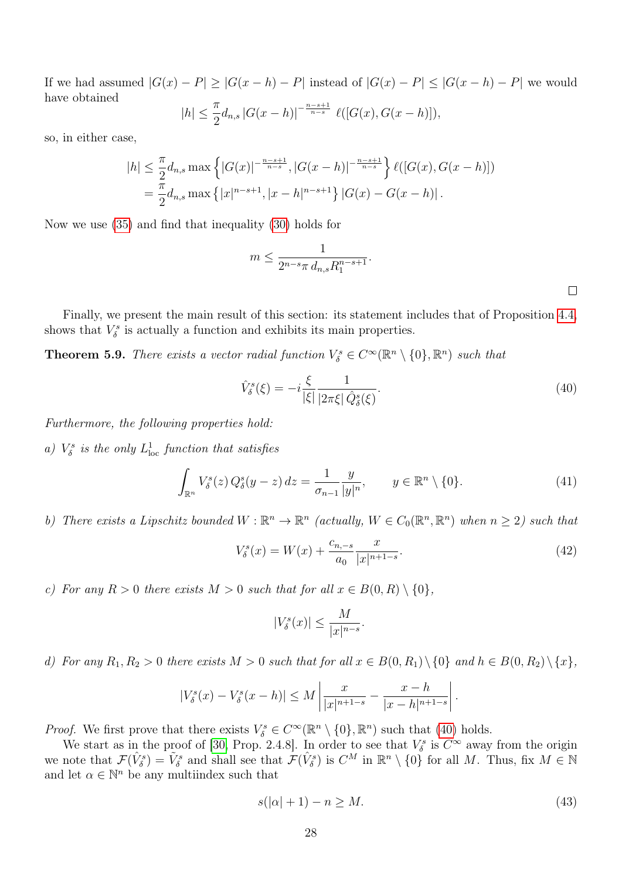If we had assumed $|G(x) - P| \geq |G(x-h) - P|$ instead of $|G(x) - P| \leq |G(x-h) - P|$ we would have obtained

$$|h| \leq \frac{\pi}{2} d_{n,s} \, |G(x-h)|^{-\frac{n-s+1}{n-s}} \; \ell([G(x), G(x-h)]),$$

so, in either case,

$$\begin{aligned} |h| &\leq \frac{\pi}{2} d_{n,s} \max\left\{ |G(x)|^{-\frac{n-s+1}{n-s}}, |G(x-h)|^{-\frac{n-s+1}{n-s}} \right\} \ell([G(x), G(x-h)]) \\ &= \frac{\pi}{2} d_{n,s} \max\left\{ |x|^{n-s+1}, |x-h|^{n-s+1} \right\} |G(x) - G(x-h)| . \end{aligned}$$

Now we use (35) and find that inequality (30) holds for

$$m \leq \frac{1}{2^{n-s} \pi \, d_{n,s} R_1^{n-s+1}}.$$

□

Finally, we present the main result of this section: its statement includes that of Proposition 4.4, shows that $V_\delta^s$ is actually a function and exhibits its main properties.

**Theorem 5.9.** *There exists a vector radial function $V_\delta^s \in C^\infty(\mathbb{R}^n \setminus \{0\}, \mathbb{R}^n)$ such that*

$$\hat{V}_\delta^s(\xi) = -i \frac{\xi}{|\xi|} \frac{1}{|2\pi\xi| \, \hat{Q}_\delta^s(\xi)}. \tag{40}$$

*Furthermore, the following properties hold:*

*a) $V_\delta^s$ is the only $L^1_{\mathrm{loc}}$ function that satisfies*

$$\int_{\mathbb{R}^n} V_\delta^s(z) \, Q_\delta^s(y-z) \, dz = \frac{1}{\sigma_{n-1}} \frac{y}{|y|^n}, \qquad y \in \mathbb{R}^n \setminus \{0\}. \tag{41}$$

*b) There exists a Lipschitz bounded $W : \mathbb{R}^n \to \mathbb{R}^n$ (actually, $W \in C_0(\mathbb{R}^n, \mathbb{R}^n)$ when $n \geq 2$) such that*

$$V_\delta^s(x) = W(x) + \frac{c_{n,-s}}{a_0} \frac{x}{|x|^{n+1-s}}. \tag{42}$$

*c) For any $R > 0$ there exists $M > 0$ such that for all $x \in B(0,R) \setminus \{0\}$,*

$$|V_\delta^s(x)| \leq \frac{M}{|x|^{n-s}}.$$

*d) For any $R_1, R_2 > 0$ there exists $M > 0$ such that for all $x \in B(0,R_1) \setminus \{0\}$ and $h \in B(0,R_2) \setminus \{x\}$,*

$$|V_\delta^s(x) - V_\delta^s(x-h)| \leq M \left| \frac{x}{|x|^{n+1-s}} - \frac{x-h}{|x-h|^{n+1-s}} \right| .$$

*Proof.* We first prove that there exists $V_\delta^s \in C^\infty(\mathbb{R}^n \setminus \{0\}, \mathbb{R}^n)$ such that (40) holds.

We start as in the proof of [30, Prop. 2.4.8]. In order to see that $V_\delta^s$ is $C^\infty$ away from the origin we note that $\mathcal{F}(\hat{V}_\delta^s) = \tilde{V}_\delta^s$ and shall see that $\mathcal{F}(\hat{V}_\delta^s)$ is $C^M$ in $\mathbb{R}^n \setminus \{0\}$ for all $M$. Thus, fix $M \in \mathbb{N}$ and let $\alpha \in \mathbb{N}^n$ be any multiindex such that

$$s(|\alpha| + 1) - n \geq M. \tag{43}$$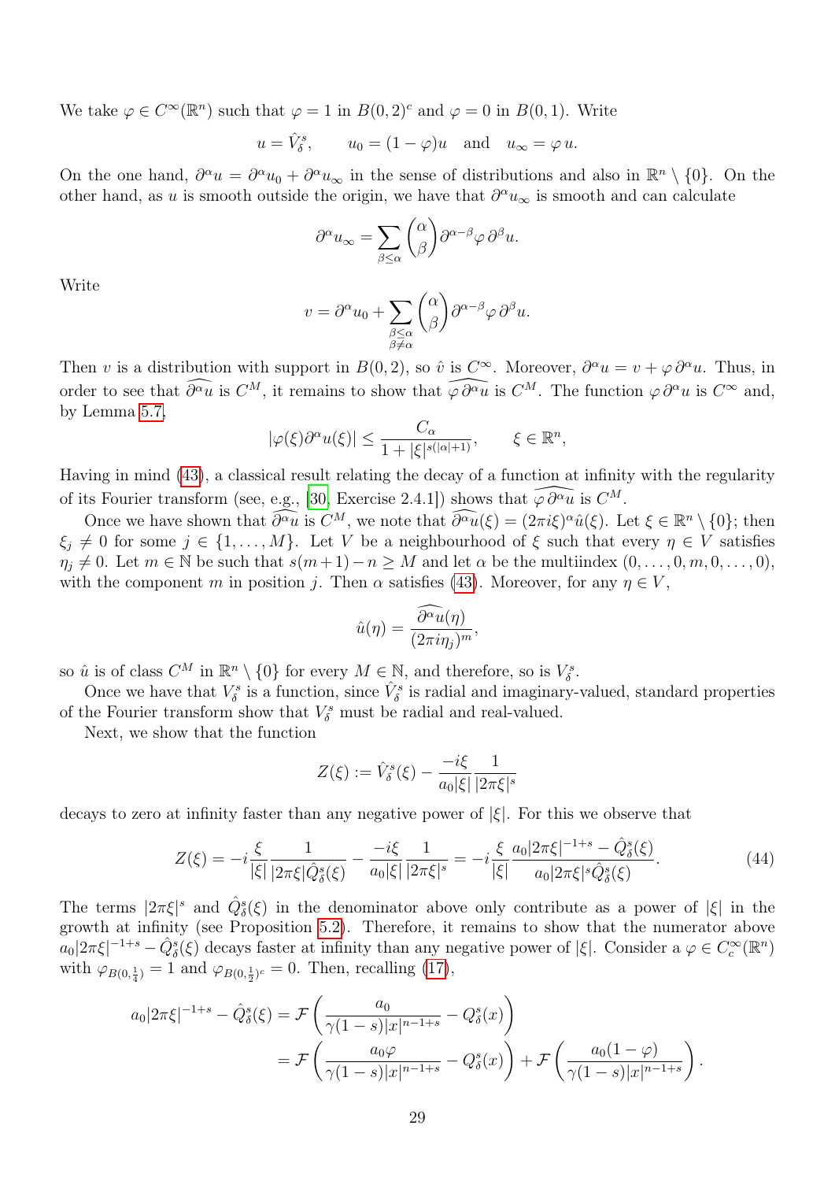We take $\varphi \in C^\infty(\mathbb{R}^n)$ such that $\varphi = 1$ in $B(0,2)^c$ and $\varphi = 0$ in $B(0,1)$. Write

$$u = \hat{V}^s_\delta, \qquad u_0 = (1-\varphi)u \quad \text{and} \quad u_\infty = \varphi\, u.$$

On the one hand, $\partial^\alpha u = \partial^\alpha u_0 + \partial^\alpha u_\infty$ in the sense of distributions and also in $\mathbb{R}^n \setminus \{0\}$. On the other hand, as $u$ is smooth outside the origin, we have that $\partial^\alpha u_\infty$ is smooth and can calculate

$$\partial^\alpha u_\infty = \sum_{\beta \leq \alpha} \binom{\alpha}{\beta} \partial^{\alpha-\beta}\varphi\, \partial^\beta u.$$

Write

$$v = \partial^\alpha u_0 + \sum_{\substack{\beta \leq \alpha \\ \beta \neq \alpha}} \binom{\alpha}{\beta} \partial^{\alpha-\beta}\varphi\, \partial^\beta u.$$

Then $v$ is a distribution with support in $B(0,2)$, so $\hat{v}$ is $C^\infty$. Moreover, $\partial^\alpha u = v + \varphi\, \partial^\alpha u$. Thus, in order to see that $\widehat{\partial^\alpha u}$ is $C^M$, it remains to show that $\widehat{\varphi\, \partial^\alpha u}$ is $C^M$. The function $\varphi\, \partial^\alpha u$ is $C^\infty$ and, by Lemma 5.7,

$$|\varphi(\xi)\partial^\alpha u(\xi)| \leq \frac{C_\alpha}{1+|\xi|^{s(|\alpha|+1)}}, \qquad \xi \in \mathbb{R}^n,$$

Having in mind (43), a classical result relating the decay of a function at infinity with the regularity of its Fourier transform (see, e.g., [30, Exercise 2.4.1]) shows that $\widehat{\varphi\, \partial^\alpha u}$ is $C^M$.

Once we have shown that $\widehat{\partial^\alpha u}$ is $C^M$, we note that $\widehat{\partial^\alpha u}(\xi) = (2\pi i \xi)^\alpha \hat{u}(\xi)$. Let $\xi \in \mathbb{R}^n \setminus \{0\}$; then $\xi_j \neq 0$ for some $j \in \{1, \ldots, M\}$. Let $V$ be a neighbourhood of $\xi$ such that every $\eta \in V$ satisfies $\eta_j \neq 0$. Let $m \in \mathbb{N}$ be such that $s(m+1) - n \geq M$ and let $\alpha$ be the multiindex $(0, \ldots, 0, m, 0, \ldots, 0)$, with the component $m$ in position $j$. Then $\alpha$ satisfies (43). Moreover, for any $\eta \in V$,

$$\hat{u}(\eta) = \frac{\widehat{\partial^\alpha u}(\eta)}{(2\pi i \eta_j)^m},$$

so $\hat{u}$ is of class $C^M$ in $\mathbb{R}^n \setminus \{0\}$ for every $M \in \mathbb{N}$, and therefore, so is $V^s_\delta$.

Once we have that $V^s_\delta$ is a function, since $\hat{V}^s_\delta$ is radial and imaginary-valued, standard properties of the Fourier transform show that $V^s_\delta$ must be radial and real-valued.

Next, we show that the function

$$Z(\xi) := \hat{V}^s_\delta(\xi) - \frac{-i\xi}{a_0|\xi|}\frac{1}{|2\pi\xi|^s}$$

decays to zero at infinity faster than any negative power of $|\xi|$. For this we observe that

$$Z(\xi) = -i\frac{\xi}{|\xi|}\frac{1}{|2\pi\xi|\hat{Q}^s_\delta(\xi)} - \frac{-i\xi}{a_0|\xi|}\frac{1}{|2\pi\xi|^s} = -i\frac{\xi}{|\xi|}\frac{a_0|2\pi\xi|^{-1+s} - \hat{Q}^s_\delta(\xi)}{a_0|2\pi\xi|^s\hat{Q}^s_\delta(\xi)}. \tag{44}$$

The terms $|2\pi\xi|^s$ and $\hat{Q}^s_\delta(\xi)$ in the denominator above only contribute as a power of $|\xi|$ in the growth at infinity (see Proposition 5.2). Therefore, it remains to show that the numerator above $a_0|2\pi\xi|^{-1+s} - \hat{Q}^s_\delta(\xi)$ decays faster at infinity than any negative power of $|\xi|$. Consider a $\varphi \in C^\infty_c(\mathbb{R}^n)$ with $\varphi_{B(0,\frac{1}{4})} = 1$ and $\varphi_{B(0,\frac{1}{2})^c} = 0$. Then, recalling (17),

$$\begin{aligned}
a_0|2\pi\xi|^{-1+s} - \hat{Q}^s_\delta(\xi) &= \mathcal{F}\left(\frac{a_0}{\gamma(1-s)|x|^{n-1+s}} - Q^s_\delta(x)\right) \\
&= \mathcal{F}\left(\frac{a_0\varphi}{\gamma(1-s)|x|^{n-1+s}} - Q^s_\delta(x)\right) + \mathcal{F}\left(\frac{a_0(1-\varphi)}{\gamma(1-s)|x|^{n-1+s}}\right).
\end{aligned}$$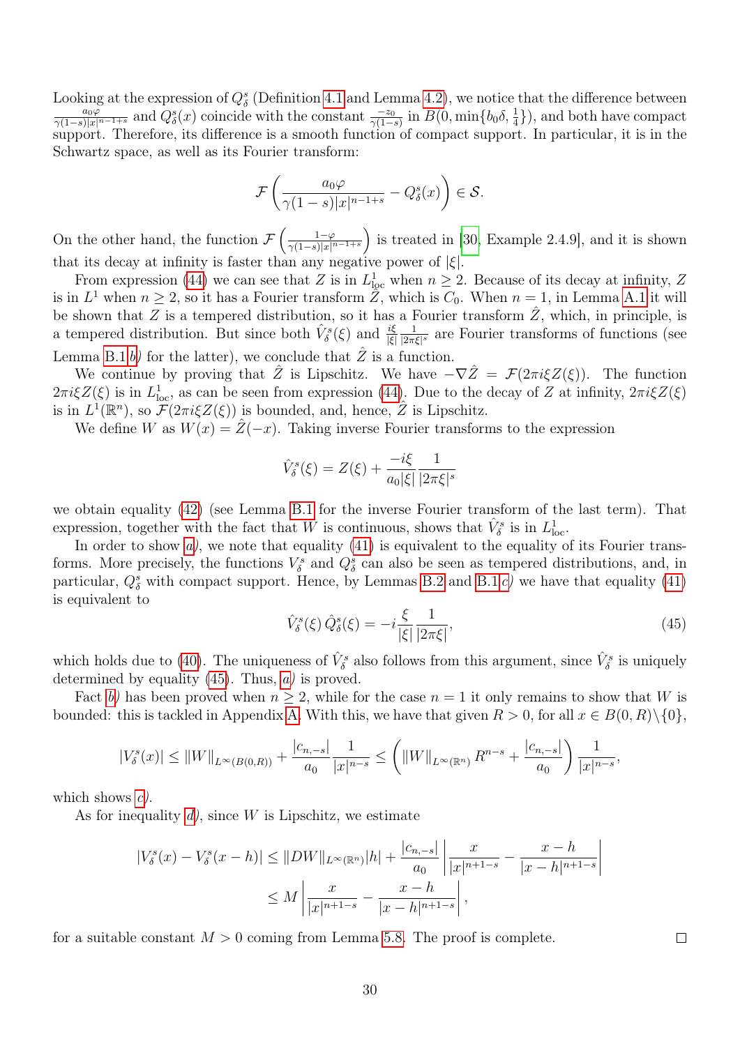Looking at the expression of $Q^s_\delta$ (Definition 4.1 and Lemma 4.2), we notice that the difference between $\frac{a_0\varphi}{\gamma(1-s)|x|^{n-1+s}}$ and $Q^s_\delta(x)$ coincide with the constant $\frac{-z_0}{\gamma(1-s)}$ in $B(0,\min\{b_0\delta,\frac{1}{4}\})$, and both have compact support. Therefore, its difference is a smooth function of compact support. In particular, it is in the Schwartz space, as well as its Fourier transform:

$$\mathcal{F}\left(\frac{a_0\varphi}{\gamma(1-s)|x|^{n-1+s}} - Q^s_\delta(x)\right) \in \mathcal{S}.$$

On the other hand, the function $\mathcal{F}\left(\frac{1-\varphi}{\gamma(1-s)|x|^{n-1+s}}\right)$ is treated in [30, Example 2.4.9], and it is shown that its decay at infinity is faster than any negative power of $|\xi|$.

From expression (44) we can see that $Z$ is in $L^1_{\text{loc}}$ when $n \geq 2$. Because of its decay at infinity, $Z$ is in $L^1$ when $n \geq 2$, so it has a Fourier transform $\hat{Z}$, which is $C_0$. When $n = 1$, in Lemma A.1 it will be shown that $Z$ is a tempered distribution, so it has a Fourier transform $\hat{Z}$, which, in principle, is a tempered distribution. But since both $\hat{V}^s_\delta(\xi)$ and $\frac{i\xi}{|\xi|}\frac{1}{|2\pi\xi|^s}$ are Fourier transforms of functions (see Lemma B.1*b)* for the latter), we conclude that $\hat{Z}$ is a function.

We continue by proving that $\hat{Z}$ is Lipschitz. We have $-\nabla\hat{Z} = \mathcal{F}(2\pi i\xi Z(\xi))$. The function $2\pi i\xi Z(\xi)$ is in $L^1_{\text{loc}}$, as can be seen from expression (44). Due to the decay of $Z$ at infinity, $2\pi i\xi Z(\xi)$ is in $L^1(\mathbb{R}^n)$, so $\mathcal{F}(2\pi i\xi Z(\xi))$ is bounded, and, hence, $\hat{Z}$ is Lipschitz.

We define $W$ as $W(x) = \hat{Z}(-x)$. Taking inverse Fourier transforms to the expression

$$\hat{V}^s_\delta(\xi) = Z(\xi) + \frac{-i\xi}{a_0|\xi|}\frac{1}{|2\pi\xi|^s}$$

we obtain equality (42) (see Lemma B.1 for the inverse Fourier transform of the last term). That expression, together with the fact that $W$ is continuous, shows that $\hat{V}^s_\delta$ is in $L^1_{\text{loc}}$.

In order to show *a)*, we note that equality (41) is equivalent to the equality of its Fourier transforms. More precisely, the functions $V^s_\delta$ and $Q^s_\delta$ can also be seen as tempered distributions, and, in particular, $Q^s_\delta$ with compact support. Hence, by Lemmas B.2 and B.1*c)* we have that equality (41) is equivalent to

$$\hat{V}^s_\delta(\xi)\,\hat{Q}^s_\delta(\xi) = -i\frac{\xi}{|\xi|}\frac{1}{|2\pi\xi|}, \tag{45}$$

which holds due to (40). The uniqueness of $\hat{V}^s_\delta$ also follows from this argument, since $\hat{V}^s_\delta$ is uniquely determined by equality (45). Thus, *a)* is proved.

Fact *b)* has been proved when $n \geq 2$, while for the case $n = 1$ it only remains to show that $W$ is bounded: this is tackled in Appendix A. With this, we have that given $R > 0$, for all $x \in B(0,R)\backslash\{0\}$,

$$|V^s_\delta(x)| \leq \|W\|_{L^\infty(B(0,R))} + \frac{|c_{n,-s}|}{a_0}\frac{1}{|x|^{n-s}} \leq \left(\|W\|_{L^\infty(\mathbb{R}^n)} R^{n-s} + \frac{|c_{n,-s}|}{a_0}\right)\frac{1}{|x|^{n-s}},$$

which shows *c)*.

As for inequality *d)*, since $W$ is Lipschitz, we estimate

$$\begin{aligned}
|V^s_\delta(x) - V^s_\delta(x-h)| &\leq \|DW\|_{L^\infty(\mathbb{R}^n)}|h| + \frac{|c_{n,-s}|}{a_0}\left|\frac{x}{|x|^{n+1-s}} - \frac{x-h}{|x-h|^{n+1-s}}\right| \\
&\leq M\left|\frac{x}{|x|^{n+1-s}} - \frac{x-h}{|x-h|^{n+1-s}}\right|,
\end{aligned}$$

for a suitable constant $M > 0$ coming from Lemma 5.8. The proof is complete. □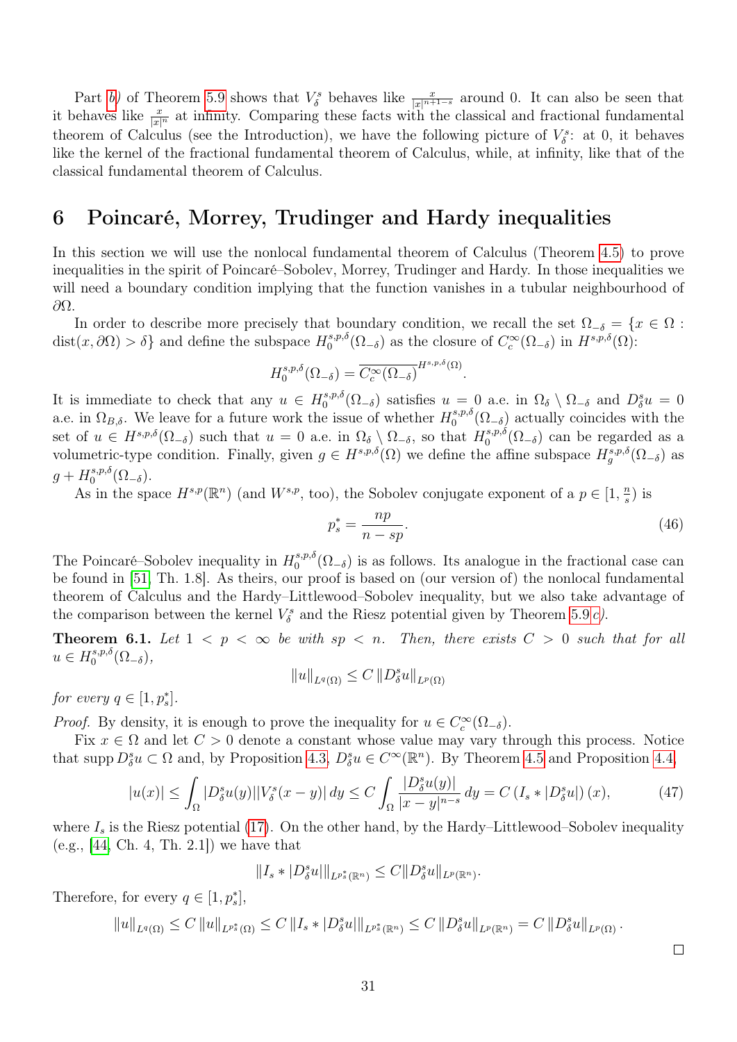Part *b)* of Theorem 5.9 shows that $V_\delta^s$ behaves like $\frac{x}{|x|^{n+1-s}}$ around 0. It can also be seen that it behaves like $\frac{x}{|x|^n}$ at infinity. Comparing these facts with the classical and fractional fundamental theorem of Calculus (see the Introduction), we have the following picture of $V_\delta^s$: at 0, it behaves like the kernel of the fractional fundamental theorem of Calculus, while, at infinity, like that of the classical fundamental theorem of Calculus.

# 6 Poincaré, Morrey, Trudinger and Hardy inequalities

In this section we will use the nonlocal fundamental theorem of Calculus (Theorem 4.5) to prove inequalities in the spirit of Poincaré–Sobolev, Morrey, Trudinger and Hardy. In those inequalities we will need a boundary condition implying that the function vanishes in a tubular neighbourhood of $\partial\Omega$.

In order to describe more precisely that boundary condition, we recall the set $\Omega_{-\delta} = \{x \in \Omega : \operatorname{dist}(x, \partial\Omega) > \delta\}$ and define the subspace $H_0^{s,p,\delta}(\Omega_{-\delta})$ as the closure of $C_c^\infty(\Omega_{-\delta})$ in $H^{s,p,\delta}(\Omega)$:

$$
H_0^{s,p,\delta}(\Omega_{-\delta}) = \overline{C_c^\infty(\Omega_{-\delta})}^{H^{s,p,\delta}(\Omega)}.
$$

It is immediate to check that any $u \in H_0^{s,p,\delta}(\Omega_{-\delta})$ satisfies $u = 0$ a.e. in $\Omega_\delta \setminus \Omega_{-\delta}$ and $D_\delta^s u = 0$ a.e. in $\Omega_{B,\delta}$. We leave for a future work the issue of whether $H_0^{s,p,\delta}(\Omega_{-\delta})$ actually coincides with the set of $u \in H^{s,p,\delta}(\Omega_{-\delta})$ such that $u = 0$ a.e. in $\Omega_\delta \setminus \Omega_{-\delta}$, so that $H_0^{s,p,\delta}(\Omega_{-\delta})$ can be regarded as a volumetric-type condition. Finally, given $g \in H^{s,p,\delta}(\Omega)$ we define the affine subspace $H_g^{s,p,\delta}(\Omega_{-\delta})$ as $g + H_0^{s,p,\delta}(\Omega_{-\delta})$.

As in the space $H^{s,p}(\mathbb{R}^n)$ (and $W^{s,p}$, too), the Sobolev conjugate exponent of a $p \in [1, \frac{n}{s})$ is

$$
p_s^* = \frac{np}{n - sp}. \tag{46}
$$

The Poincaré–Sobolev inequality in $H_0^{s,p,\delta}(\Omega_{-\delta})$ is as follows. Its analogue in the fractional case can be found in [51, Th. 1.8]. As theirs, our proof is based on (our version of) the nonlocal fundamental theorem of Calculus and the Hardy–Littlewood–Sobolev inequality, but we also take advantage of the comparison between the kernel $V_\delta^s$ and the Riesz potential given by Theorem 5.9 *c)*.

**Theorem 6.1.** *Let $1 < p < \infty$ be with $sp < n$. Then, there exists $C > 0$ such that for all $u \in H_0^{s,p,\delta}(\Omega_{-\delta})$,*

$$
\|u\|_{L^q(\Omega)} \leq C \, \|D_\delta^s u\|_{L^p(\Omega)}
$$

*for every $q \in [1, p_s^*]$.*

*Proof.* By density, it is enough to prove the inequality for $u \in C_c^\infty(\Omega_{-\delta})$.

Fix $x \in \Omega$ and let $C > 0$ denote a constant whose value may vary through this process. Notice that $\operatorname{supp} D_\delta^s u \subset \Omega$ and, by Proposition 4.3, $D_\delta^s u \in C^\infty(\mathbb{R}^n)$. By Theorem 4.5 and Proposition 4.4,

$$
|u(x)| \leq \int_\Omega |D_\delta^s u(y)| |V_\delta^s(x - y)| \, dy \leq C \int_\Omega \frac{|D_\delta^s u(y)|}{|x - y|^{n-s}} \, dy = C \left( I_s * |D_\delta^s u| \right)(x), \tag{47}
$$

where $I_s$ is the Riesz potential (17). On the other hand, by the Hardy–Littlewood–Sobolev inequality (e.g., [44, Ch. 4, Th. 2.1]) we have that

$$
\| I_s * |D_\delta^s u| \|_{L^{p_s^*}(\mathbb{R}^n)} \leq C \|D_\delta^s u\|_{L^p(\mathbb{R}^n)}.
$$

Therefore, for every $q \in [1, p_s^*]$,

$$
\|u\|_{L^q(\Omega)} \leq C \, \|u\|_{L^{p_s^*}(\Omega)} \leq C \, \| I_s * |D_\delta^s u| \|_{L^{p_s^*}(\mathbb{R}^n)} \leq C \, \|D_\delta^s u\|_{L^p(\mathbb{R}^n)} = C \, \|D_\delta^s u\|_{L^p(\Omega)} .
$$

□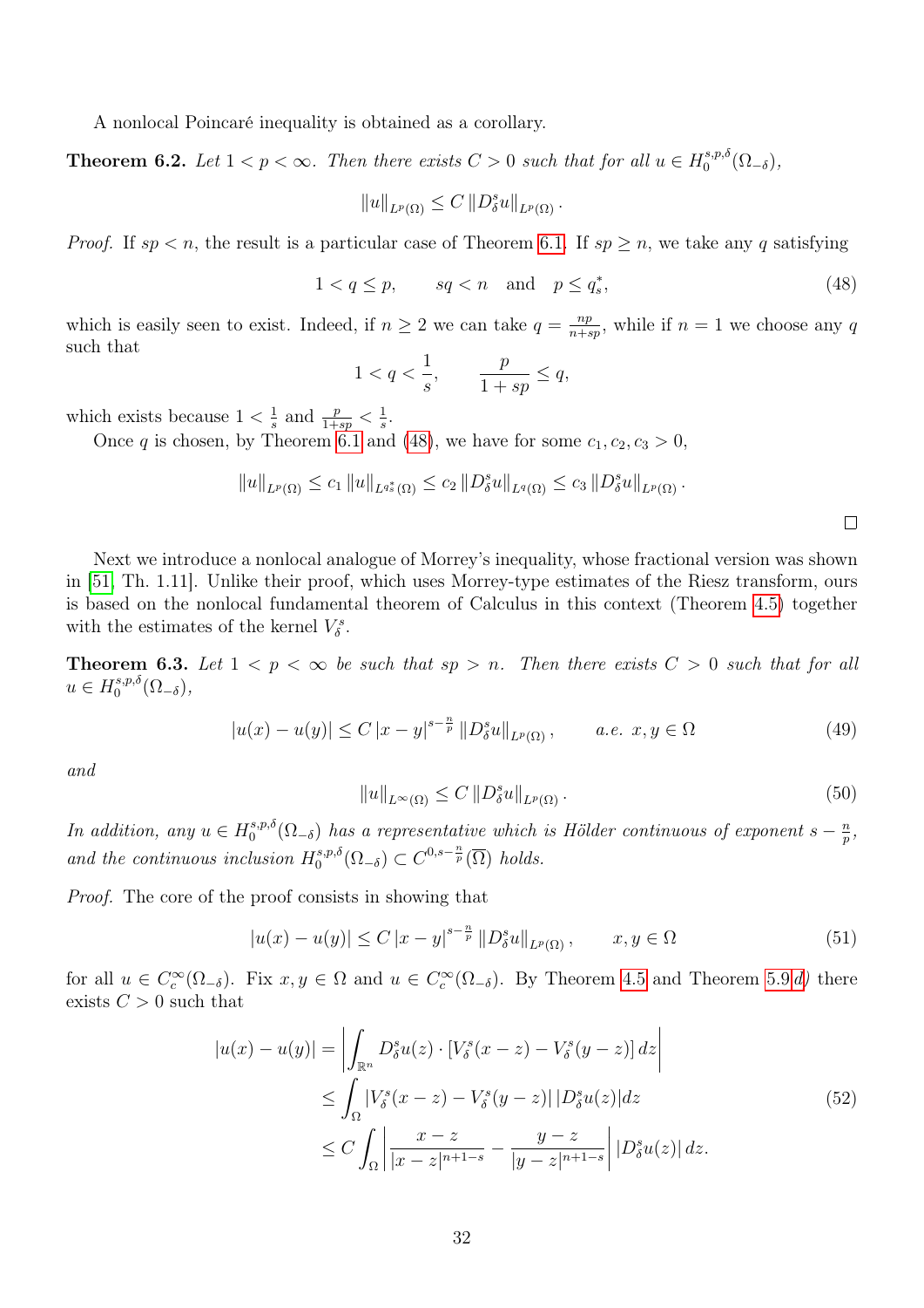A nonlocal Poincaré inequality is obtained as a corollary.

**Theorem 6.2.** *Let $1 < p < \infty$. Then there exists $C > 0$ such that for all $u \in H_0^{s,p,\delta}(\Omega_{-\delta})$,*

$$\|u\|_{L^p(\Omega)} \leq C \|D_\delta^s u\|_{L^p(\Omega)} .$$

*Proof.* If $sp < n$, the result is a particular case of Theorem 6.1. If $sp \geq n$, we take any $q$ satisfying

$$1 < q \leq p, \qquad sq < n \quad \text{and} \quad p \leq q_s^*, \tag{48}$$

which is easily seen to exist. Indeed, if $n \geq 2$ we can take $q = \frac{np}{n+sp}$, while if $n = 1$ we choose any $q$ such that

$$1 < q < \frac{1}{s}, \qquad \frac{p}{1+sp} \leq q,$$

which exists because $1 < \frac{1}{s}$ and $\frac{p}{1+sp} < \frac{1}{s}$.

Once $q$ is chosen, by Theorem 6.1 and (48), we have for some $c_1, c_2, c_3 > 0$,

$$\|u\|_{L^p(\Omega)} \leq c_1 \|u\|_{L^{q_s^*}(\Omega)} \leq c_2 \|D_\delta^s u\|_{L^q(\Omega)} \leq c_3 \|D_\delta^s u\|_{L^p(\Omega)} .$$

□

Next we introduce a nonlocal analogue of Morrey's inequality, whose fractional version was shown in [51, Th. 1.11]. Unlike their proof, which uses Morrey-type estimates of the Riesz transform, ours is based on the nonlocal fundamental theorem of Calculus in this context (Theorem 4.5) together with the estimates of the kernel $V_\delta^s$.

**Theorem 6.3.** *Let $1 < p < \infty$ be such that $sp > n$. Then there exists $C > 0$ such that for all $u \in H_0^{s,p,\delta}(\Omega_{-\delta})$,*

$$|u(x) - u(y)| \leq C \, |x-y|^{s-\frac{n}{p}} \|D_\delta^s u\|_{L^p(\Omega)} , \qquad a.e. \; x, y \in \Omega \tag{49}$$

*and*

$$\|u\|_{L^\infty(\Omega)} \leq C \|D_\delta^s u\|_{L^p(\Omega)} . \tag{50}$$

*In addition, any $u \in H_0^{s,p,\delta}(\Omega_{-\delta})$ has a representative which is Hölder continuous of exponent $s - \frac{n}{p}$, and the continuous inclusion $H_0^{s,p,\delta}(\Omega_{-\delta}) \subset C^{0,s-\frac{n}{p}}(\overline{\Omega})$ holds.*

*Proof.* The core of the proof consists in showing that

$$|u(x) - u(y)| \leq C \, |x-y|^{s-\frac{n}{p}} \|D_\delta^s u\|_{L^p(\Omega)} , \qquad x, y \in \Omega \tag{51}$$

for all $u \in C_c^\infty(\Omega_{-\delta})$. Fix $x, y \in \Omega$ and $u \in C_c^\infty(\Omega_{-\delta})$. By Theorem 4.5 and Theorem 5.9 *d*) there exists $C > 0$ such that

$$\begin{aligned}
|u(x) - u(y)| &= \left| \int_{\mathbb{R}^n} D_\delta^s u(z) \cdot [V_\delta^s(x-z) - V_\delta^s(y-z)] \, dz \right| \\
&\leq \int_\Omega |V_\delta^s(x-z) - V_\delta^s(y-z)| \, |D_\delta^s u(z)| dz \\
&\leq C \int_\Omega \left| \frac{x-z}{|x-z|^{n+1-s}} - \frac{y-z}{|y-z|^{n+1-s}} \right| |D_\delta^s u(z)| \, dz.
\end{aligned} \tag{52}$$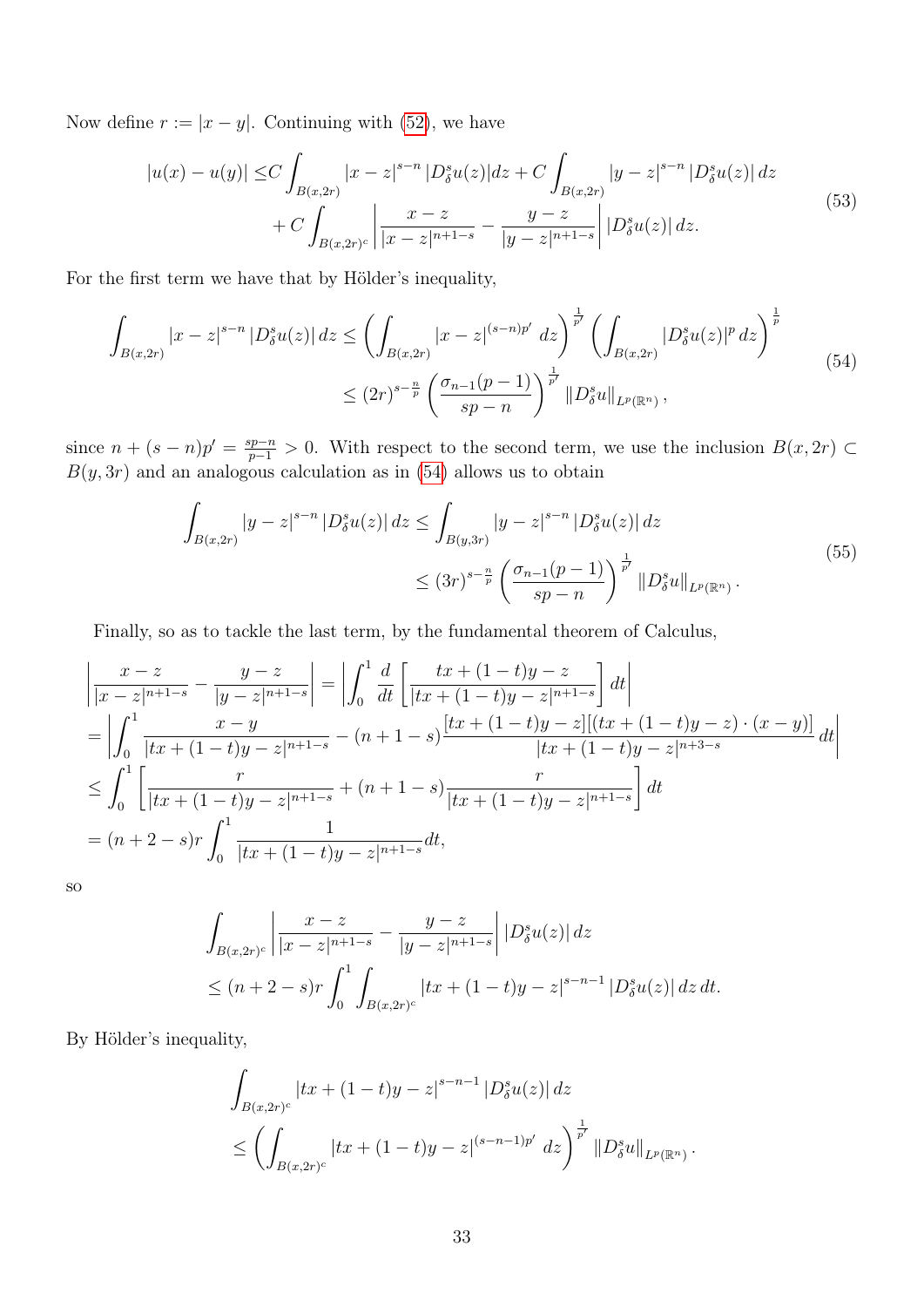Now define $r := |x - y|$. Continuing with (52), we have

$$
\begin{aligned}
|u(x) - u(y)| \leq & C \int_{B(x,2r)} |x - z|^{s-n} |D_\delta^s u(z)| dz + C \int_{B(x,2r)} |y - z|^{s-n} |D_\delta^s u(z)| \, dz \\
& + C \int_{B(x,2r)^c} \left| \frac{x - z}{|x - z|^{n+1-s}} - \frac{y - z}{|y - z|^{n+1-s}} \right| |D_\delta^s u(z)| \, dz.
\end{aligned} \tag{53}
$$

For the first term we have that by Hölder's inequality,

$$
\begin{aligned}
\int_{B(x,2r)} |x - z|^{s-n} |D_\delta^s u(z)| \, dz & \leq \left( \int_{B(x,2r)} |x - z|^{(s-n)p'} \, dz \right)^{\frac{1}{p'}} \left( \int_{B(x,2r)} |D_\delta^s u(z)|^p \, dz \right)^{\frac{1}{p}} \\
& \leq (2r)^{s - \frac{n}{p}} \left( \frac{\sigma_{n-1}(p-1)}{sp - n} \right)^{\frac{1}{p'}} \|D_\delta^s u\|_{L^p(\mathbb{R}^n)},
\end{aligned} \tag{54}
$$

since $n + (s-n)p' = \frac{sp-n}{p-1} > 0$. With respect to the second term, we use the inclusion $B(x, 2r) \subset B(y, 3r)$ and an analogous calculation as in (54) allows us to obtain

$$
\begin{aligned}
\int_{B(x,2r)} |y - z|^{s-n} |D_\delta^s u(z)| \, dz & \leq \int_{B(y,3r)} |y - z|^{s-n} |D_\delta^s u(z)| \, dz \\
& \leq (3r)^{s - \frac{n}{p}} \left( \frac{\sigma_{n-1}(p-1)}{sp - n} \right)^{\frac{1}{p'}} \|D_\delta^s u\|_{L^p(\mathbb{R}^n)}.
\end{aligned} \tag{55}
$$

Finally, so as to tackle the last term, by the fundamental theorem of Calculus,

$$
\begin{aligned}
& \left| \frac{x - z}{|x - z|^{n+1-s}} - \frac{y - z}{|y - z|^{n+1-s}} \right| = \left| \int_0^1 \frac{d}{dt} \left[ \frac{tx + (1-t)y - z}{|tx + (1-t)y - z|^{n+1-s}} \right] dt \right| \\
& = \left| \int_0^1 \frac{x - y}{|tx + (1-t)y - z|^{n+1-s}} - (n+1-s) \frac{[tx + (1-t)y - z][(tx + (1-t)y - z) \cdot (x - y)]}{|tx + (1-t)y - z|^{n+3-s}} \, dt \right| \\
& \leq \int_0^1 \left[ \frac{r}{|tx + (1-t)y - z|^{n+1-s}} + (n+1-s) \frac{r}{|tx + (1-t)y - z|^{n+1-s}} \right] dt \\
& = (n+2-s) r \int_0^1 \frac{1}{|tx + (1-t)y - z|^{n+1-s}} dt,
\end{aligned}
$$

so

$$
\begin{aligned}
& \int_{B(x,2r)^c} \left| \frac{x - z}{|x - z|^{n+1-s}} - \frac{y - z}{|y - z|^{n+1-s}} \right| |D_\delta^s u(z)| \, dz \\
& \leq (n+2-s) r \int_0^1 \int_{B(x,2r)^c} |tx + (1-t)y - z|^{s-n-1} |D_\delta^s u(z)| \, dz \, dt.
\end{aligned}
$$

By Hölder's inequality,

$$
\begin{aligned}
& \int_{B(x,2r)^c} |tx + (1-t)y - z|^{s-n-1} |D_\delta^s u(z)| \, dz \\
& \leq \left( \int_{B(x,2r)^c} |tx + (1-t)y - z|^{(s-n-1)p'} \, dz \right)^{\frac{1}{p'}} \|D_\delta^s u\|_{L^p(\mathbb{R}^n)}.
\end{aligned}
$$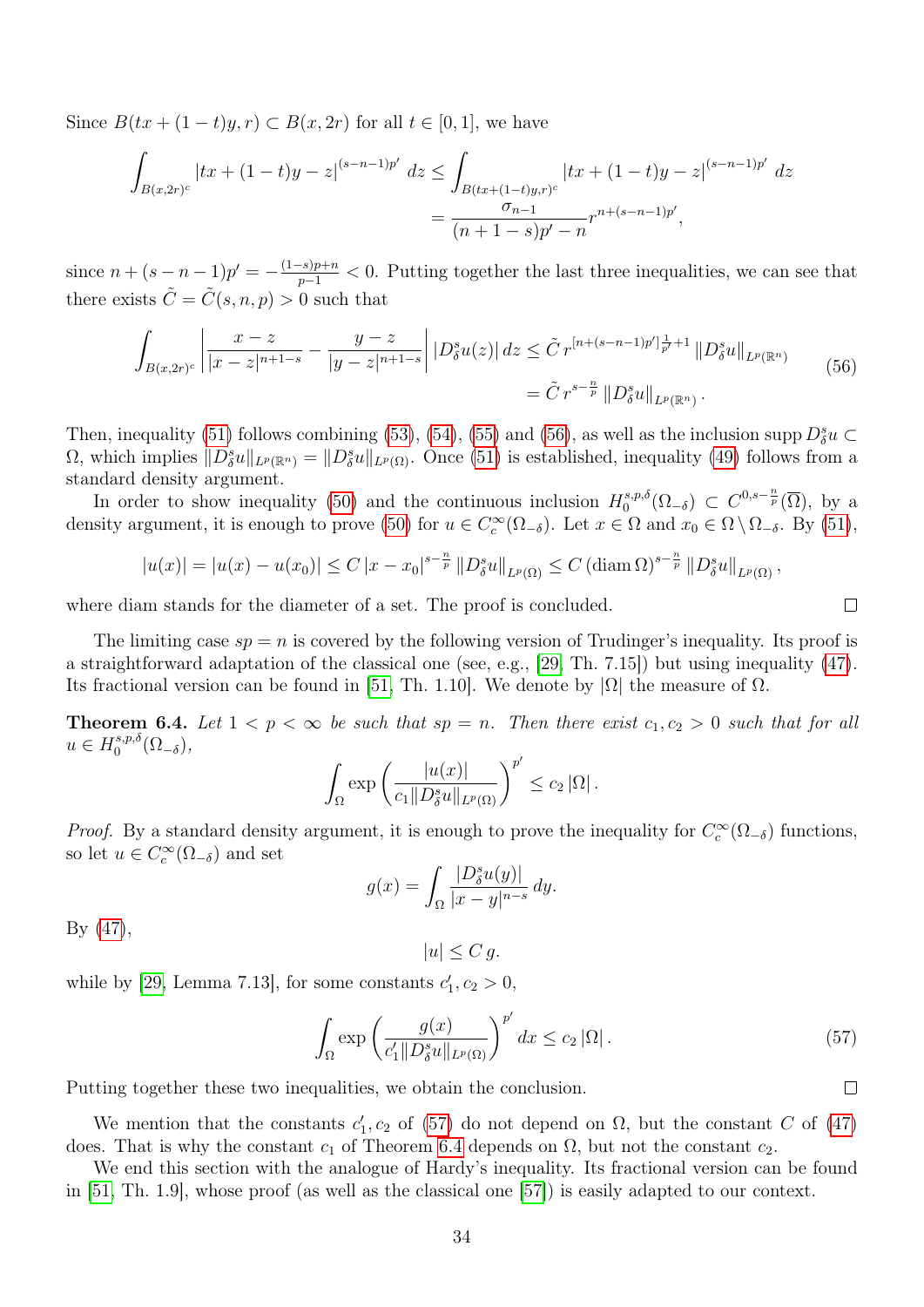Since $B(tx+(1-t)y,r) \subset B(x,2r)$ for all $t \in [0,1]$, we have

$$\int_{B(x,2r)^c} |tx+(1-t)y-z|^{(s-n-1)p'}\,dz \le \int_{B(tx+(1-t)y,r)^c} |tx+(1-t)y-z|^{(s-n-1)p'}\,dz = \frac{\sigma_{n-1}}{(n+1-s)p'-n} r^{n+(s-n-1)p'},$$

since $n+(s-n-1)p' = -\frac{(1-s)p+n}{p-1} < 0$. Putting together the last three inequalities, we can see that there exists $\tilde{C} = \tilde{C}(s,n,p) > 0$ such that

$$\begin{aligned}\int_{B(x,2r)^c} \left| \frac{x-z}{|x-z|^{n+1-s}} - \frac{y-z}{|y-z|^{n+1-s}} \right| |D^s_\delta u(z)|\,dz &\le \tilde{C}\, r^{[n+(s-n-1)p']\frac{1}{p'}+1} \left\| D^s_\delta u \right\|_{L^p(\mathbb{R}^n)} \\ &= \tilde{C}\, r^{s-\frac{n}{p}} \left\| D^s_\delta u \right\|_{L^p(\mathbb{R}^n)}.\end{aligned} \tag{56}$$

Then, inequality (51) follows combining (53), (54), (55) and (56), as well as the inclusion $\operatorname{supp} D^s_\delta u \subset \Omega$, which implies $\|D^s_\delta u\|_{L^p(\mathbb{R}^n)} = \|D^s_\delta u\|_{L^p(\Omega)}$. Once (51) is established, inequality (49) follows from a standard density argument.

In order to show inequality (50) and the continuous inclusion $H^{s,p,\delta}_0(\Omega_{-\delta}) \subset C^{0,s-\frac{n}{p}}(\overline{\Omega})$, by a density argument, it is enough to prove (50) for $u \in C^\infty_c(\Omega_{-\delta})$. Let $x \in \Omega$ and $x_0 \in \Omega \setminus \Omega_{-\delta}$. By (51),

$$|u(x)| = |u(x) - u(x_0)| \le C\,|x-x_0|^{s-\frac{n}{p}} \left\| D^s_\delta u \right\|_{L^p(\Omega)} \le C\,(\operatorname{diam}\Omega)^{s-\frac{n}{p}} \left\| D^s_\delta u \right\|_{L^p(\Omega)},$$

where diam stands for the diameter of a set. The proof is concluded. □

The limiting case $sp = n$ is covered by the following version of Trudinger's inequality. Its proof is a straightforward adaptation of the classical one (see, e.g., [29, Th. 7.15]) but using inequality (47). Its fractional version can be found in [51, Th. 1.10]. We denote by $|\Omega|$ the measure of $\Omega$.

**Theorem 6.4.** *Let $1 < p < \infty$ be such that $sp = n$. Then there exist $c_1, c_2 > 0$ such that for all $u \in H^{s,p,\delta}_0(\Omega_{-\delta})$,*

$$\int_\Omega \exp\left( \frac{|u(x)|}{c_1 \|D^s_\delta u\|_{L^p(\Omega)}} \right)^{p'} \le c_2\,|\Omega|.$$

*Proof.* By a standard density argument, it is enough to prove the inequality for $C^\infty_c(\Omega_{-\delta})$ functions, so let $u \in C^\infty_c(\Omega_{-\delta})$ and set

$$g(x) = \int_\Omega \frac{|D^s_\delta u(y)|}{|x-y|^{n-s}}\,dy.$$

By (47),

$$|u| \le C\,g.$$

while by [29, Lemma 7.13], for some constants $c'_1, c_2 > 0$,

$$\int_\Omega \exp\left( \frac{g(x)}{c'_1 \|D^s_\delta u\|_{L^p(\Omega)}} \right)^{p'} dx \le c_2\,|\Omega|. \tag{57}$$

Putting together these two inequalities, we obtain the conclusion. □

We mention that the constants $c'_1, c_2$ of (57) do not depend on $\Omega$, but the constant $C$ of (47) does. That is why the constant $c_1$ of Theorem 6.4 depends on $\Omega$, but not the constant $c_2$.

We end this section with the analogue of Hardy's inequality. Its fractional version can be found in [51, Th. 1.9], whose proof (as well as the classical one [57]) is easily adapted to our context.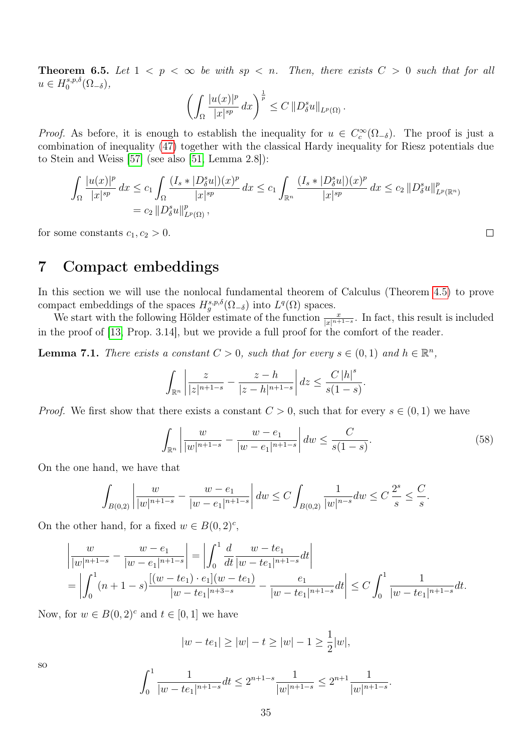**Theorem 6.5.** *Let $1 < p < \infty$ be with $sp < n$. Then, there exists $C > 0$ such that for all $u \in H_0^{s,p,\delta}(\Omega_{-\delta})$,*

$$\left( \int_\Omega \frac{|u(x)|^p}{|x|^{sp}} \, dx \right)^{\frac{1}{p}} \le C \, \|D_\delta^s u\|_{L^p(\Omega)} \, .$$

*Proof.* As before, it is enough to establish the inequality for $u \in C_c^\infty(\Omega_{-\delta})$. The proof is just a combination of inequality (47) together with the classical Hardy inequality for Riesz potentials due to Stein and Weiss [57] (see also [51, Lemma 2.8]):

$$\begin{aligned}
\int_\Omega \frac{|u(x)|^p}{|x|^{sp}} \, dx &\le c_1 \int_\Omega \frac{(I_s * |D_\delta^s u|)(x)^p}{|x|^{sp}} \, dx \le c_1 \int_{\mathbb{R}^n} \frac{(I_s * |D_\delta^s u|)(x)^p}{|x|^{sp}} \, dx \le c_2 \, \|D_\delta^s u\|_{L^p(\mathbb{R}^n)}^p \\
&= c_2 \, \|D_\delta^s u\|_{L^p(\Omega)}^p \, ,
\end{aligned}$$

for some constants $c_1, c_2 > 0$. $\square$

# 7 Compact embeddings

In this section we will use the nonlocal fundamental theorem of Calculus (Theorem 4.5) to prove compact embeddings of the spaces $H_g^{s,p,\delta}(\Omega_{-\delta})$ into $L^q(\Omega)$ spaces.

We start with the following Hölder estimate of the function $\frac{x}{|x|^{n+1-s}}$. In fact, this result is included in the proof of [13, Prop. 3.14], but we provide a full proof for the comfort of the reader.

**Lemma 7.1.** *There exists a constant $C > 0$, such that for every $s \in (0,1)$ and $h \in \mathbb{R}^n$,*

$$\int_{\mathbb{R}^n} \left| \frac{z}{|z|^{n+1-s}} - \frac{z-h}{|z-h|^{n+1-s}} \right| dz \le \frac{C \, |h|^s}{s(1-s)}.$$

*Proof.* We first show that there exists a constant $C > 0$, such that for every $s \in (0,1)$ we have

$$\int_{\mathbb{R}^n} \left| \frac{w}{|w|^{n+1-s}} - \frac{w-e_1}{|w-e_1|^{n+1-s}} \right| dw \le \frac{C}{s(1-s)}. \tag{58}$$

On the one hand, we have that

$$\int_{B(0,2)} \left| \frac{w}{|w|^{n+1-s}} - \frac{w-e_1}{|w-e_1|^{n+1-s}} \right| dw \le C \int_{B(0,2)} \frac{1}{|w|^{n-s}} dw \le C \, \frac{2^s}{s} \le \frac{C}{s}.$$

On the other hand, for a fixed $w \in B(0,2)^c$,

$$\begin{aligned}
&\left| \frac{w}{|w|^{n+1-s}} - \frac{w-e_1}{|w-e_1|^{n+1-s}} \right| = \left| \int_0^1 \frac{d}{dt} \frac{w-te_1}{|w-te_1|^{n+1-s}} dt \right| \\
&= \left| \int_0^1 (n+1-s) \frac{[(w-te_1) \cdot e_1](w-te_1)}{|w-te_1|^{n+3-s}} - \frac{e_1}{|w-te_1|^{n+1-s}} dt \right| \le C \int_0^1 \frac{1}{|w-te_1|^{n+1-s}} dt.
\end{aligned}$$

Now, for $w \in B(0,2)^c$ and $t \in [0,1]$ we have

$$|w - te_1| \ge |w| - t \ge |w| - 1 \ge \frac{1}{2} |w|,$$

so

$$\int_0^1 \frac{1}{|w-te_1|^{n+1-s}} dt \le 2^{n+1-s} \frac{1}{|w|^{n+1-s}} \le 2^{n+1} \frac{1}{|w|^{n+1-s}}.$$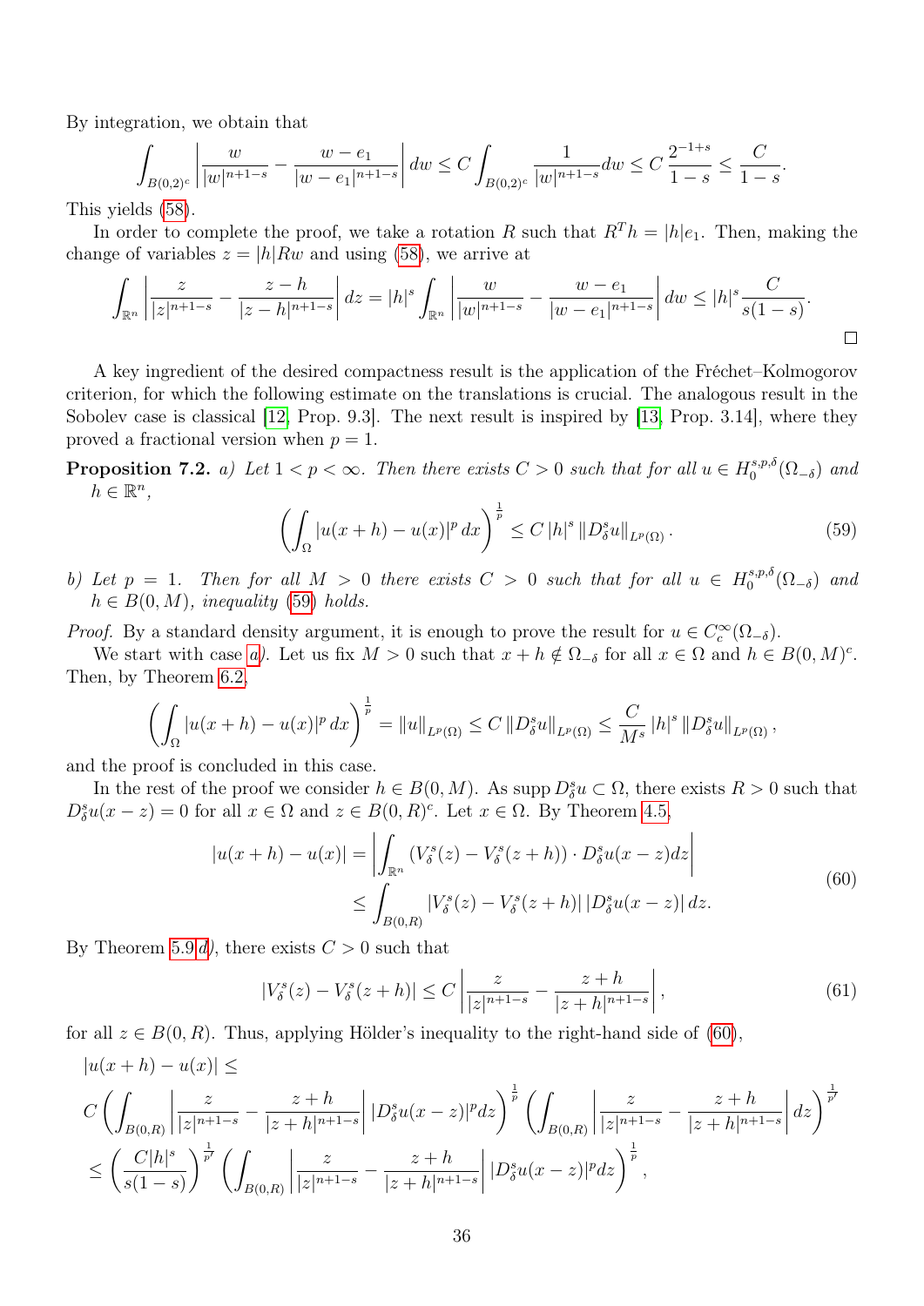By integration, we obtain that

$$\int_{B(0,2)^c} \left| \frac{w}{|w|^{n+1-s}} - \frac{w-e_1}{|w-e_1|^{n+1-s}} \right| dw \leq C \int_{B(0,2)^c} \frac{1}{|w|^{n+1-s}} dw \leq C \, \frac{2^{-1+s}}{1-s} \leq \frac{C}{1-s}.$$

This yields (58).

In order to complete the proof, we take a rotation $R$ such that $R^T h = |h| e_1$. Then, making the change of variables $z = |h| R w$ and using (58), we arrive at

$$\int_{\mathbb{R}^n} \left| \frac{z}{|z|^{n+1-s}} - \frac{z-h}{|z-h|^{n+1-s}} \right| dz = |h|^s \int_{\mathbb{R}^n} \left| \frac{w}{|w|^{n+1-s}} - \frac{w-e_1}{|w-e_1|^{n+1-s}} \right| dw \leq |h|^s \frac{C}{s(1-s)}.$$

□

A key ingredient of the desired compactness result is the application of the Fréchet–Kolmogorov criterion, for which the following estimate on the translations is crucial. The analogous result in the Sobolev case is classical [12, Prop. 9.3]. The next result is inspired by [13, Prop. 3.14], where they proved a fractional version when $p = 1$.

**Proposition 7.2.** *a) Let $1 < p < \infty$. Then there exists $C > 0$ such that for all $u \in H_0^{s,p,\delta}(\Omega_{-\delta})$ and $h \in \mathbb{R}^n$,*

$$\left( \int_\Omega |u(x+h) - u(x)|^p \, dx \right)^{\frac{1}{p}} \leq C \, |h|^s \, \| D_\delta^s u \|_{L^p(\Omega)} \,. \tag{59}$$

*b) Let $p = 1$. Then for all $M > 0$ there exists $C > 0$ such that for all $u \in H_0^{s,p,\delta}(\Omega_{-\delta})$ and $h \in B(0,M)$, inequality (59) holds.*

*Proof.* By a standard density argument, it is enough to prove the result for $u \in C_c^\infty(\Omega_{-\delta})$.

We start with case *a)*. Let us fix $M > 0$ such that $x + h \notin \Omega_{-\delta}$ for all $x \in \Omega$ and $h \in B(0,M)^c$. Then, by Theorem 6.2,

$$\left( \int_\Omega |u(x+h) - u(x)|^p \, dx \right)^{\frac{1}{p}} = \| u \|_{L^p(\Omega)} \leq C \, \| D_\delta^s u \|_{L^p(\Omega)} \leq \frac{C}{M^s} \, |h|^s \, \| D_\delta^s u \|_{L^p(\Omega)} \,,$$

and the proof is concluded in this case.

In the rest of the proof we consider $h \in B(0,M)$. As $\operatorname{supp} D_\delta^s u \subset \Omega$, there exists $R > 0$ such that $D_\delta^s u(x - z) = 0$ for all $x \in \Omega$ and $z \in B(0,R)^c$. Let $x \in \Omega$. By Theorem 4.5,

$$\begin{aligned} |u(x+h) - u(x)| &= \left| \int_{\mathbb{R}^n} \left( V_\delta^s(z) - V_\delta^s(z+h) \right) \cdot D_\delta^s u(x-z) dz \right| \\ &\leq \int_{B(0,R)} |V_\delta^s(z) - V_\delta^s(z+h)| \, |D_\delta^s u(x-z)| \, dz. \end{aligned} \tag{60}$$

By Theorem 5.9 *d)*, there exists $C > 0$ such that

$$|V_\delta^s(z) - V_\delta^s(z+h)| \leq C \left| \frac{z}{|z|^{n+1-s}} - \frac{z+h}{|z+h|^{n+1-s}} \right|, \tag{61}$$

for all $z \in B(0,R)$. Thus, applying Hölder's inequality to the right-hand side of (60),

$$\begin{aligned} &|u(x+h) - u(x)| \leq \\ &C \left( \int_{B(0,R)} \left| \frac{z}{|z|^{n+1-s}} - \frac{z+h}{|z+h|^{n+1-s}} \right| |D_\delta^s u(x-z)|^p dz \right)^{\frac{1}{p}} \left( \int_{B(0,R)} \left| \frac{z}{|z|^{n+1-s}} - \frac{z+h}{|z+h|^{n+1-s}} \right| dz \right)^{\frac{1}{p'}} \\ &\leq \left( \frac{C |h|^s}{s(1-s)} \right)^{\frac{1}{p'}} \left( \int_{B(0,R)} \left| \frac{z}{|z|^{n+1-s}} - \frac{z+h}{|z+h|^{n+1-s}} \right| |D_\delta^s u(x-z)|^p dz \right)^{\frac{1}{p}}, \end{aligned}$$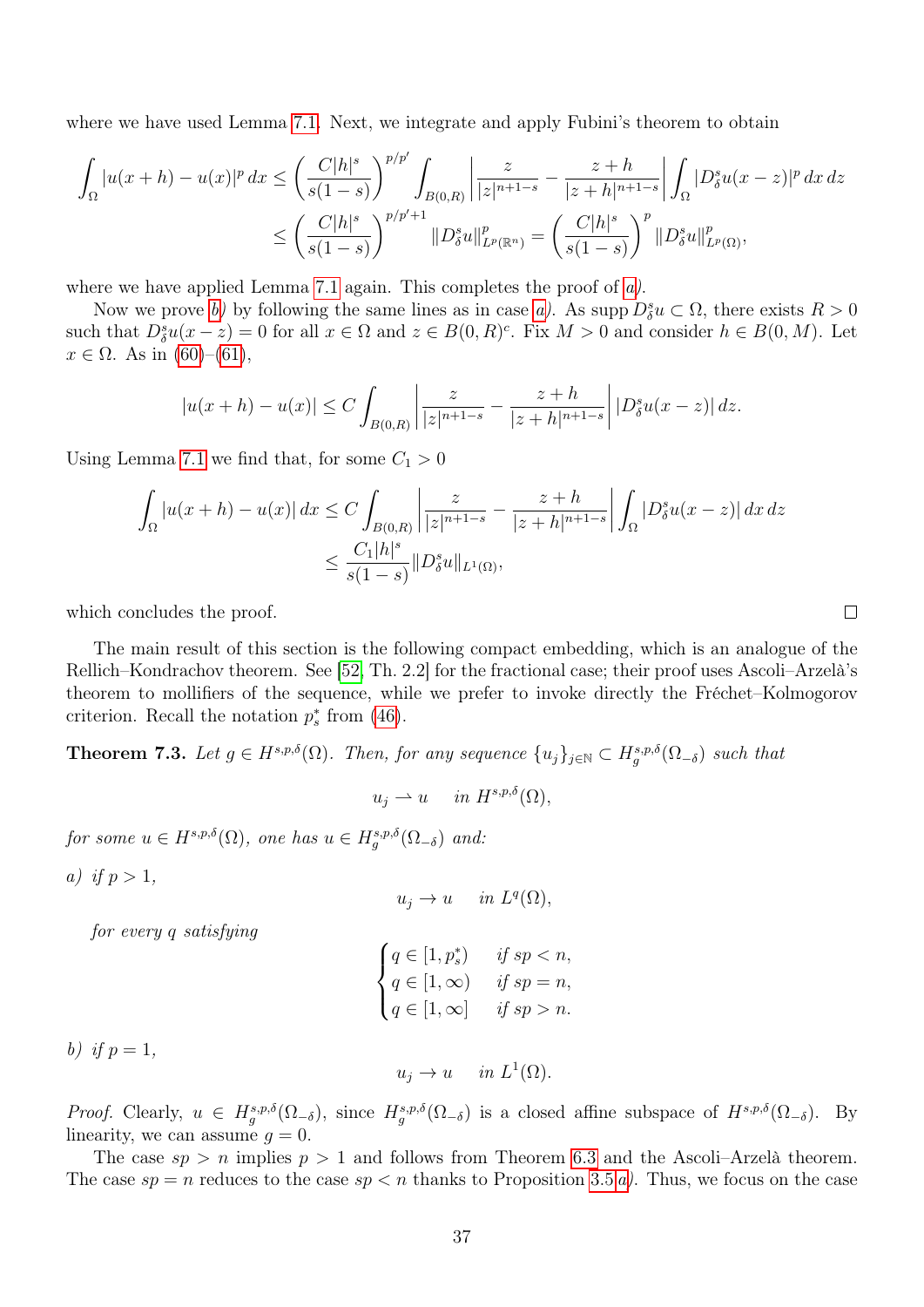where we have used Lemma 7.1. Next, we integrate and apply Fubini's theorem to obtain

$$\int_\Omega |u(x+h)-u(x)|^p\,dx \le \left(\frac{C|h|^s}{s(1-s)}\right)^{p/p'} \int_{B(0,R)} \left|\frac{z}{|z|^{n+1-s}} - \frac{z+h}{|z+h|^{n+1-s}}\right| \int_\Omega |D^s_\delta u(x-z)|^p\,dx\,dz$$
$$\le \left(\frac{C|h|^s}{s(1-s)}\right)^{p/p'+1} \|D^s_\delta u\|^p_{L^p(\mathbb{R}^n)} = \left(\frac{C|h|^s}{s(1-s)}\right)^{p} \|D^s_\delta u\|^p_{L^p(\Omega)},$$

where we have applied Lemma 7.1 again. This completes the proof of *a)*.

Now we prove *b)* by following the same lines as in case *a)*. As supp $D^s_\delta u \subset \Omega$, there exists $R > 0$ such that $D^s_\delta u(x-z) = 0$ for all $x \in \Omega$ and $z \in B(0,R)^c$. Fix $M > 0$ and consider $h \in B(0,M)$. Let $x \in \Omega$. As in (60)–(61),

$$|u(x+h)-u(x)| \le C \int_{B(0,R)} \left|\frac{z}{|z|^{n+1-s}} - \frac{z+h}{|z+h|^{n+1-s}}\right| |D^s_\delta u(x-z)|\,dz.$$

Using Lemma 7.1 we find that, for some $C_1 > 0$

$$\int_\Omega |u(x+h)-u(x)|\,dx \le C \int_{B(0,R)} \left|\frac{z}{|z|^{n+1-s}} - \frac{z+h}{|z+h|^{n+1-s}}\right| \int_\Omega |D^s_\delta u(x-z)|\,dx\,dz$$
$$\le \frac{C_1|h|^s}{s(1-s)} \|D^s_\delta u\|_{L^1(\Omega)},$$

which concludes the proof. □

The main result of this section is the following compact embedding, which is an analogue of the Rellich–Kondrachov theorem. See [52, Th. 2.2] for the fractional case; their proof uses Ascoli–Arzelà's theorem to mollifiers of the sequence, while we prefer to invoke directly the Fréchet–Kolmogorov criterion. Recall the notation $p^*_s$ from (46).

**Theorem 7.3.** *Let $g \in H^{s,p,\delta}(\Omega)$. Then, for any sequence $\{u_j\}_{j\in\mathbb{N}} \subset H^{s,p,\delta}_g(\Omega_{-\delta})$ such that*

$$u_j \rightharpoonup u \quad \text{in } H^{s,p,\delta}(\Omega),$$

*for some $u \in H^{s,p,\delta}(\Omega)$, one has $u \in H^{s,p,\delta}_g(\Omega_{-\delta})$ and:*

*a) if $p > 1$,*

$$u_j \to u \quad \text{in } L^q(\Omega),$$

*for every $q$ satisfying*

$$\begin{cases} q \in [1, p^*_s) & \text{if } sp < n, \\ q \in [1, \infty) & \text{if } sp = n, \\ q \in [1, \infty] & \text{if } sp > n. \end{cases}$$

*b) if $p = 1$,*

$$u_j \to u \quad \text{in } L^1(\Omega).$$

*Proof.* Clearly, $u \in H^{s,p,\delta}_g(\Omega_{-\delta})$, since $H^{s,p,\delta}_g(\Omega_{-\delta})$ is a closed affine subspace of $H^{s,p,\delta}(\Omega_{-\delta})$. By linearity, we can assume $g = 0$.

The case $sp > n$ implies $p > 1$ and follows from Theorem 6.3 and the Ascoli–Arzelà theorem. The case $sp = n$ reduces to the case $sp < n$ thanks to Proposition 3.5 *a)*. Thus, we focus on the case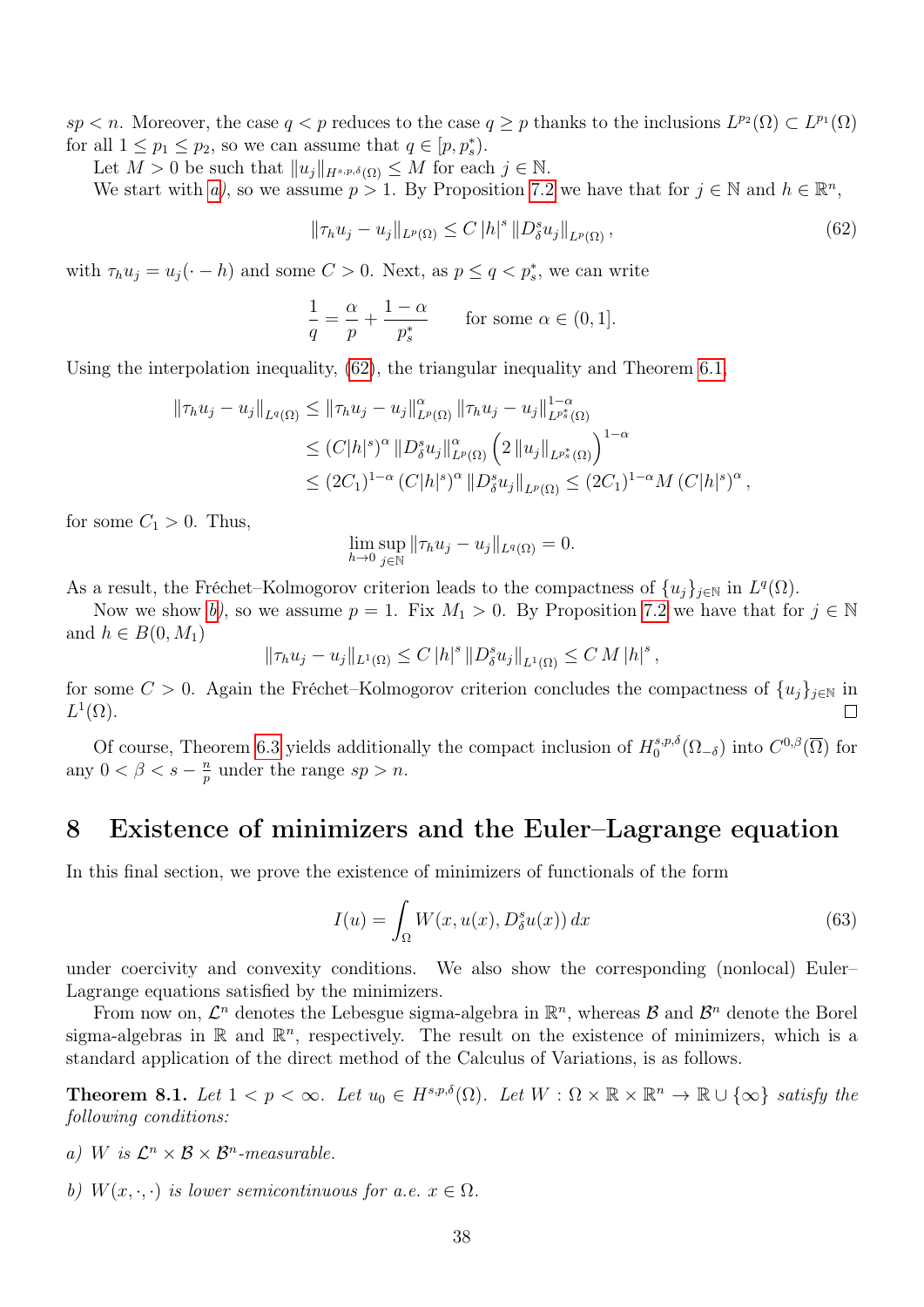$sp < n$. Moreover, the case $q < p$ reduces to the case $q \geq p$ thanks to the inclusions $L^{p_2}(\Omega) \subset L^{p_1}(\Omega)$ for all $1 \leq p_1 \leq p_2$, so we can assume that $q \in [p, p_s^*)$.

Let $M > 0$ be such that $\|u_j\|_{H^{s,p,\delta}(\Omega)} \leq M$ for each $j \in \mathbb{N}$.

We start with *a)*, so we assume $p > 1$. By Proposition 7.2 we have that for $j \in \mathbb{N}$ and $h \in \mathbb{R}^n$,

$$\|\tau_h u_j - u_j\|_{L^p(\Omega)} \leq C\,|h|^s\,\|D^s_\delta u_j\|_{L^p(\Omega)}\,, \tag{62}$$

with $\tau_h u_j = u_j(\cdot - h)$ and some $C > 0$. Next, as $p \leq q < p_s^*$, we can write

$$\frac{1}{q} = \frac{\alpha}{p} + \frac{1-\alpha}{p_s^*} \qquad \text{for some } \alpha \in (0, 1].$$

Using the interpolation inequality, (62), the triangular inequality and Theorem 6.1,

$$\begin{aligned}
\|\tau_h u_j - u_j\|_{L^q(\Omega)} &\leq \|\tau_h u_j - u_j\|^{\alpha}_{L^p(\Omega)}\,\|\tau_h u_j - u_j\|^{1-\alpha}_{L^{p_s^*}(\Omega)} \\
&\leq (C|h|^s)^{\alpha}\,\|D^s_\delta u_j\|^{\alpha}_{L^p(\Omega)}\left(2\,\|u_j\|_{L^{p_s^*}(\Omega)}\right)^{1-\alpha} \\
&\leq (2C_1)^{1-\alpha}\,(C|h|^s)^{\alpha}\,\|D^s_\delta u_j\|_{L^p(\Omega)} \leq (2C_1)^{1-\alpha} M\,(C|h|^s)^{\alpha}\,,
\end{aligned}$$

for some $C_1 > 0$. Thus,

$$\lim_{h \to 0}\sup_{j \in \mathbb{N}} \|\tau_h u_j - u_j\|_{L^q(\Omega)} = 0.$$

As a result, the Fréchet–Kolmogorov criterion leads to the compactness of $\{u_j\}_{j\in\mathbb{N}}$ in $L^q(\Omega)$.

Now we show *b)*, so we assume $p = 1$. Fix $M_1 > 0$. By Proposition 7.2 we have that for $j \in \mathbb{N}$ and $h \in B(0, M_1)$

$$\|\tau_h u_j - u_j\|_{L^1(\Omega)} \leq C\,|h|^s\,\|D^s_\delta u_j\|_{L^1(\Omega)} \leq C\,M\,|h|^s\,,$$

for some $C > 0$. Again the Fréchet–Kolmogorov criterion concludes the compactness of $\{u_j\}_{j\in\mathbb{N}}$ in $L^1(\Omega)$. □

Of course, Theorem 6.3 yields additionally the compact inclusion of $H_0^{s,p,\delta}(\Omega_{-\delta})$ into $C^{0,\beta}(\overline{\Omega})$ for any $0 < \beta < s - \frac{n}{p}$ under the range $sp > n$.

# 8 Existence of minimizers and the Euler–Lagrange equation

In this final section, we prove the existence of minimizers of functionals of the form

$$I(u) = \int_{\Omega} W(x, u(x), D^s_\delta u(x))\,dx \tag{63}$$

under coercivity and convexity conditions. We also show the corresponding (nonlocal) Euler–Lagrange equations satisfied by the minimizers.

From now on, $\mathcal{L}^n$ denotes the Lebesgue sigma-algebra in $\mathbb{R}^n$, whereas $\mathcal{B}$ and $\mathcal{B}^n$ denote the Borel sigma-algebras in $\mathbb{R}$ and $\mathbb{R}^n$, respectively. The result on the existence of minimizers, which is a standard application of the direct method of the Calculus of Variations, is as follows.

**Theorem 8.1.** *Let $1 < p < \infty$. Let $u_0 \in H^{s,p,\delta}(\Omega)$. Let $W : \Omega \times \mathbb{R} \times \mathbb{R}^n \to \mathbb{R} \cup \{\infty\}$ satisfy the following conditions:*

*a) $W$ is $\mathcal{L}^n \times \mathcal{B} \times \mathcal{B}^n$-measurable.*

*b) $W(x, \cdot, \cdot)$ is lower semicontinuous for a.e. $x \in \Omega$.*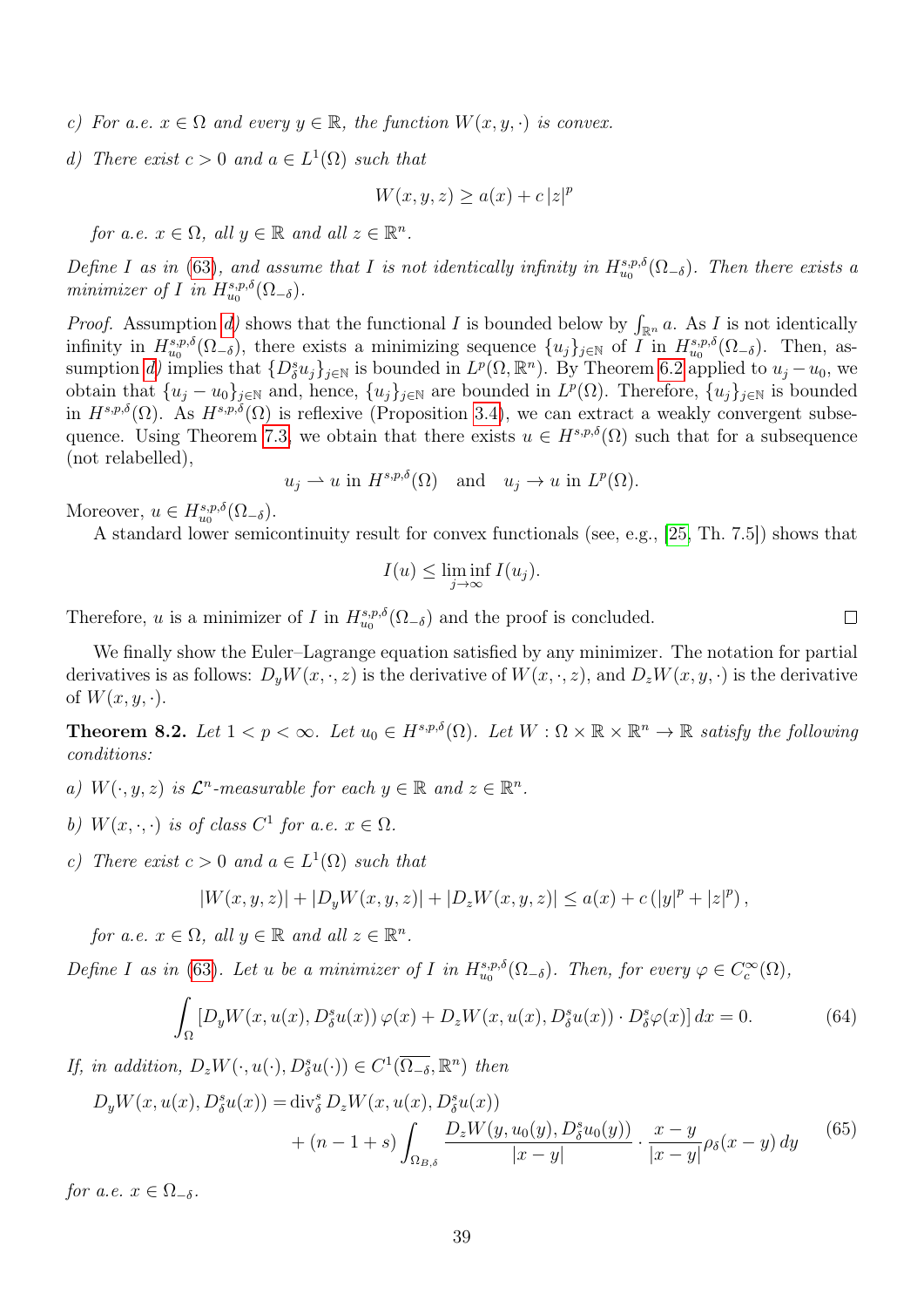*c) For a.e. $x \in \Omega$ and every $y \in \mathbb{R}$, the function $W(x, y, \cdot)$ is convex.*

*d) There exist $c > 0$ and $a \in L^1(\Omega)$ such that*

$$W(x, y, z) \geq a(x) + c\,|z|^p$$

*for a.e. $x \in \Omega$, all $y \in \mathbb{R}$ and all $z \in \mathbb{R}^n$.*

*Define $I$ as in (63), and assume that $I$ is not identically infinity in $H^{s,p,\delta}_{u_0}(\Omega_{-\delta})$. Then there exists a minimizer of $I$ in $H^{s,p,\delta}_{u_0}(\Omega_{-\delta})$.*

*Proof.* Assumption *d)* shows that the functional $I$ is bounded below by $\int_{\mathbb{R}^n} a$. As $I$ is not identically infinity in $H^{s,p,\delta}_{u_0}(\Omega_{-\delta})$, there exists a minimizing sequence $\{u_j\}_{j\in\mathbb{N}}$ of $I$ in $H^{s,p,\delta}_{u_0}(\Omega_{-\delta})$. Then, assumption *d)* implies that $\{D^s_\delta u_j\}_{j\in\mathbb{N}}$ is bounded in $L^p(\Omega, \mathbb{R}^n)$. By Theorem 6.2 applied to $u_j - u_0$, we obtain that $\{u_j - u_0\}_{j\in\mathbb{N}}$ and, hence, $\{u_j\}_{j\in\mathbb{N}}$ are bounded in $L^p(\Omega)$. Therefore, $\{u_j\}_{j\in\mathbb{N}}$ is bounded in $H^{s,p,\delta}(\Omega)$. As $H^{s,p,\delta}(\Omega)$ is reflexive (Proposition 3.4), we can extract a weakly convergent subsequence. Using Theorem 7.3, we obtain that there exists $u \in H^{s,p,\delta}(\Omega)$ such that for a subsequence (not relabelled),

$$u_j \rightharpoonup u \text{ in } H^{s,p,\delta}(\Omega) \quad \text{and} \quad u_j \to u \text{ in } L^p(\Omega).$$

Moreover, $u \in H^{s,p,\delta}_{u_0}(\Omega_{-\delta})$.

A standard lower semicontinuity result for convex functionals (see, e.g., [25, Th. 7.5]) shows that

$$I(u) \leq \liminf_{j\to\infty} I(u_j).$$

Therefore, $u$ is a minimizer of $I$ in $H^{s,p,\delta}_{u_0}(\Omega_{-\delta})$ and the proof is concluded. ∎

We finally show the Euler–Lagrange equation satisfied by any minimizer. The notation for partial derivatives is as follows: $D_y W(x, \cdot, z)$ is the derivative of $W(x, \cdot, z)$, and $D_z W(x, y, \cdot)$ is the derivative of $W(x, y, \cdot)$.

**Theorem 8.2.** *Let $1 < p < \infty$. Let $u_0 \in H^{s,p,\delta}(\Omega)$. Let $W : \Omega \times \mathbb{R} \times \mathbb{R}^n \to \mathbb{R}$ satisfy the following conditions:*

*a) $W(\cdot, y, z)$ is $\mathcal{L}^n$-measurable for each $y \in \mathbb{R}$ and $z \in \mathbb{R}^n$.*

*b) $W(x, \cdot, \cdot)$ is of class $C^1$ for a.e. $x \in \Omega$.*

*c) There exist $c > 0$ and $a \in L^1(\Omega)$ such that*

$$|W(x, y, z)| + |D_y W(x, y, z)| + |D_z W(x, y, z)| \leq a(x) + c\left(|y|^p + |z|^p\right),$$

*for a.e. $x \in \Omega$, all $y \in \mathbb{R}$ and all $z \in \mathbb{R}^n$.*

*Define $I$ as in (63). Let $u$ be a minimizer of $I$ in $H^{s,p,\delta}_{u_0}(\Omega_{-\delta})$. Then, for every $\varphi \in C^\infty_c(\Omega)$,*

$$\int_\Omega \left[D_y W(x, u(x), D^s_\delta u(x))\,\varphi(x) + D_z W(x, u(x), D^s_\delta u(x)) \cdot D^s_\delta \varphi(x)\right] dx = 0. \tag{64}$$

*If, in addition, $D_z W(\cdot, u(\cdot), D^s_\delta u(\cdot)) \in C^1(\overline{\Omega_{-\delta}}, \mathbb{R}^n)$ then*

$$\begin{aligned} D_y W(x, u(x), D^s_\delta u(x)) = {} & \operatorname{div}^s_\delta D_z W(x, u(x), D^s_\delta u(x)) \\ & + (n - 1 + s) \int_{\Omega_{B,\delta}} \frac{D_z W(y, u_0(y), D^s_\delta u_0(y))}{|x - y|} \cdot \frac{x - y}{|x - y|} \rho_\delta(x - y)\, dy \end{aligned} \tag{65}$$

*for a.e. $x \in \Omega_{-\delta}$.*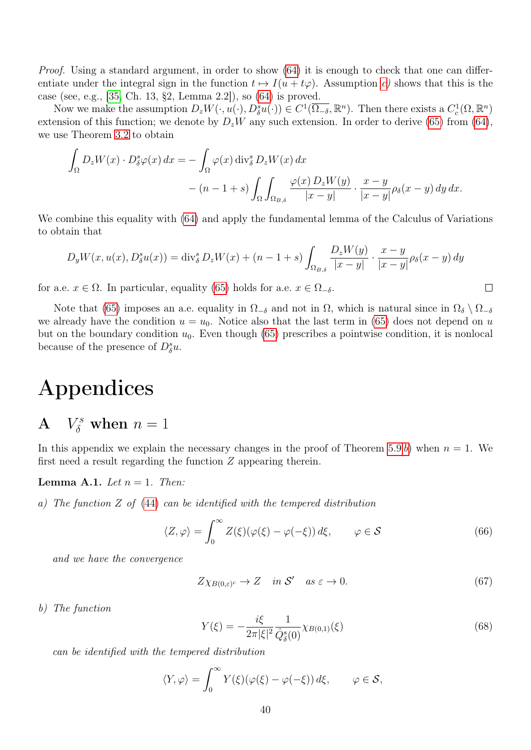*Proof.* Using a standard argument, in order to show (64) it is enough to check that one can differentiate under the integral sign in the function $t \mapsto I(u + t\varphi)$. Assumption *c)* shows that this is the case (see, e.g., [35, Ch. 13, §2, Lemma 2.2]), so (64) is proved.

Now we make the assumption $D_z W(\cdot, u(\cdot), D^s_\delta u(\cdot)) \in C^1(\overline{\Omega_{-\delta}}, \mathbb{R}^n)$. Then there exists a $C^1_c(\Omega, \mathbb{R}^n)$ extension of this function; we denote by $D_z W$ any such extension. In order to derive (65) from (64), we use Theorem 3.2 to obtain

$$
\int_\Omega D_z W(x) \cdot D^s_\delta \varphi(x)\, dx = -\int_\Omega \varphi(x) \operatorname{div}^s_\delta D_z W(x)\, dx \\
- (n-1+s) \int_\Omega \int_{\Omega_{B,\delta}} \frac{\varphi(x)\, D_z W(y)}{|x-y|} \cdot \frac{x-y}{|x-y|} \rho_\delta(x-y)\, dy\, dx.
$$

We combine this equality with (64) and apply the fundamental lemma of the Calculus of Variations to obtain that

$$
D_y W(x, u(x), D^s_\delta u(x)) = \operatorname{div}^s_\delta D_z W(x) + (n-1+s) \int_{\Omega_{B,\delta}} \frac{D_z W(y)}{|x-y|} \cdot \frac{x-y}{|x-y|} \rho_\delta(x-y)\, dy
$$

for a.e. $x \in \Omega$. In particular, equality (65) holds for a.e. $x \in \Omega_{-\delta}$. □

Note that (65) imposes an a.e. equality in $\Omega_{-\delta}$ and not in $\Omega$, which is natural since in $\Omega_\delta \setminus \Omega_{-\delta}$ we already have the condition $u = u_0$. Notice also that the last term in (65) does not depend on $u$ but on the boundary condition $u_0$. Even though (65) prescribes a pointwise condition, it is nonlocal because of the presence of $D^s_\delta u$.

# Appendices

## A $V^s_\delta$ when $n = 1$

In this appendix we explain the necessary changes in the proof of Theorem 5.9*b)* when $n = 1$. We first need a result regarding the function $Z$ appearing therein.

**Lemma A.1.** *Let $n = 1$. Then:*

*a) The function $Z$ of (44) can be identified with the tempered distribution*

$$
\langle Z, \varphi \rangle = \int_0^\infty Z(\xi)(\varphi(\xi) - \varphi(-\xi))\, d\xi, \qquad \varphi \in \mathcal{S} \tag{66}
$$

*and we have the convergence*

$$
Z\chi_{B(0,\varepsilon)^c} \to Z \quad \text{in } \mathcal{S}' \quad \text{as } \varepsilon \to 0. \tag{67}
$$

*b) The function*

$$
Y(\xi) = -\frac{i\xi}{2\pi|\xi|^2} \frac{1}{\hat{Q}^s_\delta(0)} \chi_{B(0,1)}(\xi) \tag{68}
$$

*can be identified with the tempered distribution*

$$
\langle Y, \varphi \rangle = \int_0^\infty Y(\xi)(\varphi(\xi) - \varphi(-\xi))\, d\xi, \qquad \varphi \in \mathcal{S},
$$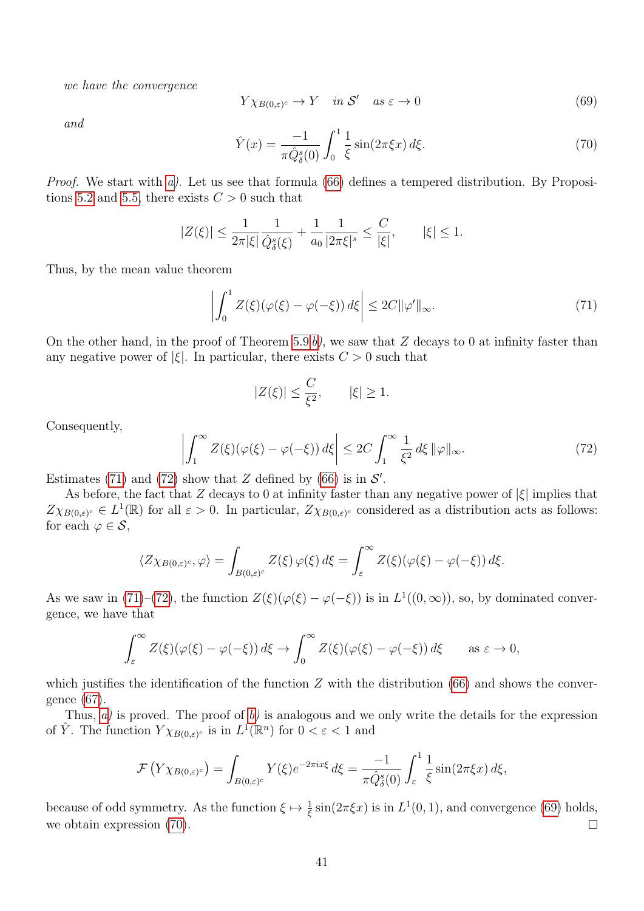*we have the convergence*

$$Y\chi_{B(0,\varepsilon)^c} \to Y \quad \textit{in } \mathcal{S}' \quad \textit{as } \varepsilon \to 0 \tag{69}$$

*and*

$$\hat{Y}(x) = \frac{-1}{\pi \hat{Q}^s_\delta(0)} \int_0^1 \frac{1}{\xi} \sin(2\pi\xi x)\, d\xi. \tag{70}$$

*Proof.* We start with *a)*. Let us see that formula (66) defines a tempered distribution. By Propositions 5.2 and 5.5, there exists $C > 0$ such that

$$|Z(\xi)| \leq \frac{1}{2\pi|\xi|} \frac{1}{\hat{Q}^s_\delta(\xi)} + \frac{1}{a_0} \frac{1}{|2\pi\xi|^s} \leq \frac{C}{|\xi|}, \qquad |\xi| \leq 1.$$

Thus, by the mean value theorem

$$\left| \int_0^1 Z(\xi)(\varphi(\xi) - \varphi(-\xi))\, d\xi \right| \leq 2C\|\varphi'\|_\infty. \tag{71}$$

On the other hand, in the proof of Theorem 5.9*b)*, we saw that $Z$ decays to 0 at infinity faster than any negative power of $|\xi|$. In particular, there exists $C > 0$ such that

$$|Z(\xi)| \leq \frac{C}{\xi^2}, \qquad |\xi| \geq 1.$$

Consequently,

$$\left| \int_1^\infty Z(\xi)(\varphi(\xi) - \varphi(-\xi))\, d\xi \right| \leq 2C \int_1^\infty \frac{1}{\xi^2}\, d\xi\, \|\varphi\|_\infty. \tag{72}$$

Estimates (71) and (72) show that $Z$ defined by (66) is in $\mathcal{S}'$.

As before, the fact that $Z$ decays to 0 at infinity faster than any negative power of $|\xi|$ implies that $Z\chi_{B(0,\varepsilon)^c} \in L^1(\mathbb{R})$ for all $\varepsilon > 0$. In particular, $Z\chi_{B(0,\varepsilon)^c}$ considered as a distribution acts as follows: for each $\varphi \in \mathcal{S}$,

$$\langle Z\chi_{B(0,\varepsilon)^c}, \varphi \rangle = \int_{B(0,\varepsilon)^c} Z(\xi)\, \varphi(\xi)\, d\xi = \int_\varepsilon^\infty Z(\xi)(\varphi(\xi) - \varphi(-\xi))\, d\xi.$$

As we saw in (71)–(72), the function $Z(\xi)(\varphi(\xi) - \varphi(-\xi))$ is in $L^1((0,\infty))$, so, by dominated convergence, we have that

$$\int_\varepsilon^\infty Z(\xi)(\varphi(\xi) - \varphi(-\xi))\, d\xi \to \int_0^\infty Z(\xi)(\varphi(\xi) - \varphi(-\xi))\, d\xi \qquad \text{as } \varepsilon \to 0,$$

which justifies the identification of the function $Z$ with the distribution (66) and shows the convergence (67).

Thus, *a)* is proved. The proof of *b)* is analogous and we only write the details for the expression of $\hat{Y}$. The function $Y\chi_{B(0,\varepsilon)^c}$ is in $L^1(\mathbb{R}^n)$ for $0 < \varepsilon < 1$ and

$$\mathcal{F}\left(Y\chi_{B(0,\varepsilon)^c}\right) = \int_{B(0,\varepsilon)^c} Y(\xi) e^{-2\pi i x\xi}\, d\xi = \frac{-1}{\pi\hat{Q}^s_\delta(0)} \int_\varepsilon^1 \frac{1}{\xi} \sin(2\pi\xi x)\, d\xi,$$

because of odd symmetry. As the function $\xi \mapsto \frac{1}{\xi}\sin(2\pi\xi x)$ is in $L^1(0,1)$, and convergence (69) holds, we obtain expression (70). $\square$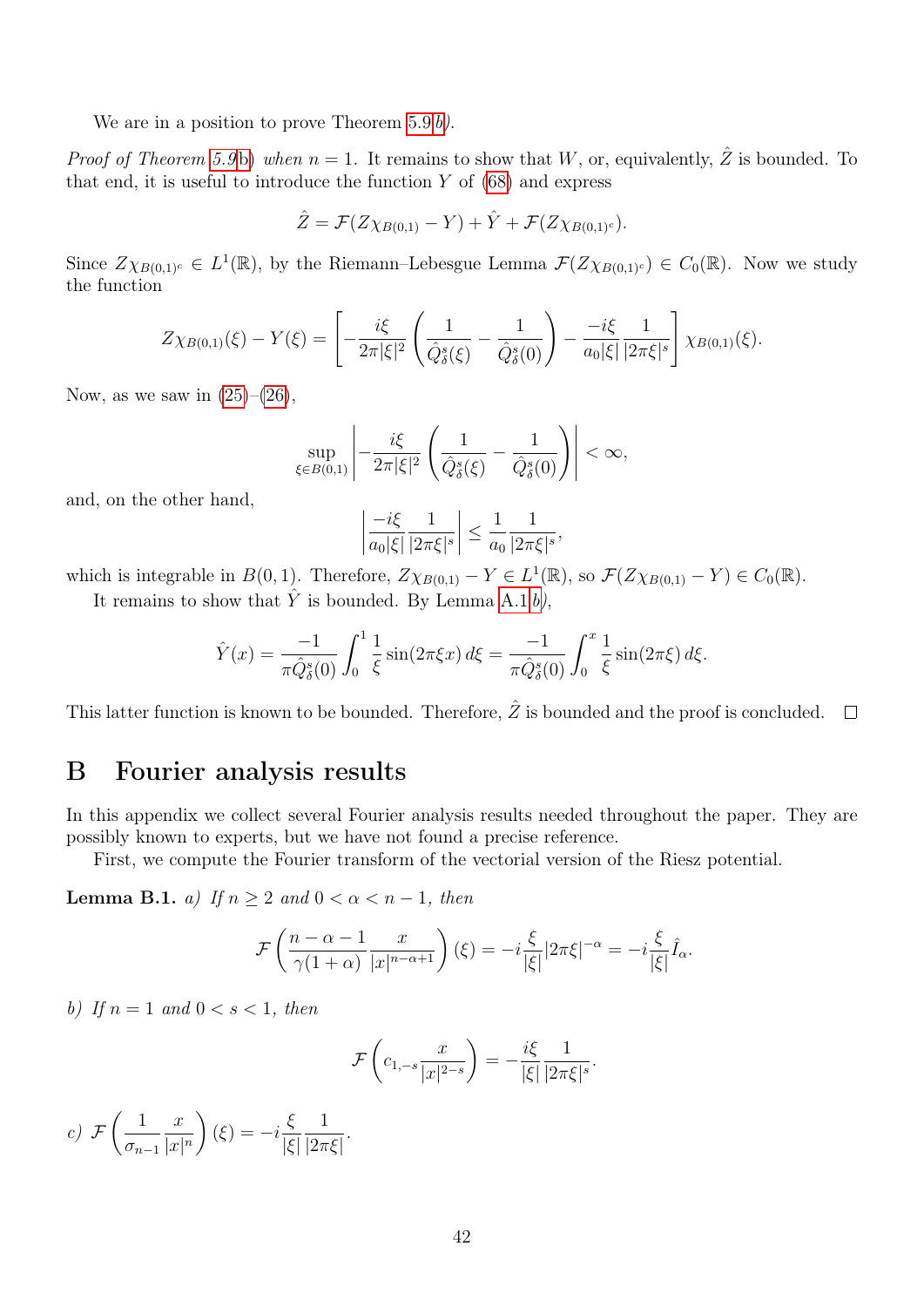We are in a position to prove Theorem 5.9 *b)*.

*Proof of Theorem 5.9b) when $n = 1$.* It remains to show that $W$, or, equivalently, $\hat{Z}$ is bounded. To that end, it is useful to introduce the function $Y$ of (68) and express

$$\hat{Z} = \mathcal{F}(Z\chi_{B(0,1)} - Y) + \hat{Y} + \mathcal{F}(Z\chi_{B(0,1)^c}).$$

Since $Z\chi_{B(0,1)^c} \in L^1(\mathbb{R})$, by the Riemann–Lebesgue Lemma $\mathcal{F}(Z\chi_{B(0,1)^c}) \in C_0(\mathbb{R})$. Now we study the function

$$Z\chi_{B(0,1)}(\xi) - Y(\xi) = \left[ -\frac{i\xi}{2\pi|\xi|^2}\left(\frac{1}{\hat{Q}^s_\delta(\xi)} - \frac{1}{\hat{Q}^s_\delta(0)}\right) - \frac{-i\xi}{a_0|\xi|}\frac{1}{|2\pi\xi|^s}\right]\chi_{B(0,1)}(\xi).$$

Now, as we saw in (25)–(26),

$$\sup_{\xi\in B(0,1)} \left| -\frac{i\xi}{2\pi|\xi|^2}\left(\frac{1}{\hat{Q}^s_\delta(\xi)} - \frac{1}{\hat{Q}^s_\delta(0)}\right)\right| < \infty,$$

and, on the other hand,

$$\left|\frac{-i\xi}{a_0|\xi|}\frac{1}{|2\pi\xi|^s}\right| \leq \frac{1}{a_0}\frac{1}{|2\pi\xi|^s},$$

which is integrable in $B(0,1)$. Therefore, $Z\chi_{B(0,1)} - Y \in L^1(\mathbb{R})$, so $\mathcal{F}(Z\chi_{B(0,1)} - Y) \in C_0(\mathbb{R})$.

It remains to show that $\hat{Y}$ is bounded. By Lemma A.1 *b)*,

$$\hat{Y}(x) = \frac{-1}{\pi\hat{Q}^s_\delta(0)}\int_0^1 \frac{1}{\xi}\sin(2\pi\xi x)\,d\xi = \frac{-1}{\pi\hat{Q}^s_\delta(0)}\int_0^x \frac{1}{\xi}\sin(2\pi\xi)\,d\xi.$$

This latter function is known to be bounded. Therefore, $\hat{Z}$ is bounded and the proof is concluded. $\square$

## B Fourier analysis results

In this appendix we collect several Fourier analysis results needed throughout the paper. They are possibly known to experts, but we have not found a precise reference.

First, we compute the Fourier transform of the vectorial version of the Riesz potential.

**Lemma B.1.** *a) If $n \geq 2$ and $0 < \alpha < n-1$, then*

$$\mathcal{F}\left(\frac{n-\alpha-1}{\gamma(1+\alpha)}\frac{x}{|x|^{n-\alpha+1}}\right)(\xi) = -i\frac{\xi}{|\xi|}|2\pi\xi|^{-\alpha} = -i\frac{\xi}{|\xi|}\hat{I}_\alpha.$$

*b) If $n = 1$ and $0 < s < 1$, then*

$$\mathcal{F}\left(c_{1,-s}\frac{x}{|x|^{2-s}}\right) = -\frac{i\xi}{|\xi|}\frac{1}{|2\pi\xi|^s}.$$

*c)* $\mathcal{F}\left(\frac{1}{\sigma_{n-1}}\frac{x}{|x|^n}\right)(\xi) = -i\frac{\xi}{|\xi|}\frac{1}{|2\pi\xi|}.$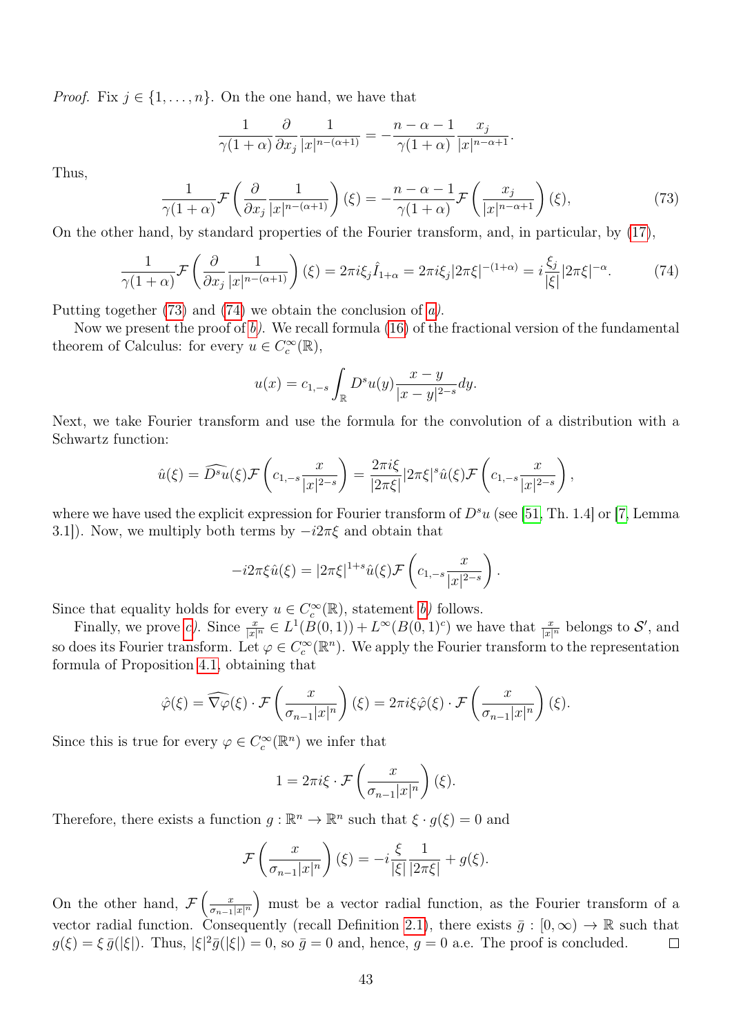*Proof.* Fix $j \in \{1, \dots, n\}$. On the one hand, we have that

$$\frac{1}{\gamma(1+\alpha)} \frac{\partial}{\partial x_j} \frac{1}{|x|^{n-(\alpha+1)}} = -\frac{n-\alpha-1}{\gamma(1+\alpha)} \frac{x_j}{|x|^{n-\alpha+1}}.$$

Thus,

$$\frac{1}{\gamma(1+\alpha)} \mathcal{F}\left( \frac{\partial}{\partial x_j} \frac{1}{|x|^{n-(\alpha+1)}} \right)(\xi) = -\frac{n-\alpha-1}{\gamma(1+\alpha)} \mathcal{F}\left( \frac{x_j}{|x|^{n-\alpha+1}} \right)(\xi), \tag{73}$$

On the other hand, by standard properties of the Fourier transform, and, in particular, by (17),

$$\frac{1}{\gamma(1+\alpha)} \mathcal{F}\left( \frac{\partial}{\partial x_j} \frac{1}{|x|^{n-(\alpha+1)}} \right)(\xi) = 2\pi i \xi_j \hat{I}_{1+\alpha} = 2\pi i \xi_j |2\pi\xi|^{-(1+\alpha)} = i\frac{\xi_j}{|\xi|}|2\pi\xi|^{-\alpha}. \tag{74}$$

Putting together (73) and (74) we obtain the conclusion of *a)*.

Now we present the proof of *b)*. We recall formula (16) of the fractional version of the fundamental theorem of Calculus: for every $u \in C_c^\infty(\mathbb{R})$,

$$u(x) = c_{1,-s} \int_{\mathbb{R}} D^s u(y) \frac{x-y}{|x-y|^{2-s}} dy.$$

Next, we take Fourier transform and use the formula for the convolution of a distribution with a Schwartz function:

$$\hat{u}(\xi) = \widehat{D^s u}(\xi) \mathcal{F}\left( c_{1,-s} \frac{x}{|x|^{2-s}} \right) = \frac{2\pi i \xi}{|2\pi\xi|} |2\pi\xi|^s \hat{u}(\xi) \mathcal{F}\left( c_{1,-s} \frac{x}{|x|^{2-s}} \right),$$

where we have used the explicit expression for Fourier transform of $D^s u$ (see [51, Th. 1.4] or [7, Lemma 3.1]). Now, we multiply both terms by $-i2\pi\xi$ and obtain that

$$-i2\pi\xi \hat{u}(\xi) = |2\pi\xi|^{1+s} \hat{u}(\xi) \mathcal{F}\left( c_{1,-s} \frac{x}{|x|^{2-s}} \right).$$

Since that equality holds for every $u \in C_c^\infty(\mathbb{R})$, statement *b)* follows.

Finally, we prove *c)*. Since $\frac{x}{|x|^n} \in L^1(B(0,1)) + L^\infty(B(0,1)^c)$ we have that $\frac{x}{|x|^n}$ belongs to $\mathcal{S}'$, and so does its Fourier transform. Let $\varphi \in C_c^\infty(\mathbb{R}^n)$. We apply the Fourier transform to the representation formula of Proposition 4.1, obtaining that

$$\hat{\varphi}(\xi) = \widehat{\nabla \varphi}(\xi) \cdot \mathcal{F}\left( \frac{x}{\sigma_{n-1}|x|^n} \right)(\xi) = 2\pi i \xi \hat{\varphi}(\xi) \cdot \mathcal{F}\left( \frac{x}{\sigma_{n-1}|x|^n} \right)(\xi).$$

Since this is true for every $\varphi \in C_c^\infty(\mathbb{R}^n)$ we infer that

$$1 = 2\pi i \xi \cdot \mathcal{F}\left( \frac{x}{\sigma_{n-1}|x|^n} \right)(\xi).$$

Therefore, there exists a function $g : \mathbb{R}^n \to \mathbb{R}^n$ such that $\xi \cdot g(\xi) = 0$ and

$$\mathcal{F}\left( \frac{x}{\sigma_{n-1}|x|^n} \right)(\xi) = -i\frac{\xi}{|\xi|} \frac{1}{|2\pi\xi|} + g(\xi).$$

On the other hand, $\mathcal{F}\left( \frac{x}{\sigma_{n-1}|x|^n} \right)$ must be a vector radial function, as the Fourier transform of a vector radial function. Consequently (recall Definition 2.1), there exists $\bar{g} : [0, \infty) \to \mathbb{R}$ such that $g(\xi) = \xi \, \bar{g}(|\xi|)$. Thus, $|\xi|^2 \bar{g}(|\xi|) = 0$, so $\bar{g} = 0$ and, hence, $g = 0$ a.e. The proof is concluded. $\square$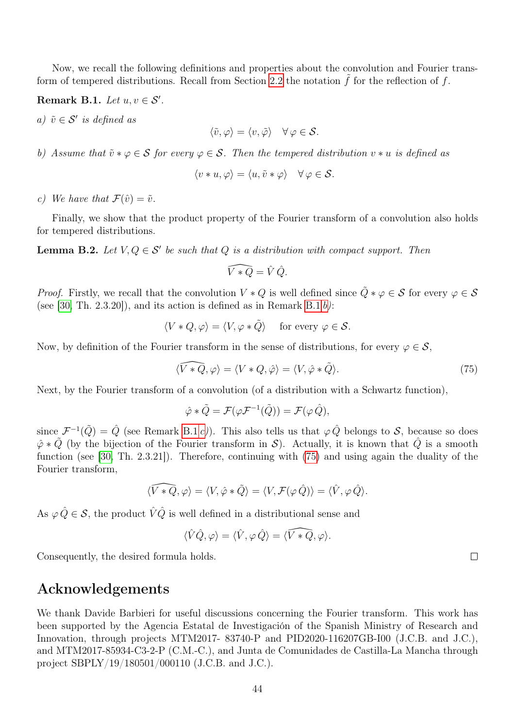Now, we recall the following definitions and properties about the convolution and Fourier transform of tempered distributions. Recall from Section 2.2 the notation $\tilde{f}$ for the reflection of $f$.

**Remark B.1.** *Let $u, v \in \mathcal{S}'$.*

*a) $\tilde{v} \in \mathcal{S}'$ is defined as*

$$\langle \tilde{v}, \varphi \rangle = \langle v, \tilde{\varphi} \rangle \quad \forall \, \varphi \in \mathcal{S}.$$

*b) Assume that $\tilde{v} * \varphi \in \mathcal{S}$ for every $\varphi \in \mathcal{S}$. Then the tempered distribution $v * u$ is defined as*

$$\langle v * u, \varphi \rangle = \langle u, \tilde{v} * \varphi \rangle \quad \forall \, \varphi \in \mathcal{S}.$$

*c) We have that $\mathcal{F}(\hat{v}) = \tilde{v}$.*

Finally, we show that the product property of the Fourier transform of a convolution also holds for tempered distributions.

**Lemma B.2.** *Let $V, Q \in \mathcal{S}'$ be such that $Q$ is a distribution with compact support. Then*

$$\widehat{V * Q} = \hat{V} \, \hat{Q}.$$

*Proof.* Firstly, we recall that the convolution $V * Q$ is well defined since $\tilde{Q} * \varphi \in \mathcal{S}$ for every $\varphi \in \mathcal{S}$ (see [30, Th. 2.3.20]), and its action is defined as in Remark B.1 *b)*:

$$\langle V * Q, \varphi \rangle = \langle V, \varphi * \tilde{Q} \rangle \quad \text{ for every } \varphi \in \mathcal{S}.$$

Now, by definition of the Fourier transform in the sense of distributions, for every $\varphi \in \mathcal{S}$,

$$\langle \widehat{V * Q}, \varphi \rangle = \langle V * Q, \hat{\varphi} \rangle = \langle V, \hat{\varphi} * \tilde{Q} \rangle. \tag{75}$$

Next, by the Fourier transform of a convolution (of a distribution with a Schwartz function),

$$\hat{\varphi} * \tilde{Q} = \mathcal{F}(\varphi \mathcal{F}^{-1}(\tilde{Q})) = \mathcal{F}(\varphi \, \hat{Q}),$$

since $\mathcal{F}^{-1}(\tilde{Q}) = \hat{Q}$ (see Remark B.1 *c)*). This also tells us that $\varphi \, \hat{Q}$ belongs to $\mathcal{S}$, because so does $\hat{\varphi} * \tilde{Q}$ (by the bijection of the Fourier transform in $\mathcal{S}$). Actually, it is known that $\hat{Q}$ is a smooth function (see [30, Th. 2.3.21]). Therefore, continuing with (75) and using again the duality of the Fourier transform,

$$\langle \widehat{V * Q}, \varphi \rangle = \langle V, \hat{\varphi} * \tilde{Q} \rangle = \langle V, \mathcal{F}(\varphi \, \hat{Q}) \rangle = \langle \hat{V}, \varphi \, \hat{Q} \rangle.$$

As $\varphi \, \hat{Q} \in \mathcal{S}$, the product $\hat{V} \hat{Q}$ is well defined in a distributional sense and

$$\langle \hat{V} \hat{Q}, \varphi \rangle = \langle \hat{V}, \varphi \, \hat{Q} \rangle = \langle \widehat{V * Q}, \varphi \rangle.$$

Consequently, the desired formula holds. □

## Acknowledgements

We thank Davide Barbieri for useful discussions concerning the Fourier transform. This work has been supported by the Agencia Estatal de Investigación of the Spanish Ministry of Research and Innovation, through projects MTM2017- 83740-P and PID2020-116207GB-I00 (J.C.B. and J.C.), and MTM2017-85934-C3-2-P (C.M.-C.), and Junta de Comunidades de Castilla-La Mancha through project SBPLY/19/180501/000110 (J.C.B. and J.C.).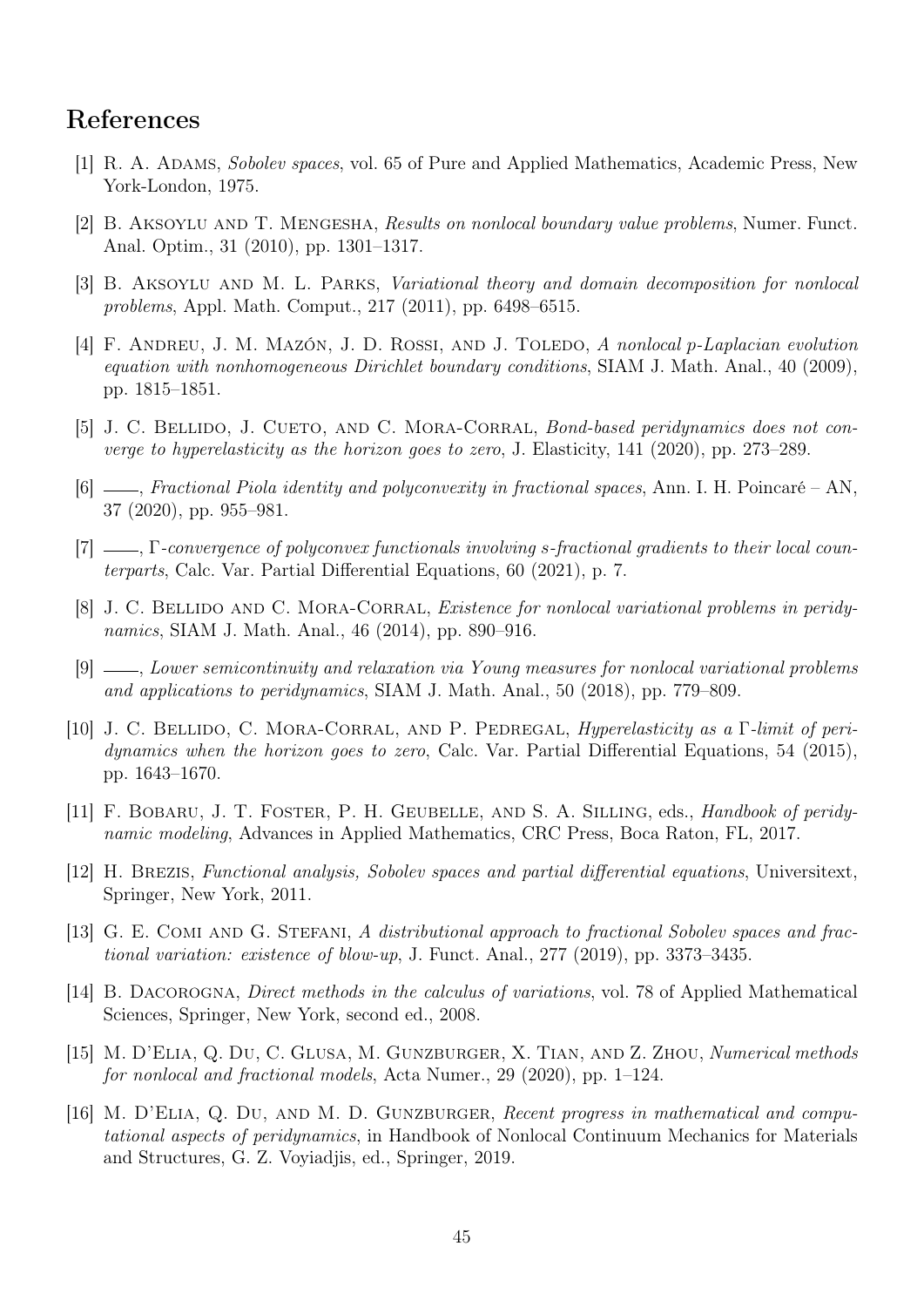# References

[1] R. A. Adams, *Sobolev spaces*, vol. 65 of Pure and Applied Mathematics, Academic Press, New York-London, 1975.

[2] B. Aksoylu and T. Mengesha, *Results on nonlocal boundary value problems*, Numer. Funct. Anal. Optim., 31 (2010), pp. 1301–1317.

[3] B. Aksoylu and M. L. Parks, *Variational theory and domain decomposition for nonlocal problems*, Appl. Math. Comput., 217 (2011), pp. 6498–6515.

[4] F. Andreu, J. M. Mazón, J. D. Rossi, and J. Toledo, *A nonlocal p-Laplacian evolution equation with nonhomogeneous Dirichlet boundary conditions*, SIAM J. Math. Anal., 40 (2009), pp. 1815–1851.

[5] J. C. Bellido, J. Cueto, and C. Mora-Corral, *Bond-based peridynamics does not converge to hyperelasticity as the horizon goes to zero*, J. Elasticity, 141 (2020), pp. 273–289.

[6] ——, *Fractional Piola identity and polyconvexity in fractional spaces*, Ann. I. H. Poincaré – AN, 37 (2020), pp. 955–981.

[7] ——, *Γ-convergence of polyconvex functionals involving s-fractional gradients to their local counterparts*, Calc. Var. Partial Differential Equations, 60 (2021), p. 7.

[8] J. C. Bellido and C. Mora-Corral, *Existence for nonlocal variational problems in peridynamics*, SIAM J. Math. Anal., 46 (2014), pp. 890–916.

[9] ——, *Lower semicontinuity and relaxation via Young measures for nonlocal variational problems and applications to peridynamics*, SIAM J. Math. Anal., 50 (2018), pp. 779–809.

[10] J. C. Bellido, C. Mora-Corral, and P. Pedregal, *Hyperelasticity as a Γ-limit of peridynamics when the horizon goes to zero*, Calc. Var. Partial Differential Equations, 54 (2015), pp. 1643–1670.

[11] F. Bobaru, J. T. Foster, P. H. Geubelle, and S. A. Silling, eds., *Handbook of peridynamic modeling*, Advances in Applied Mathematics, CRC Press, Boca Raton, FL, 2017.

[12] H. Brezis, *Functional analysis, Sobolev spaces and partial differential equations*, Universitext, Springer, New York, 2011.

[13] G. E. Comi and G. Stefani, *A distributional approach to fractional Sobolev spaces and fractional variation: existence of blow-up*, J. Funct. Anal., 277 (2019), pp. 3373–3435.

[14] B. Dacorogna, *Direct methods in the calculus of variations*, vol. 78 of Applied Mathematical Sciences, Springer, New York, second ed., 2008.

[15] M. D'Elia, Q. Du, C. Glusa, M. Gunzburger, X. Tian, and Z. Zhou, *Numerical methods for nonlocal and fractional models*, Acta Numer., 29 (2020), pp. 1–124.

[16] M. D'Elia, Q. Du, and M. D. Gunzburger, *Recent progress in mathematical and computational aspects of peridynamics*, in Handbook of Nonlocal Continuum Mechanics for Materials and Structures, G. Z. Voyiadjis, ed., Springer, 2019.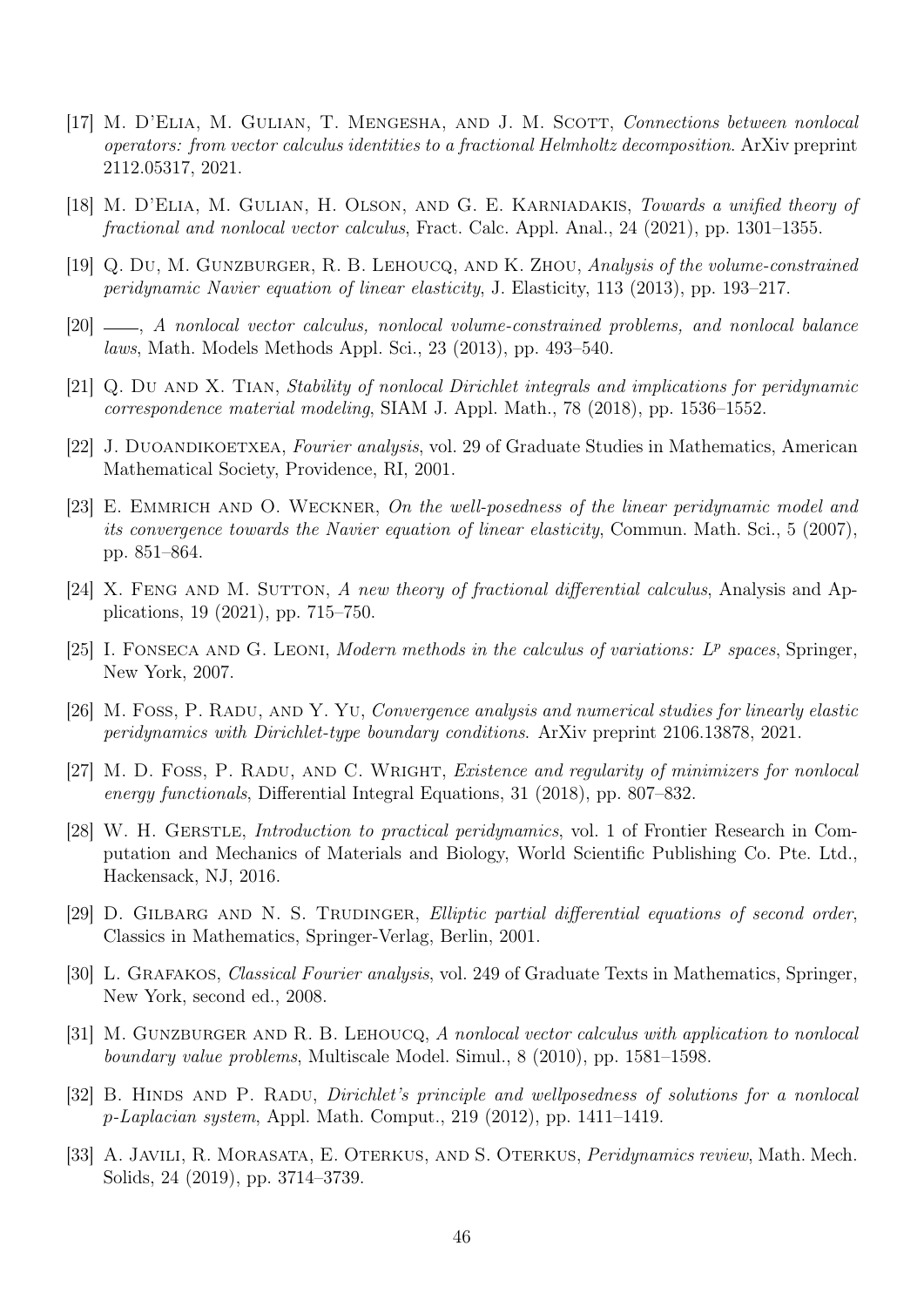[17] M. D'Elia, M. Gulian, T. Mengesha, and J. M. Scott, *Connections between nonlocal operators: from vector calculus identities to a fractional Helmholtz decomposition*. ArXiv preprint 2112.05317, 2021.

[18] M. D'Elia, M. Gulian, H. Olson, and G. E. Karniadakis, *Towards a unified theory of fractional and nonlocal vector calculus*, Fract. Calc. Appl. Anal., 24 (2021), pp. 1301–1355.

[19] Q. Du, M. Gunzburger, R. B. Lehoucq, and K. Zhou, *Analysis of the volume-constrained peridynamic Navier equation of linear elasticity*, J. Elasticity, 113 (2013), pp. 193–217.

[20] ——, *A nonlocal vector calculus, nonlocal volume-constrained problems, and nonlocal balance laws*, Math. Models Methods Appl. Sci., 23 (2013), pp. 493–540.

[21] Q. Du and X. Tian, *Stability of nonlocal Dirichlet integrals and implications for peridynamic correspondence material modeling*, SIAM J. Appl. Math., 78 (2018), pp. 1536–1552.

[22] J. Duoandikoetxea, *Fourier analysis*, vol. 29 of Graduate Studies in Mathematics, American Mathematical Society, Providence, RI, 2001.

[23] E. Emmrich and O. Weckner, *On the well-posedness of the linear peridynamic model and its convergence towards the Navier equation of linear elasticity*, Commun. Math. Sci., 5 (2007), pp. 851–864.

[24] X. Feng and M. Sutton, *A new theory of fractional differential calculus*, Analysis and Applications, 19 (2021), pp. 715–750.

[25] I. Fonseca and G. Leoni, *Modern methods in the calculus of variations: $L^p$ spaces*, Springer, New York, 2007.

[26] M. Foss, P. Radu, and Y. Yu, *Convergence analysis and numerical studies for linearly elastic peridynamics with Dirichlet-type boundary conditions*. ArXiv preprint 2106.13878, 2021.

[27] M. D. Foss, P. Radu, and C. Wright, *Existence and regularity of minimizers for nonlocal energy functionals*, Differential Integral Equations, 31 (2018), pp. 807–832.

[28] W. H. Gerstle, *Introduction to practical peridynamics*, vol. 1 of Frontier Research in Computation and Mechanics of Materials and Biology, World Scientific Publishing Co. Pte. Ltd., Hackensack, NJ, 2016.

[29] D. Gilbarg and N. S. Trudinger, *Elliptic partial differential equations of second order*, Classics in Mathematics, Springer-Verlag, Berlin, 2001.

[30] L. Grafakos, *Classical Fourier analysis*, vol. 249 of Graduate Texts in Mathematics, Springer, New York, second ed., 2008.

[31] M. Gunzburger and R. B. Lehoucq, *A nonlocal vector calculus with application to nonlocal boundary value problems*, Multiscale Model. Simul., 8 (2010), pp. 1581–1598.

[32] B. Hinds and P. Radu, *Dirichlet's principle and wellposedness of solutions for a nonlocal p-Laplacian system*, Appl. Math. Comput., 219 (2012), pp. 1411–1419.

[33] A. Javili, R. Morasata, E. Oterkus, and S. Oterkus, *Peridynamics review*, Math. Mech. Solids, 24 (2019), pp. 3714–3739.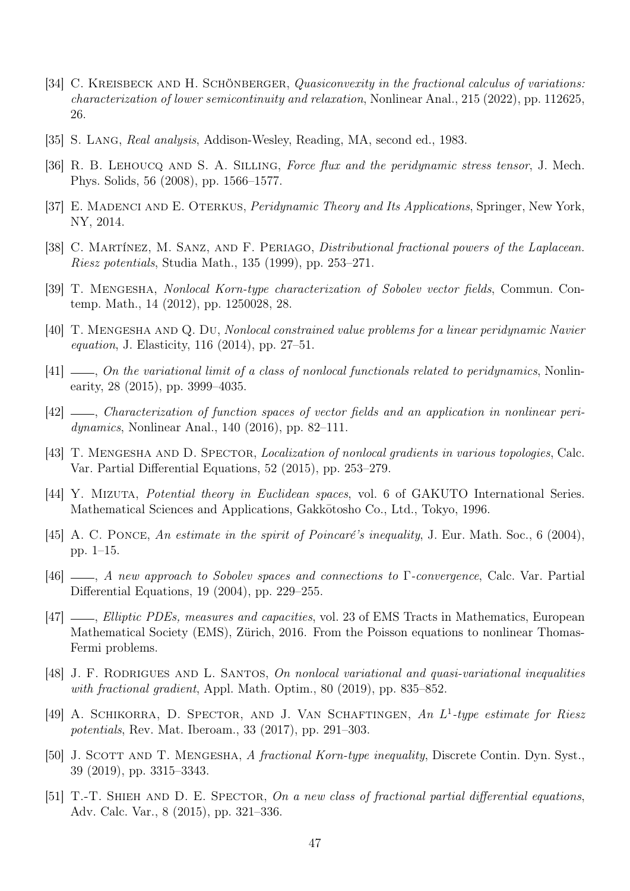[34] C. Kreisbeck and H. Schönberger, *Quasiconvexity in the fractional calculus of variations: characterization of lower semicontinuity and relaxation*, Nonlinear Anal., 215 (2022), pp. 112625, 26.

[35] S. Lang, *Real analysis*, Addison-Wesley, Reading, MA, second ed., 1983.

[36] R. B. Lehoucq and S. A. Silling, *Force flux and the peridynamic stress tensor*, J. Mech. Phys. Solids, 56 (2008), pp. 1566–1577.

[37] E. Madenci and E. Oterkus, *Peridynamic Theory and Its Applications*, Springer, New York, NY, 2014.

[38] C. Martínez, M. Sanz, and F. Periago, *Distributional fractional powers of the Laplacean. Riesz potentials*, Studia Math., 135 (1999), pp. 253–271.

[39] T. Mengesha, *Nonlocal Korn-type characterization of Sobolev vector fields*, Commun. Contemp. Math., 14 (2012), pp. 1250028, 28.

[40] T. Mengesha and Q. Du, *Nonlocal constrained value problems for a linear peridynamic Navier equation*, J. Elasticity, 116 (2014), pp. 27–51.

[41] ——, *On the variational limit of a class of nonlocal functionals related to peridynamics*, Nonlinearity, 28 (2015), pp. 3999–4035.

[42] ——, *Characterization of function spaces of vector fields and an application in nonlinear peridynamics*, Nonlinear Anal., 140 (2016), pp. 82–111.

[43] T. Mengesha and D. Spector, *Localization of nonlocal gradients in various topologies*, Calc. Var. Partial Differential Equations, 52 (2015), pp. 253–279.

[44] Y. Mizuta, *Potential theory in Euclidean spaces*, vol. 6 of GAKUTO International Series. Mathematical Sciences and Applications, Gakkōtosho Co., Ltd., Tokyo, 1996.

[45] A. C. Ponce, *An estimate in the spirit of Poincaré's inequality*, J. Eur. Math. Soc., 6 (2004), pp. 1–15.

[46] ——, *A new approach to Sobolev spaces and connections to Γ-convergence*, Calc. Var. Partial Differential Equations, 19 (2004), pp. 229–255.

[47] ——, *Elliptic PDEs, measures and capacities*, vol. 23 of EMS Tracts in Mathematics, European Mathematical Society (EMS), Zürich, 2016. From the Poisson equations to nonlinear Thomas-Fermi problems.

[48] J. F. Rodrigues and L. Santos, *On nonlocal variational and quasi-variational inequalities with fractional gradient*, Appl. Math. Optim., 80 (2019), pp. 835–852.

[49] A. Schikorra, D. Spector, and J. Van Schaftingen, *An $L^1$-type estimate for Riesz potentials*, Rev. Mat. Iberoam., 33 (2017), pp. 291–303.

[50] J. Scott and T. Mengesha, *A fractional Korn-type inequality*, Discrete Contin. Dyn. Syst., 39 (2019), pp. 3315–3343.

[51] T.-T. Shieh and D. E. Spector, *On a new class of fractional partial differential equations*, Adv. Calc. Var., 8 (2015), pp. 321–336.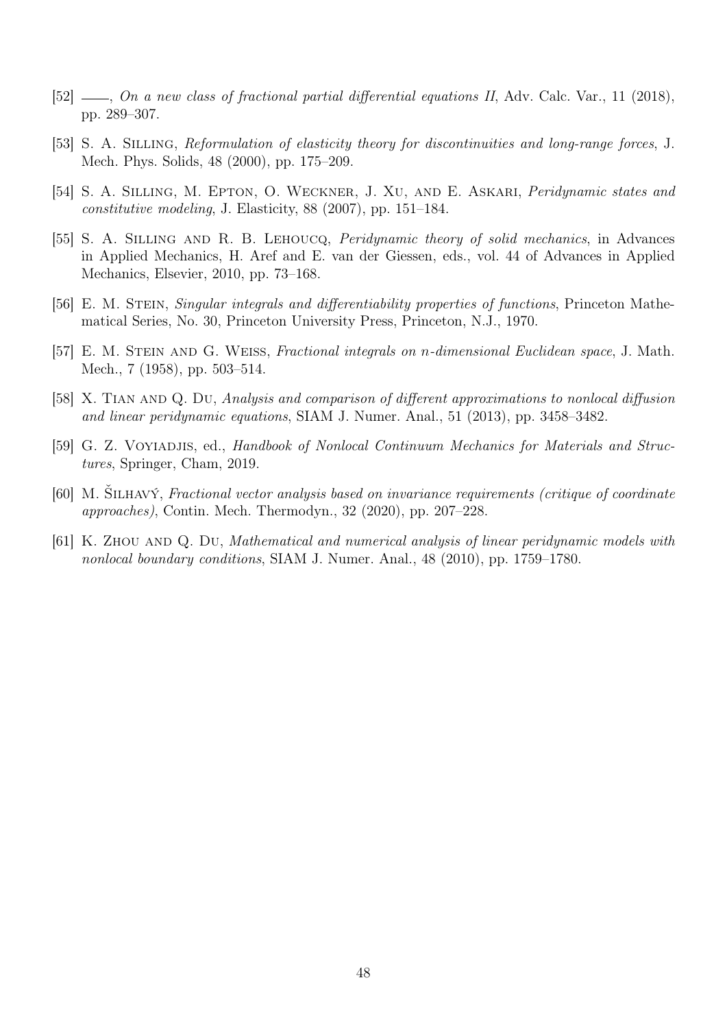[52] ——, *On a new class of fractional partial differential equations II*, Adv. Calc. Var., 11 (2018), pp. 289–307.

[53] S. A. Silling, *Reformulation of elasticity theory for discontinuities and long-range forces*, J. Mech. Phys. Solids, 48 (2000), pp. 175–209.

[54] S. A. Silling, M. Epton, O. Weckner, J. Xu, and E. Askari, *Peridynamic states and constitutive modeling*, J. Elasticity, 88 (2007), pp. 151–184.

[55] S. A. Silling and R. B. Lehoucq, *Peridynamic theory of solid mechanics*, in Advances in Applied Mechanics, H. Aref and E. van der Giessen, eds., vol. 44 of Advances in Applied Mechanics, Elsevier, 2010, pp. 73–168.

[56] E. M. Stein, *Singular integrals and differentiability properties of functions*, Princeton Mathematical Series, No. 30, Princeton University Press, Princeton, N.J., 1970.

[57] E. M. Stein and G. Weiss, *Fractional integrals on n-dimensional Euclidean space*, J. Math. Mech., 7 (1958), pp. 503–514.

[58] X. Tian and Q. Du, *Analysis and comparison of different approximations to nonlocal diffusion and linear peridynamic equations*, SIAM J. Numer. Anal., 51 (2013), pp. 3458–3482.

[59] G. Z. Voyiadjis, ed., *Handbook of Nonlocal Continuum Mechanics for Materials and Structures*, Springer, Cham, 2019.

[60] M. Šilhavý, *Fractional vector analysis based on invariance requirements (critique of coordinate approaches)*, Contin. Mech. Thermodyn., 32 (2020), pp. 207–228.

[61] K. Zhou and Q. Du, *Mathematical and numerical analysis of linear peridynamic models with nonlocal boundary conditions*, SIAM J. Numer. Anal., 48 (2010), pp. 1759–1780.